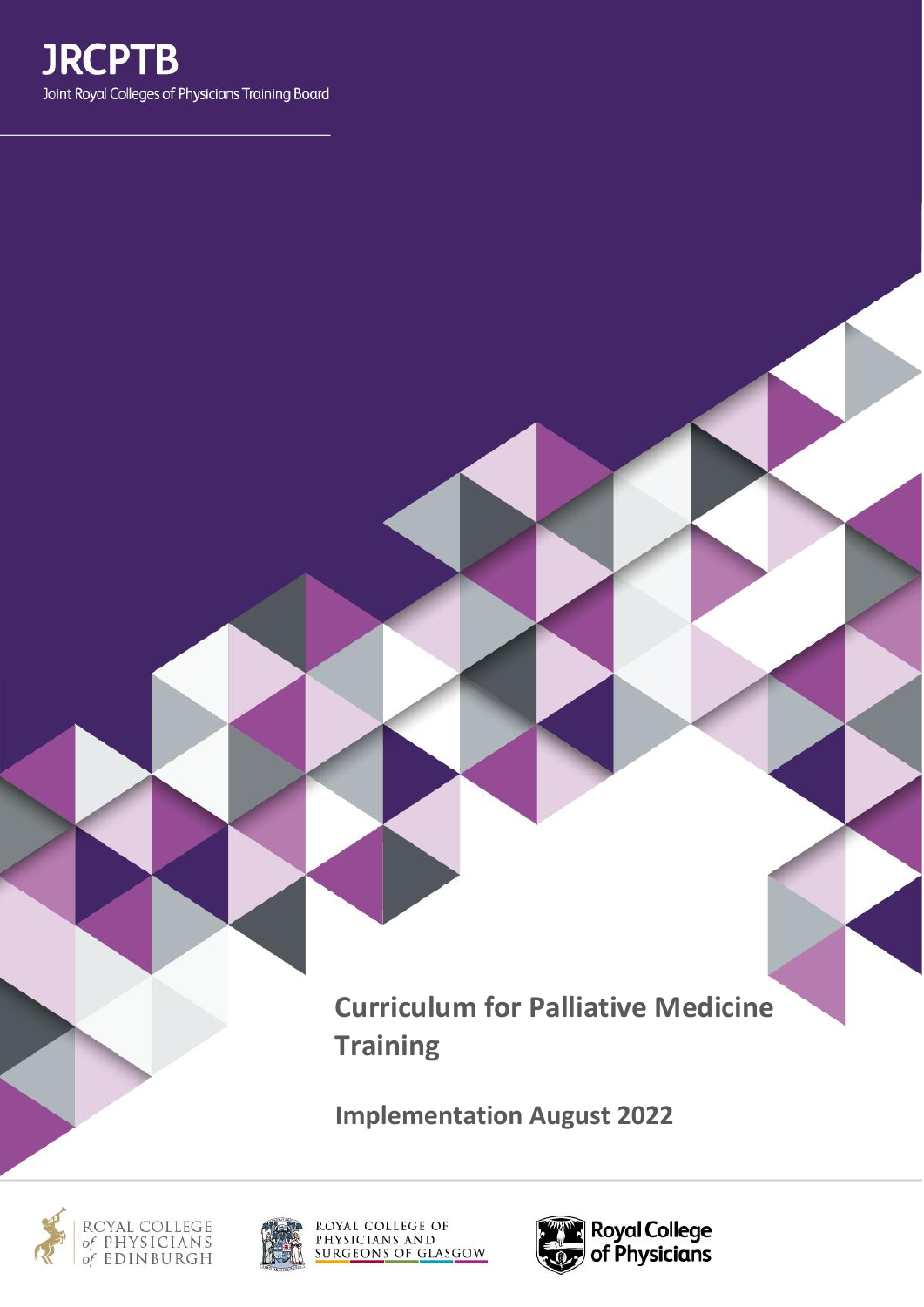**JRCPTB**

Joint Royal Colleges of Physicians Training Board

# Curriculum for Palliative Medicine Training

## Implementation August 2022

ROYAL COLLEGE of PHYSICIANS of EDINBURGH

ROYAL COLLEGE OF PHYSICIANS AND SURGEONS OF GLASGOW

Royal College of Physicians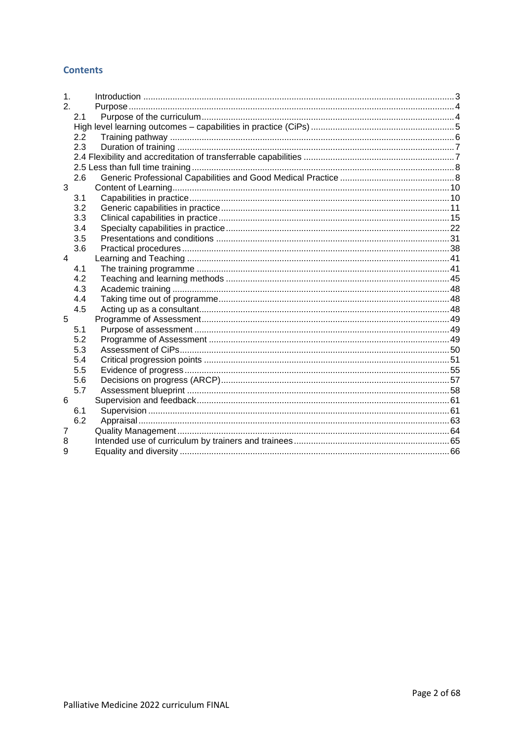## Contents

1. Introduction .......... 3
2. Purpose .......... 4
   - 2.1 Purpose of the curriculum .......... 4
   - High level learning outcomes – capabilities in practice (CiPs) .......... 5
   - 2.2 Training pathway .......... 6
   - 2.3 Duration of training .......... 7
   - 2.4 Flexibility and accreditation of transferrable capabilities .......... 7
   - 2.5 Less than full time training .......... 8
   - 2.6 Generic Professional Capabilities and Good Medical Practice .......... 8
3 Content of Learning .......... 10
   - 3.1 Capabilities in practice .......... 10
   - 3.2 Generic capabilities in practice .......... 11
   - 3.3 Clinical capabilities in practice .......... 15
   - 3.4 Specialty capabilities in practice .......... 22
   - 3.5 Presentations and conditions .......... 31
   - 3.6 Practical procedures .......... 38
4 Learning and Teaching .......... 41
   - 4.1 The training programme .......... 41
   - 4.2 Teaching and learning methods .......... 45
   - 4.3 Academic training .......... 48
   - 4.4 Taking time out of programme .......... 48
   - 4.5 Acting up as a consultant .......... 48
5 Programme of Assessment .......... 49
   - 5.1 Purpose of assessment .......... 49
   - 5.2 Programme of Assessment .......... 49
   - 5.3 Assessment of CiPs .......... 50
   - 5.4 Critical progression points .......... 51
   - 5.5 Evidence of progress .......... 55
   - 5.6 Decisions on progress (ARCP) .......... 57
   - 5.7 Assessment blueprint .......... 58
6 Supervision and feedback .......... 61
   - 6.1 Supervision .......... 61
   - 6.2 Appraisal .......... 63
7 Quality Management .......... 64
8 Intended use of curriculum by trainers and trainees .......... 65
9 Equality and diversity .......... 66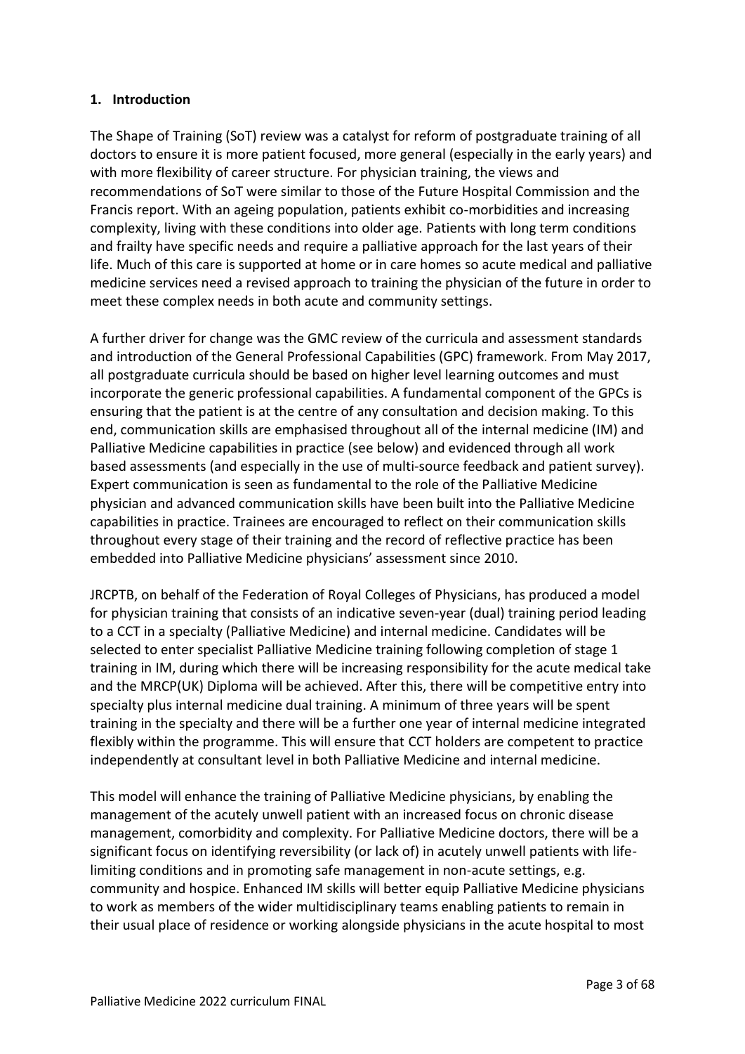## 1. Introduction

The Shape of Training (SoT) review was a catalyst for reform of postgraduate training of all doctors to ensure it is more patient focused, more general (especially in the early years) and with more flexibility of career structure. For physician training, the views and recommendations of SoT were similar to those of the Future Hospital Commission and the Francis report. With an ageing population, patients exhibit co-morbidities and increasing complexity, living with these conditions into older age. Patients with long term conditions and frailty have specific needs and require a palliative approach for the last years of their life. Much of this care is supported at home or in care homes so acute medical and palliative medicine services need a revised approach to training the physician of the future in order to meet these complex needs in both acute and community settings.

A further driver for change was the GMC review of the curricula and assessment standards and introduction of the General Professional Capabilities (GPC) framework. From May 2017, all postgraduate curricula should be based on higher level learning outcomes and must incorporate the generic professional capabilities. A fundamental component of the GPCs is ensuring that the patient is at the centre of any consultation and decision making. To this end, communication skills are emphasised throughout all of the internal medicine (IM) and Palliative Medicine capabilities in practice (see below) and evidenced through all work based assessments (and especially in the use of multi-source feedback and patient survey). Expert communication is seen as fundamental to the role of the Palliative Medicine physician and advanced communication skills have been built into the Palliative Medicine capabilities in practice. Trainees are encouraged to reflect on their communication skills throughout every stage of their training and the record of reflective practice has been embedded into Palliative Medicine physicians' assessment since 2010.

JRCPTB, on behalf of the Federation of Royal Colleges of Physicians, has produced a model for physician training that consists of an indicative seven-year (dual) training period leading to a CCT in a specialty (Palliative Medicine) and internal medicine. Candidates will be selected to enter specialist Palliative Medicine training following completion of stage 1 training in IM, during which there will be increasing responsibility for the acute medical take and the MRCP(UK) Diploma will be achieved. After this, there will be competitive entry into specialty plus internal medicine dual training. A minimum of three years will be spent training in the specialty and there will be a further one year of internal medicine integrated flexibly within the programme. This will ensure that CCT holders are competent to practice independently at consultant level in both Palliative Medicine and internal medicine.

This model will enhance the training of Palliative Medicine physicians, by enabling the management of the acutely unwell patient with an increased focus on chronic disease management, comorbidity and complexity. For Palliative Medicine doctors, there will be a significant focus on identifying reversibility (or lack of) in acutely unwell patients with life-limiting conditions and in promoting safe management in non-acute settings, e.g. community and hospice. Enhanced IM skills will better equip Palliative Medicine physicians to work as members of the wider multidisciplinary teams enabling patients to remain in their usual place of residence or working alongside physicians in the acute hospital to most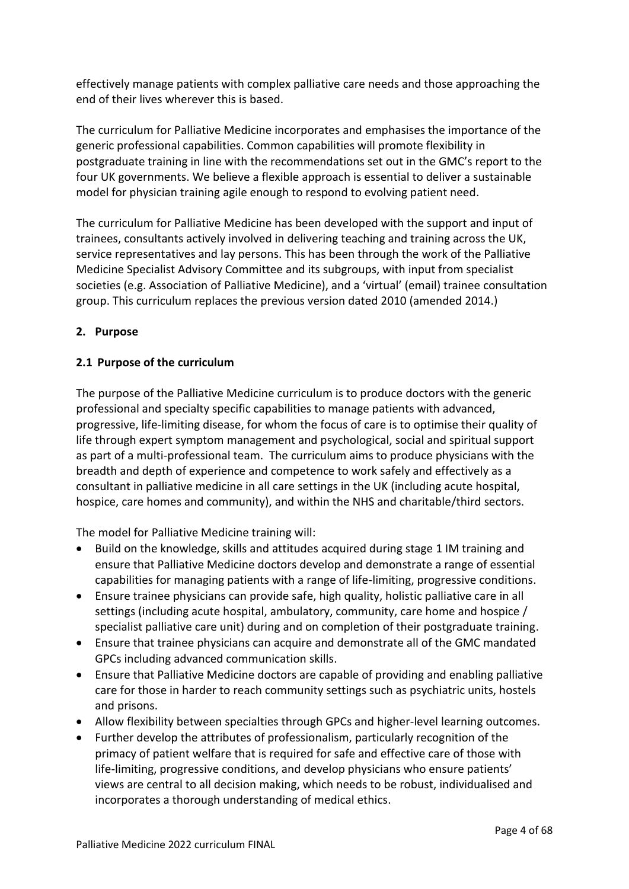effectively manage patients with complex palliative care needs and those approaching the end of their lives wherever this is based.

The curriculum for Palliative Medicine incorporates and emphasises the importance of the generic professional capabilities. Common capabilities will promote flexibility in postgraduate training in line with the recommendations set out in the GMC's report to the four UK governments. We believe a flexible approach is essential to deliver a sustainable model for physician training agile enough to respond to evolving patient need.

The curriculum for Palliative Medicine has been developed with the support and input of trainees, consultants actively involved in delivering teaching and training across the UK, service representatives and lay persons. This has been through the work of the Palliative Medicine Specialist Advisory Committee and its subgroups, with input from specialist societies (e.g. Association of Palliative Medicine), and a 'virtual' (email) trainee consultation group. This curriculum replaces the previous version dated 2010 (amended 2014.)

## 2. Purpose

### 2.1 Purpose of the curriculum

The purpose of the Palliative Medicine curriculum is to produce doctors with the generic professional and specialty specific capabilities to manage patients with advanced, progressive, life-limiting disease, for whom the focus of care is to optimise their quality of life through expert symptom management and psychological, social and spiritual support as part of a multi-professional team. The curriculum aims to produce physicians with the breadth and depth of experience and competence to work safely and effectively as a consultant in palliative medicine in all care settings in the UK (including acute hospital, hospice, care homes and community), and within the NHS and charitable/third sectors.

The model for Palliative Medicine training will:

- Build on the knowledge, skills and attitudes acquired during stage 1 IM training and ensure that Palliative Medicine doctors develop and demonstrate a range of essential capabilities for managing patients with a range of life-limiting, progressive conditions.
- Ensure trainee physicians can provide safe, high quality, holistic palliative care in all settings (including acute hospital, ambulatory, community, care home and hospice / specialist palliative care unit) during and on completion of their postgraduate training.
- Ensure that trainee physicians can acquire and demonstrate all of the GMC mandated GPCs including advanced communication skills.
- Ensure that Palliative Medicine doctors are capable of providing and enabling palliative care for those in harder to reach community settings such as psychiatric units, hostels and prisons.
- Allow flexibility between specialties through GPCs and higher-level learning outcomes.
- Further develop the attributes of professionalism, particularly recognition of the primacy of patient welfare that is required for safe and effective care of those with life-limiting, progressive conditions, and develop physicians who ensure patients' views are central to all decision making, which needs to be robust, individualised and incorporates a thorough understanding of medical ethics.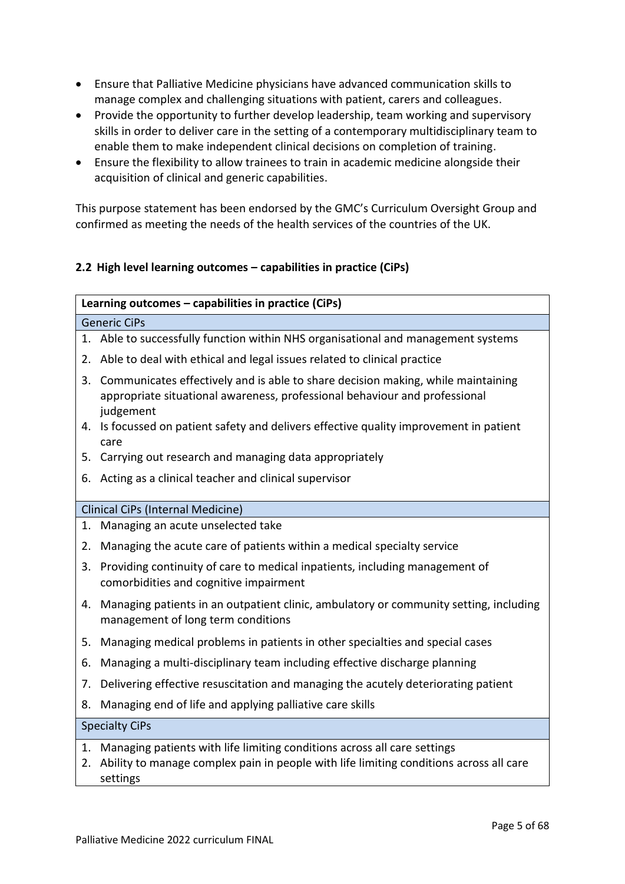- Ensure that Palliative Medicine physicians have advanced communication skills to manage complex and challenging situations with patient, carers and colleagues.
- Provide the opportunity to further develop leadership, team working and supervisory skills in order to deliver care in the setting of a contemporary multidisciplinary team to enable them to make independent clinical decisions on completion of training.
- Ensure the flexibility to allow trainees to train in academic medicine alongside their acquisition of clinical and generic capabilities.

This purpose statement has been endorsed by the GMC's Curriculum Oversight Group and confirmed as meeting the needs of the health services of the countries of the UK.

### 2.2 High level learning outcomes – capabilities in practice (CiPs)

| **Learning outcomes – capabilities in practice (CiPs)** |
| --- |
| Generic CiPs |
| 1. Able to successfully function within NHS organisational and management systems |
| 2. Able to deal with ethical and legal issues related to clinical practice |
| 3. Communicates effectively and is able to share decision making, while maintaining appropriate situational awareness, professional behaviour and professional judgement |
| 4. Is focussed on patient safety and delivers effective quality improvement in patient care |
| 5. Carrying out research and managing data appropriately |
| 6. Acting as a clinical teacher and clinical supervisor |
| Clinical CiPs (Internal Medicine) |
| 1. Managing an acute unselected take |
| 2. Managing the acute care of patients within a medical specialty service |
| 3. Providing continuity of care to medical inpatients, including management of comorbidities and cognitive impairment |
| 4. Managing patients in an outpatient clinic, ambulatory or community setting, including management of long term conditions |
| 5. Managing medical problems in patients in other specialties and special cases |
| 6. Managing a multi-disciplinary team including effective discharge planning |
| 7. Delivering effective resuscitation and managing the acutely deteriorating patient |
| 8. Managing end of life and applying palliative care skills |
| Specialty CiPs |
| 1. Managing patients with life limiting conditions across all care settings |
| 2. Ability to manage complex pain in people with life limiting conditions across all care settings |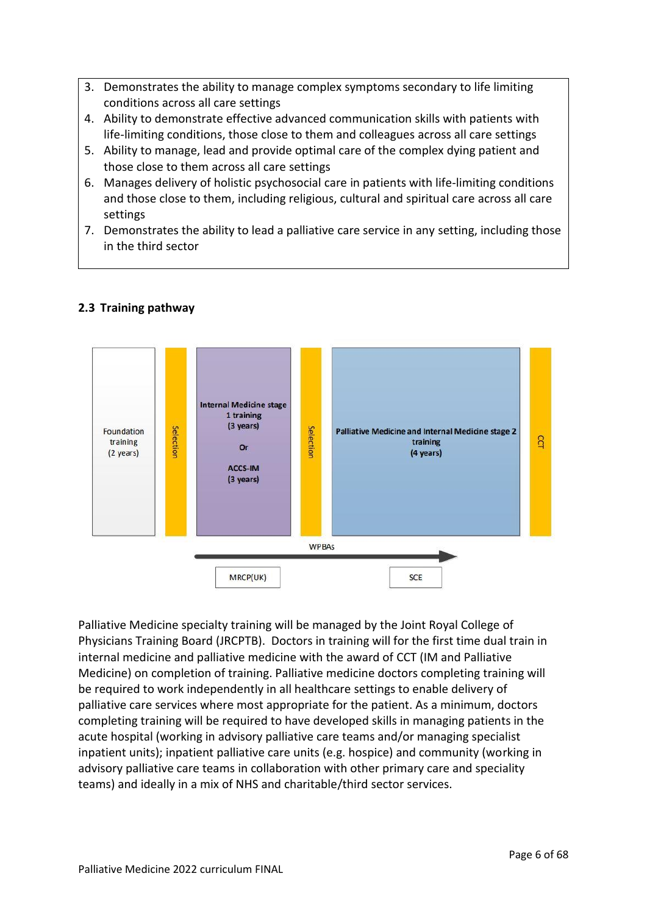3. Demonstrates the ability to manage complex symptoms secondary to life limiting conditions across all care settings
4. Ability to demonstrate effective advanced communication skills with patients with life-limiting conditions, those close to them and colleagues across all care settings
5. Ability to manage, lead and provide optimal care of the complex dying patient and those close to them across all care settings
6. Manages delivery of holistic psychosocial care in patients with life-limiting conditions and those close to them, including religious, cultural and spiritual care across all care settings
7. Demonstrates the ability to lead a palliative care service in any setting, including those in the third sector

### 2.3 Training pathway

Foundation training (2 years) → Selection → Internal Medicine stage 1 training (3 years) Or ACCS-IM (3 years) → Selection → Palliative Medicine and Internal Medicine stage 2 training (4 years) → CCT

WPBAs

MRCP(UK) | SCE

Palliative Medicine specialty training will be managed by the Joint Royal College of Physicians Training Board (JRCPTB). Doctors in training will for the first time dual train in internal medicine and palliative medicine with the award of CCT (IM and Palliative Medicine) on completion of training. Palliative medicine doctors completing training will be required to work independently in all healthcare settings to enable delivery of palliative care services where most appropriate for the patient. As a minimum, doctors completing training will be required to have developed skills in managing patients in the acute hospital (working in advisory palliative care teams and/or managing specialist inpatient units); inpatient palliative care units (e.g. hospice) and community (working in advisory palliative care teams in collaboration with other primary care and speciality teams) and ideally in a mix of NHS and charitable/third sector services.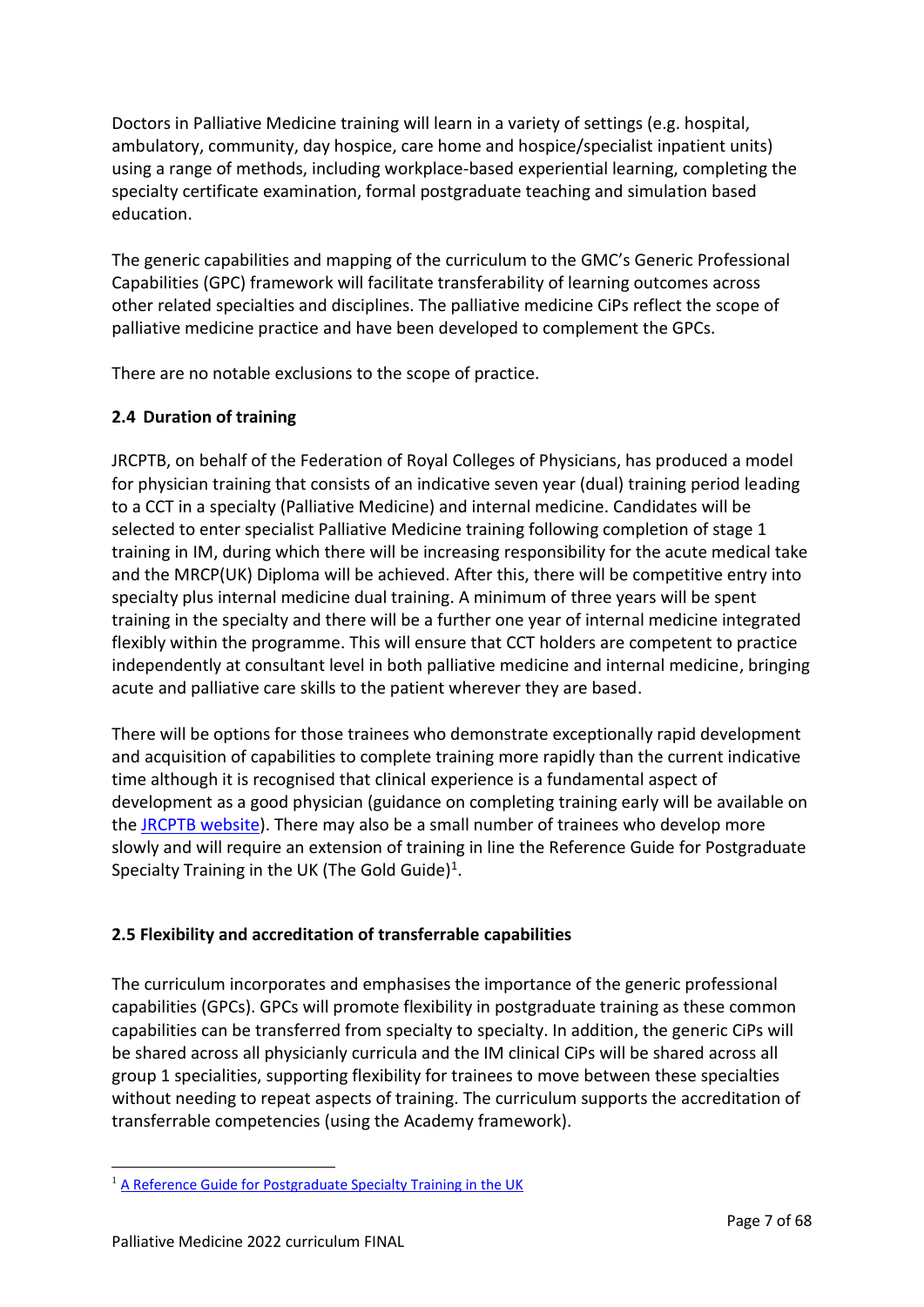Doctors in Palliative Medicine training will learn in a variety of settings (e.g. hospital, ambulatory, community, day hospice, care home and hospice/specialist inpatient units) using a range of methods, including workplace-based experiential learning, completing the specialty certificate examination, formal postgraduate teaching and simulation based education.

The generic capabilities and mapping of the curriculum to the GMC's Generic Professional Capabilities (GPC) framework will facilitate transferability of learning outcomes across other related specialties and disciplines. The palliative medicine CiPs reflect the scope of palliative medicine practice and have been developed to complement the GPCs.

There are no notable exclusions to the scope of practice.

### 2.4 Duration of training

JRCPTB, on behalf of the Federation of Royal Colleges of Physicians, has produced a model for physician training that consists of an indicative seven year (dual) training period leading to a CCT in a specialty (Palliative Medicine) and internal medicine. Candidates will be selected to enter specialist Palliative Medicine training following completion of stage 1 training in IM, during which there will be increasing responsibility for the acute medical take and the MRCP(UK) Diploma will be achieved. After this, there will be competitive entry into specialty plus internal medicine dual training. A minimum of three years will be spent training in the specialty and there will be a further one year of internal medicine integrated flexibly within the programme. This will ensure that CCT holders are competent to practice independently at consultant level in both palliative medicine and internal medicine, bringing acute and palliative care skills to the patient wherever they are based.

There will be options for those trainees who demonstrate exceptionally rapid development and acquisition of capabilities to complete training more rapidly than the current indicative time although it is recognised that clinical experience is a fundamental aspect of development as a good physician (guidance on completing training early will be available on the JRCPTB website). There may also be a small number of trainees who develop more slowly and will require an extension of training in line the Reference Guide for Postgraduate Specialty Training in the UK (The Gold Guide)[1].

### 2.5 Flexibility and accreditation of transferrable capabilities

The curriculum incorporates and emphasises the importance of the generic professional capabilities (GPCs). GPCs will promote flexibility in postgraduate training as these common capabilities can be transferred from specialty to specialty. In addition, the generic CiPs will be shared across all physicianly curricula and the IM clinical CiPs will be shared across all group 1 specialities, supporting flexibility for trainees to move between these specialties without needing to repeat aspects of training. The curriculum supports the accreditation of transferrable competencies (using the Academy framework).

[1] A Reference Guide for Postgraduate Specialty Training in the UK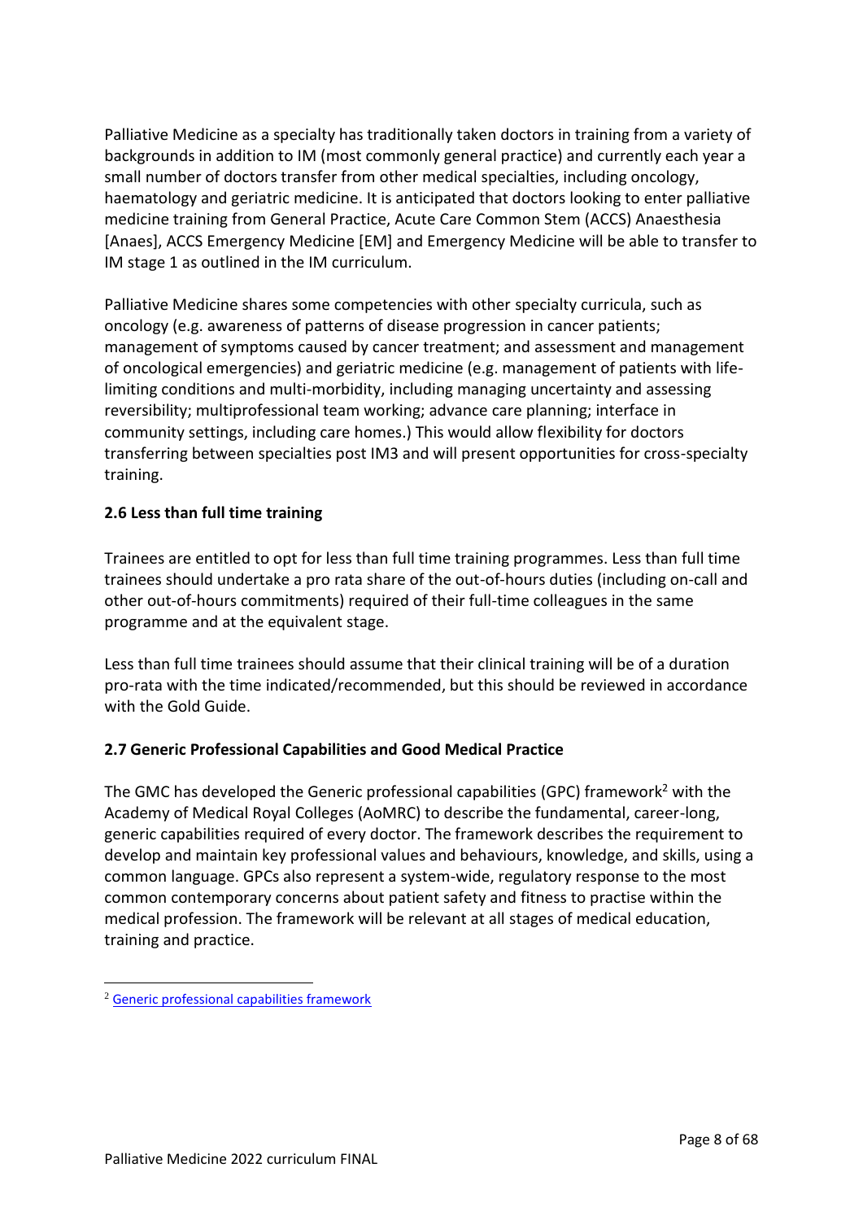Palliative Medicine as a specialty has traditionally taken doctors in training from a variety of backgrounds in addition to IM (most commonly general practice) and currently each year a small number of doctors transfer from other medical specialties, including oncology, haematology and geriatric medicine. It is anticipated that doctors looking to enter palliative medicine training from General Practice, Acute Care Common Stem (ACCS) Anaesthesia [Anaes], ACCS Emergency Medicine [EM] and Emergency Medicine will be able to transfer to IM stage 1 as outlined in the IM curriculum.

Palliative Medicine shares some competencies with other specialty curricula, such as oncology (e.g. awareness of patterns of disease progression in cancer patients; management of symptoms caused by cancer treatment; and assessment and management of oncological emergencies) and geriatric medicine (e.g. management of patients with life-limiting conditions and multi-morbidity, including managing uncertainty and assessing reversibility; multiprofessional team working; advance care planning; interface in community settings, including care homes.) This would allow flexibility for doctors transferring between specialties post IM3 and will present opportunities for cross-specialty training.

### 2.6 Less than full time training

Trainees are entitled to opt for less than full time training programmes. Less than full time trainees should undertake a pro rata share of the out-of-hours duties (including on-call and other out-of-hours commitments) required of their full-time colleagues in the same programme and at the equivalent stage.

Less than full time trainees should assume that their clinical training will be of a duration pro-rata with the time indicated/recommended, but this should be reviewed in accordance with the Gold Guide.

### 2.7 Generic Professional Capabilities and Good Medical Practice

The GMC has developed the Generic professional capabilities (GPC) framework[2] with the Academy of Medical Royal Colleges (AoMRC) to describe the fundamental, career-long, generic capabilities required of every doctor. The framework describes the requirement to develop and maintain key professional values and behaviours, knowledge, and skills, using a common language. GPCs also represent a system-wide, regulatory response to the most common contemporary concerns about patient safety and fitness to practise within the medical profession. The framework will be relevant at all stages of medical education, training and practice.

---

[2] Generic professional capabilities framework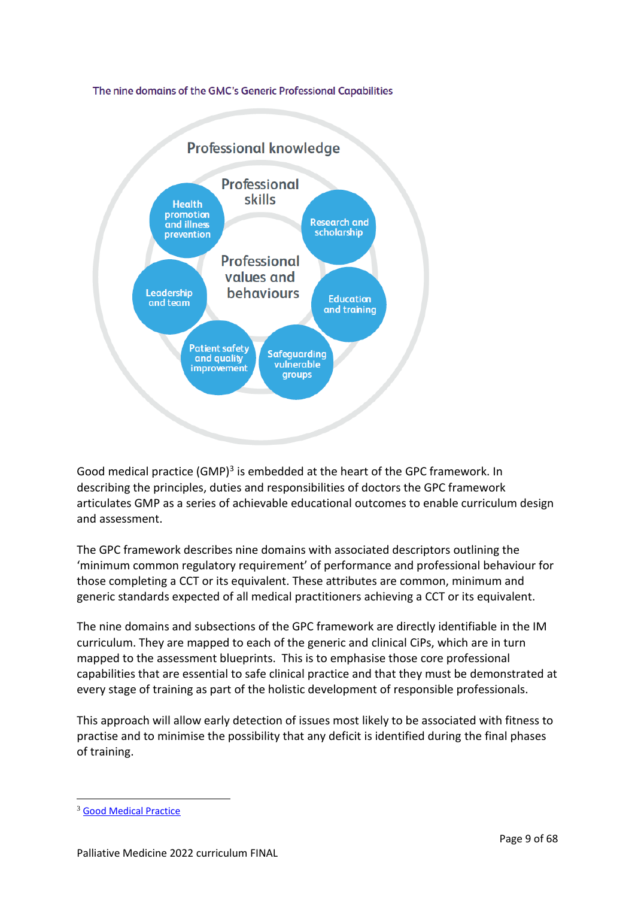The nine domains of the GMC's Generic Professional Capabilities

Professional knowledge

Professional skills

Professional values and behaviours

Health promotion and illness prevention

Research and scholarship

Leadership and team

Education and training

Patient safety and quality improvement

Safeguarding vulnerable groups

Good medical practice (GMP)[3] is embedded at the heart of the GPC framework. In describing the principles, duties and responsibilities of doctors the GPC framework articulates GMP as a series of achievable educational outcomes to enable curriculum design and assessment.

The GPC framework describes nine domains with associated descriptors outlining the 'minimum common regulatory requirement' of performance and professional behaviour for those completing a CCT or its equivalent. These attributes are common, minimum and generic standards expected of all medical practitioners achieving a CCT or its equivalent.

The nine domains and subsections of the GPC framework are directly identifiable in the IM curriculum. They are mapped to each of the generic and clinical CiPs, which are in turn mapped to the assessment blueprints. This is to emphasise those core professional capabilities that are essential to safe clinical practice and that they must be demonstrated at every stage of training as part of the holistic development of responsible professionals.

This approach will allow early detection of issues most likely to be associated with fitness to practise and to minimise the possibility that any deficit is identified during the final phases of training.

[3] Good Medical Practice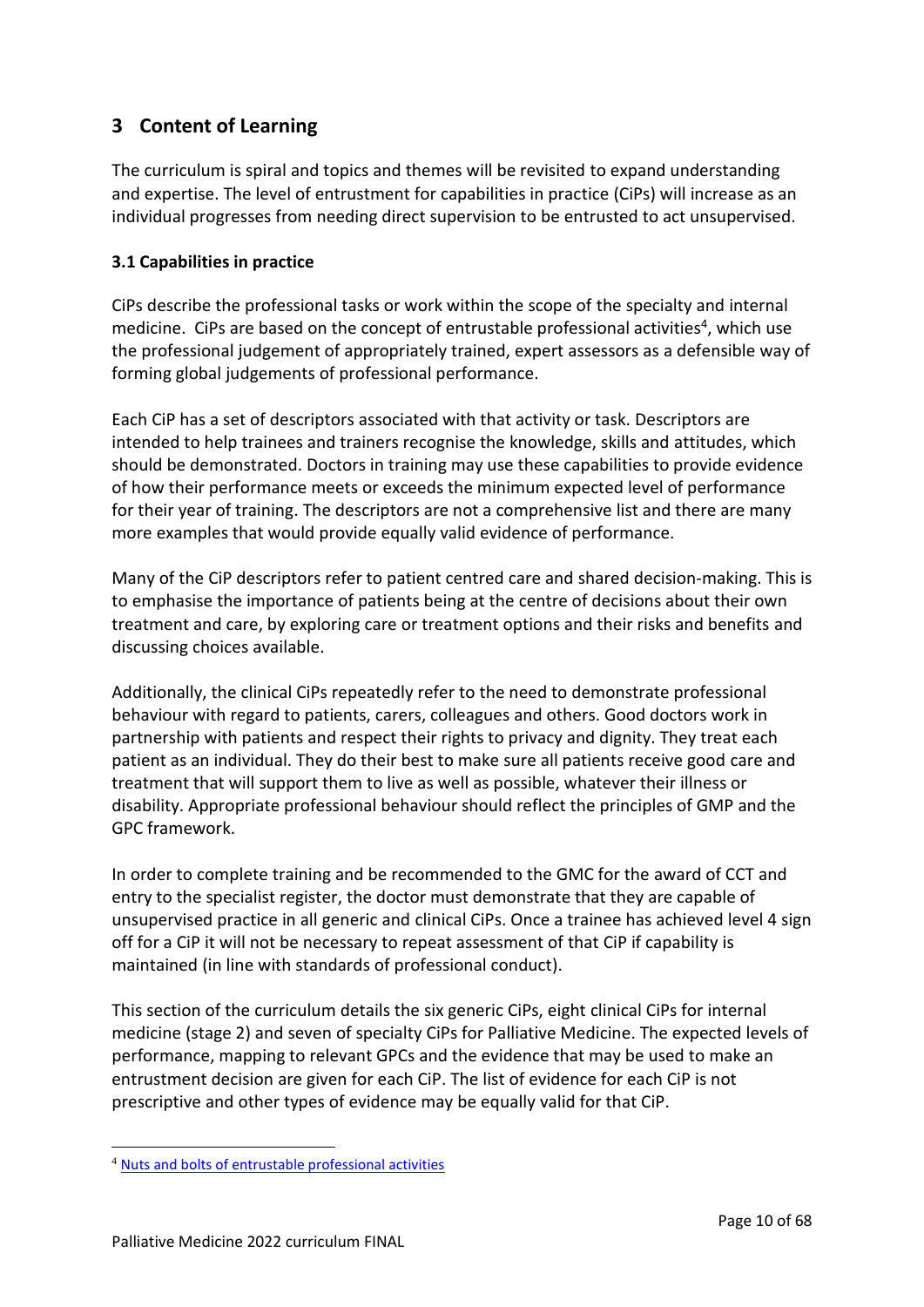# 3 Content of Learning

The curriculum is spiral and topics and themes will be revisited to expand understanding and expertise. The level of entrustment for capabilities in practice (CiPs) will increase as an individual progresses from needing direct supervision to be entrusted to act unsupervised.

### 3.1 Capabilities in practice

CiPs describe the professional tasks or work within the scope of the specialty and internal medicine. CiPs are based on the concept of entrustable professional activities[4], which use the professional judgement of appropriately trained, expert assessors as a defensible way of forming global judgements of professional performance.

Each CiP has a set of descriptors associated with that activity or task. Descriptors are intended to help trainees and trainers recognise the knowledge, skills and attitudes, which should be demonstrated. Doctors in training may use these capabilities to provide evidence of how their performance meets or exceeds the minimum expected level of performance for their year of training. The descriptors are not a comprehensive list and there are many more examples that would provide equally valid evidence of performance.

Many of the CiP descriptors refer to patient centred care and shared decision-making. This is to emphasise the importance of patients being at the centre of decisions about their own treatment and care, by exploring care or treatment options and their risks and benefits and discussing choices available.

Additionally, the clinical CiPs repeatedly refer to the need to demonstrate professional behaviour with regard to patients, carers, colleagues and others. Good doctors work in partnership with patients and respect their rights to privacy and dignity. They treat each patient as an individual. They do their best to make sure all patients receive good care and treatment that will support them to live as well as possible, whatever their illness or disability. Appropriate professional behaviour should reflect the principles of GMP and the GPC framework.

In order to complete training and be recommended to the GMC for the award of CCT and entry to the specialist register, the doctor must demonstrate that they are capable of unsupervised practice in all generic and clinical CiPs. Once a trainee has achieved level 4 sign off for a CiP it will not be necessary to repeat assessment of that CiP if capability is maintained (in line with standards of professional conduct).

This section of the curriculum details the six generic CiPs, eight clinical CiPs for internal medicine (stage 2) and seven of specialty CiPs for Palliative Medicine. The expected levels of performance, mapping to relevant GPCs and the evidence that may be used to make an entrustment decision are given for each CiP. The list of evidence for each CiP is not prescriptive and other types of evidence may be equally valid for that CiP.

---

[4] Nuts and bolts of entrustable professional activities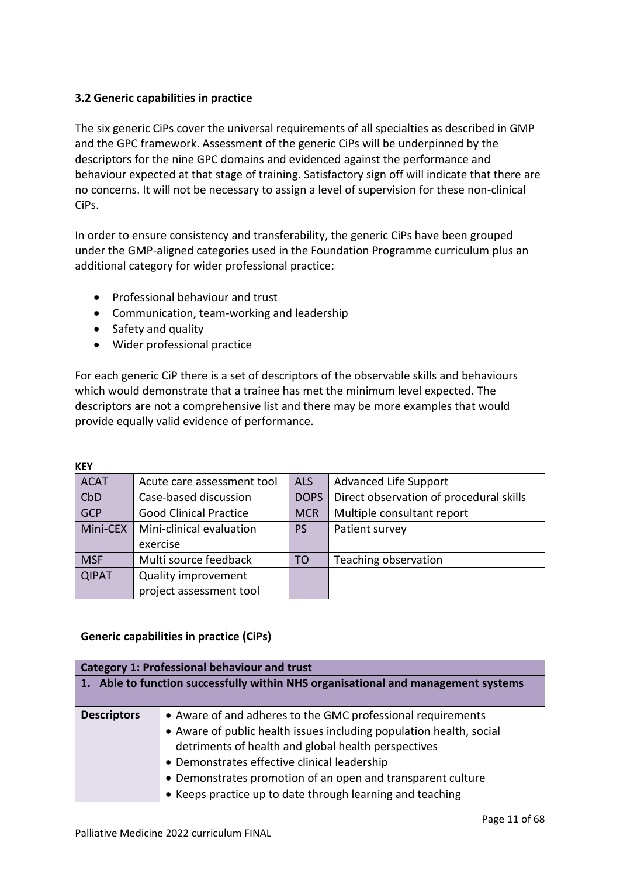### 3.2 Generic capabilities in practice

The six generic CiPs cover the universal requirements of all specialties as described in GMP and the GPC framework. Assessment of the generic CiPs will be underpinned by the descriptors for the nine GPC domains and evidenced against the performance and behaviour expected at that stage of training. Satisfactory sign off will indicate that there are no concerns. It will not be necessary to assign a level of supervision for these non-clinical CiPs.

In order to ensure consistency and transferability, the generic CiPs have been grouped under the GMP-aligned categories used in the Foundation Programme curriculum plus an additional category for wider professional practice:

- Professional behaviour and trust
- Communication, team-working and leadership
- Safety and quality
- Wider professional practice

For each generic CiP there is a set of descriptors of the observable skills and behaviours which would demonstrate that a trainee has met the minimum level expected. The descriptors are not a comprehensive list and there may be more examples that would provide equally valid evidence of performance.

**KEY**

| | | | |
|---|---|---|---|
| ACAT | Acute care assessment tool | ALS | Advanced Life Support |
| CbD | Case-based discussion | DOPS | Direct observation of procedural skills |
| GCP | Good Clinical Practice | MCR | Multiple consultant report |
| Mini-CEX | Mini-clinical evaluation exercise | PS | Patient survey |
| MSF | Multi source feedback | TO | Teaching observation |
| QIPAT | Quality improvement project assessment tool | | |

| **Generic capabilities in practice (CiPs)** | |
|---|---|
| **Category 1: Professional behaviour and trust** | |
| **1. Able to function successfully within NHS organisational and management systems** | |
| **Descriptors** | • Aware of and adheres to the GMC professional requirements<br>• Aware of public health issues including population health, social detriments of health and global health perspectives<br>• Demonstrates effective clinical leadership<br>• Demonstrates promotion of an open and transparent culture<br>• Keeps practice up to date through learning and teaching |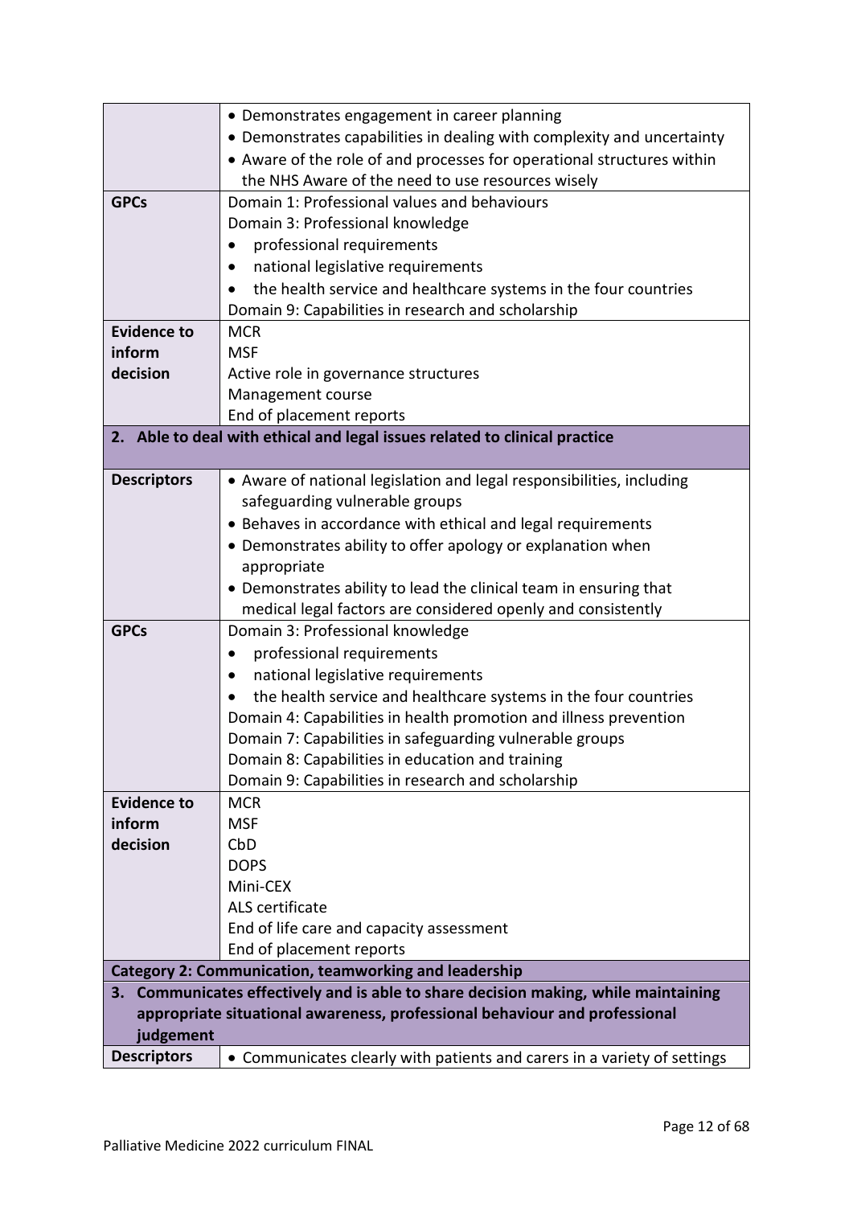| | |
|---|---|
| | • Demonstrates engagement in career planning<br>• Demonstrates capabilities in dealing with complexity and uncertainty<br>• Aware of the role of and processes for operational structures within the NHS Aware of the need to use resources wisely |
| **GPCs** | Domain 1: Professional values and behaviours<br>Domain 3: Professional knowledge<br>• professional requirements<br>• national legislative requirements<br>• the health service and healthcare systems in the four countries<br>Domain 9: Capabilities in research and scholarship |
| **Evidence to inform decision** | MCR<br>MSF<br>Active role in governance structures<br>Management course<br>End of placement reports |
| **2. Able to deal with ethical and legal issues related to clinical practice** | |
| **Descriptors** | • Aware of national legislation and legal responsibilities, including safeguarding vulnerable groups<br>• Behaves in accordance with ethical and legal requirements<br>• Demonstrates ability to offer apology or explanation when appropriate<br>• Demonstrates ability to lead the clinical team in ensuring that medical legal factors are considered openly and consistently |
| **GPCs** | Domain 3: Professional knowledge<br>• professional requirements<br>• national legislative requirements<br>• the health service and healthcare systems in the four countries<br>Domain 4: Capabilities in health promotion and illness prevention<br>Domain 7: Capabilities in safeguarding vulnerable groups<br>Domain 8: Capabilities in education and training<br>Domain 9: Capabilities in research and scholarship |
| **Evidence to inform decision** | MCR<br>MSF<br>CbD<br>DOPS<br>Mini-CEX<br>ALS certificate<br>End of life care and capacity assessment<br>End of placement reports |
| **Category 2: Communication, teamworking and leadership** | |
| **3. Communicates effectively and is able to share decision making, while maintaining appropriate situational awareness, professional behaviour and professional judgement** | |
| **Descriptors** | • Communicates clearly with patients and carers in a variety of settings |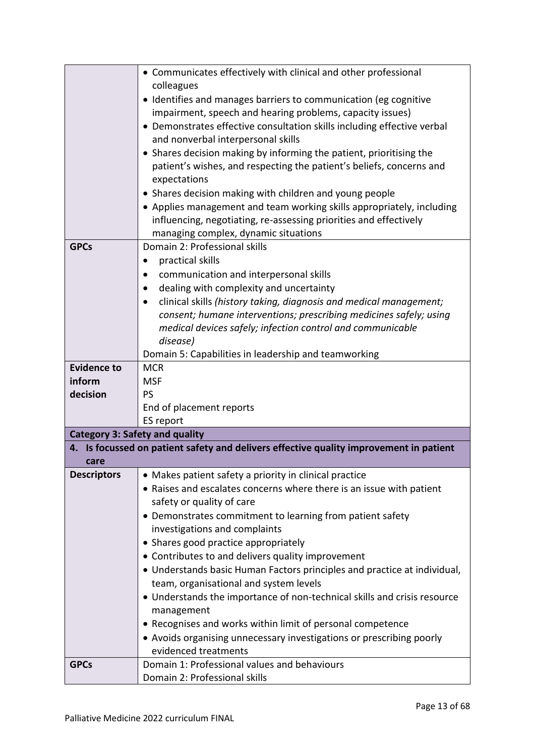| | |
|---|---|
| | • Communicates effectively with clinical and other professional colleagues<br>• Identifies and manages barriers to communication (eg cognitive impairment, speech and hearing problems, capacity issues)<br>• Demonstrates effective consultation skills including effective verbal and nonverbal interpersonal skills<br>• Shares decision making by informing the patient, prioritising the patient's wishes, and respecting the patient's beliefs, concerns and expectations<br>• Shares decision making with children and young people<br>• Applies management and team working skills appropriately, including influencing, negotiating, re-assessing priorities and effectively managing complex, dynamic situations |
| **GPCs** | Domain 2: Professional skills<br>• practical skills<br>• communication and interpersonal skills<br>• dealing with complexity and uncertainty<br>• clinical skills *(history taking, diagnosis and medical management; consent; humane interventions; prescribing medicines safely; using medical devices safely; infection control and communicable disease)*<br>Domain 5: Capabilities in leadership and teamworking |
| **Evidence to inform decision** | MCR<br>MSF<br>PS<br>End of placement reports<br>ES report |
| **Category 3: Safety and quality** | |
| **4. Is focussed on patient safety and delivers effective quality improvement in patient care** | |
| **Descriptors** | • Makes patient safety a priority in clinical practice<br>• Raises and escalates concerns where there is an issue with patient safety or quality of care<br>• Demonstrates commitment to learning from patient safety investigations and complaints<br>• Shares good practice appropriately<br>• Contributes to and delivers quality improvement<br>• Understands basic Human Factors principles and practice at individual, team, organisational and system levels<br>• Understands the importance of non-technical skills and crisis resource management<br>• Recognises and works within limit of personal competence<br>• Avoids organising unnecessary investigations or prescribing poorly evidenced treatments |
| **GPCs** | Domain 1: Professional values and behaviours<br>Domain 2: Professional skills |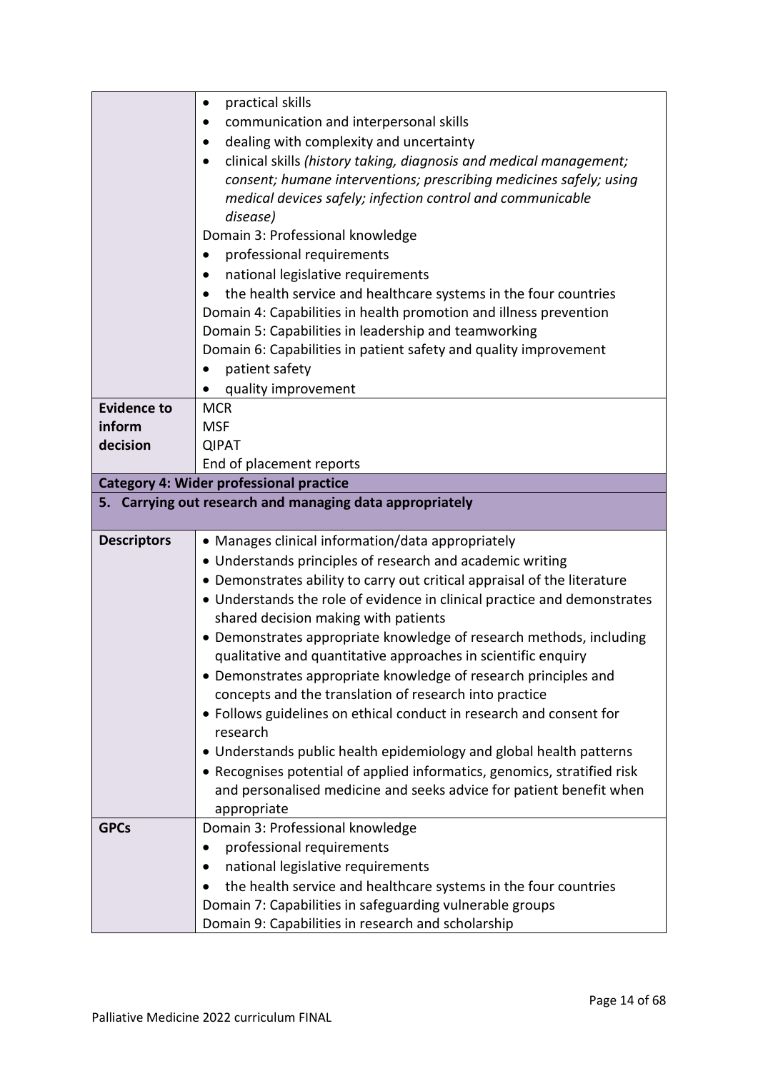| | |
|---|---|
| | • practical skills<br>• communication and interpersonal skills<br>• dealing with complexity and uncertainty<br>• clinical skills *(history taking, diagnosis and medical management; consent; humane interventions; prescribing medicines safely; using medical devices safely; infection control and communicable disease)*<br>Domain 3: Professional knowledge<br>• professional requirements<br>• national legislative requirements<br>• the health service and healthcare systems in the four countries<br>Domain 4: Capabilities in health promotion and illness prevention<br>Domain 5: Capabilities in leadership and teamworking<br>Domain 6: Capabilities in patient safety and quality improvement<br>• patient safety<br>• quality improvement |
| **Evidence to inform decision** | MCR<br>MSF<br>QIPAT<br>End of placement reports |
| **Category 4: Wider professional practice** | |
| **5. Carrying out research and managing data appropriately** | |
| **Descriptors** | • Manages clinical information/data appropriately<br>• Understands principles of research and academic writing<br>• Demonstrates ability to carry out critical appraisal of the literature<br>• Understands the role of evidence in clinical practice and demonstrates shared decision making with patients<br>• Demonstrates appropriate knowledge of research methods, including qualitative and quantitative approaches in scientific enquiry<br>• Demonstrates appropriate knowledge of research principles and concepts and the translation of research into practice<br>• Follows guidelines on ethical conduct in research and consent for research<br>• Understands public health epidemiology and global health patterns<br>• Recognises potential of applied informatics, genomics, stratified risk and personalised medicine and seeks advice for patient benefit when appropriate |
| **GPCs** | Domain 3: Professional knowledge<br>• professional requirements<br>• national legislative requirements<br>• the health service and healthcare systems in the four countries<br>Domain 7: Capabilities in safeguarding vulnerable groups<br>Domain 9: Capabilities in research and scholarship |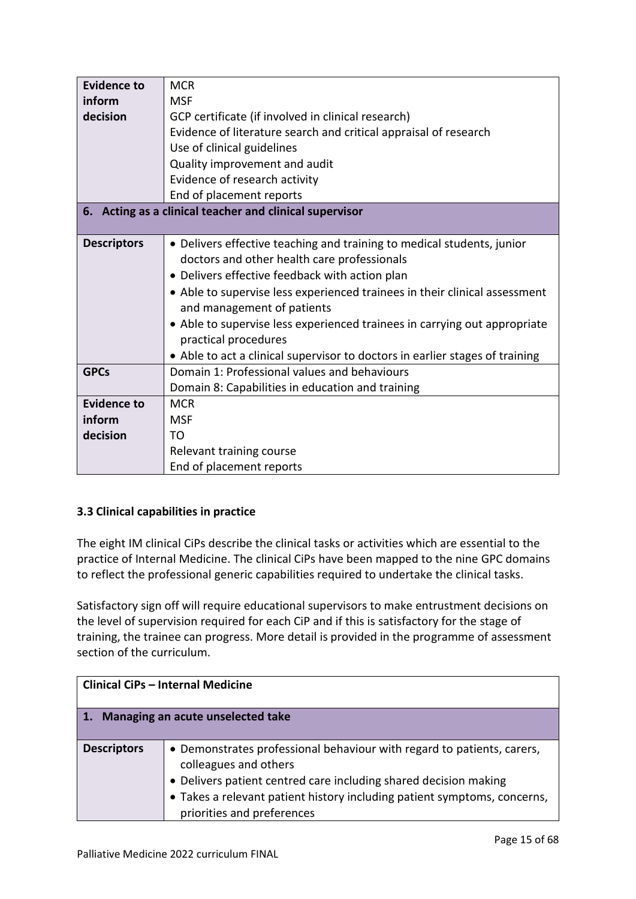| | |
|---|---|
| **Evidence to inform decision** | MCR<br>MSF<br>GCP certificate (if involved in clinical research)<br>Evidence of literature search and critical appraisal of research<br>Use of clinical guidelines<br>Quality improvement and audit<br>Evidence of research activity<br>End of placement reports |
| **6. Acting as a clinical teacher and clinical supervisor** | |
| **Descriptors** | • Delivers effective teaching and training to medical students, junior doctors and other health care professionals<br>• Delivers effective feedback with action plan<br>• Able to supervise less experienced trainees in their clinical assessment and management of patients<br>• Able to supervise less experienced trainees in carrying out appropriate practical procedures<br>• Able to act a clinical supervisor to doctors in earlier stages of training |
| **GPCs** | Domain 1: Professional values and behaviours<br>Domain 8: Capabilities in education and training |
| **Evidence to inform decision** | MCR<br>MSF<br>TO<br>Relevant training course<br>End of placement reports |

### 3.3 Clinical capabilities in practice

The eight IM clinical CiPs describe the clinical tasks or activities which are essential to the practice of Internal Medicine. The clinical CiPs have been mapped to the nine GPC domains to reflect the professional generic capabilities required to undertake the clinical tasks.

Satisfactory sign off will require educational supervisors to make entrustment decisions on the level of supervision required for each CiP and if this is satisfactory for the stage of training, the trainee can progress. More detail is provided in the programme of assessment section of the curriculum.

| **Clinical CiPs – Internal Medicine** | |
|---|---|
| **1. Managing an acute unselected take** | |
| **Descriptors** | • Demonstrates professional behaviour with regard to patients, carers, colleagues and others<br>• Delivers patient centred care including shared decision making<br>• Takes a relevant patient history including patient symptoms, concerns, priorities and preferences |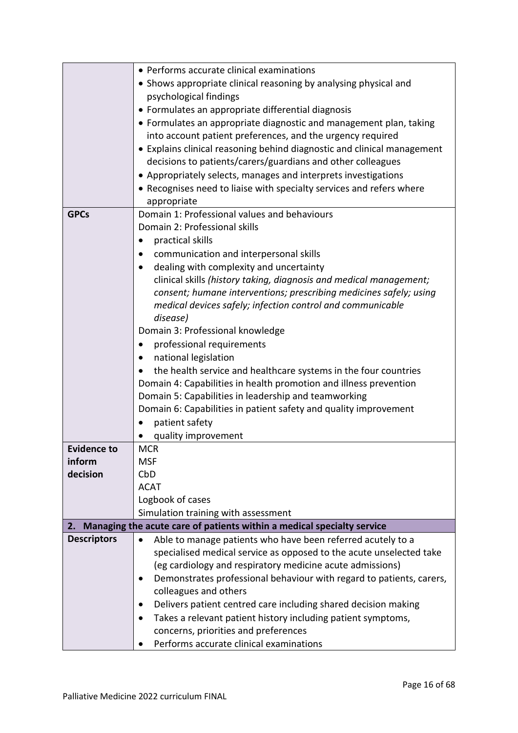| | |
|---|---|
| | • Performs accurate clinical examinations<br>• Shows appropriate clinical reasoning by analysing physical and psychological findings<br>• Formulates an appropriate differential diagnosis<br>• Formulates an appropriate diagnostic and management plan, taking into account patient preferences, and the urgency required<br>• Explains clinical reasoning behind diagnostic and clinical management decisions to patients/carers/guardians and other colleagues<br>• Appropriately selects, manages and interprets investigations<br>• Recognises need to liaise with specialty services and refers where appropriate |
| **GPCs** | Domain 1: Professional values and behaviours<br>Domain 2: Professional skills<br>• practical skills<br>• communication and interpersonal skills<br>• dealing with complexity and uncertainty<br>clinical skills *(history taking, diagnosis and medical management; consent; humane interventions; prescribing medicines safely; using medical devices safely; infection control and communicable disease)*<br>Domain 3: Professional knowledge<br>• professional requirements<br>• national legislation<br>• the health service and healthcare systems in the four countries<br>Domain 4: Capabilities in health promotion and illness prevention<br>Domain 5: Capabilities in leadership and teamworking<br>Domain 6: Capabilities in patient safety and quality improvement<br>• patient safety<br>• quality improvement |
| **Evidence to inform decision** | MCR<br>MSF<br>CbD<br>ACAT<br>Logbook of cases<br>Simulation training with assessment |
| **2. Managing the acute care of patients within a medical specialty service** | |
| **Descriptors** | • Able to manage patients who have been referred acutely to a specialised medical service as opposed to the acute unselected take (eg cardiology and respiratory medicine acute admissions)<br>• Demonstrates professional behaviour with regard to patients, carers, colleagues and others<br>• Delivers patient centred care including shared decision making<br>• Takes a relevant patient history including patient symptoms, concerns, priorities and preferences<br>• Performs accurate clinical examinations |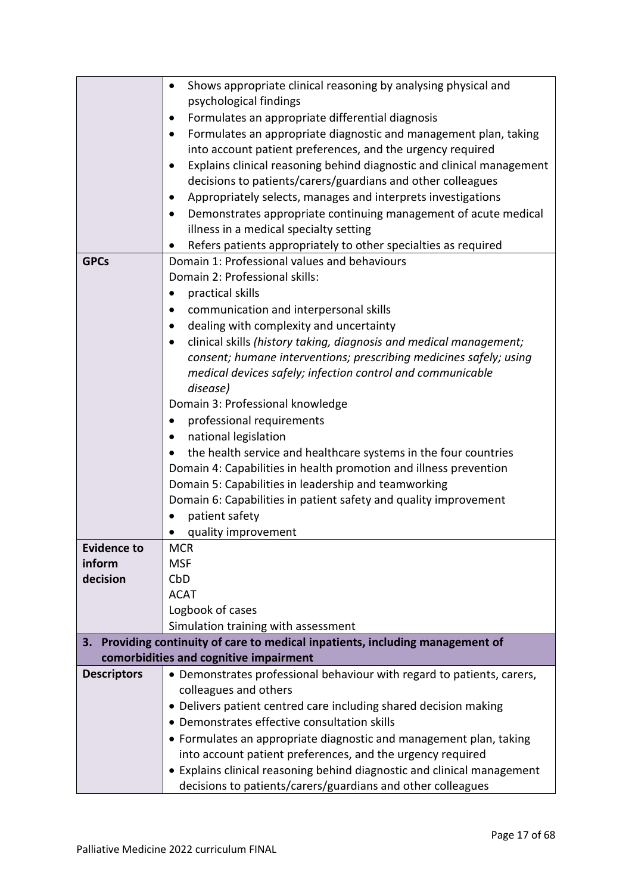| | |
|---|---|
| | • Shows appropriate clinical reasoning by analysing physical and psychological findings<br>• Formulates an appropriate differential diagnosis<br>• Formulates an appropriate diagnostic and management plan, taking into account patient preferences, and the urgency required<br>• Explains clinical reasoning behind diagnostic and clinical management decisions to patients/carers/guardians and other colleagues<br>• Appropriately selects, manages and interprets investigations<br>• Demonstrates appropriate continuing management of acute medical illness in a medical specialty setting<br>• Refers patients appropriately to other specialties as required |
| **GPCs** | Domain 1: Professional values and behaviours<br>Domain 2: Professional skills:<br>• practical skills<br>• communication and interpersonal skills<br>• dealing with complexity and uncertainty<br>• clinical skills *(history taking, diagnosis and medical management; consent; humane interventions; prescribing medicines safely; using medical devices safely; infection control and communicable disease)*<br>Domain 3: Professional knowledge<br>• professional requirements<br>• national legislation<br>• the health service and healthcare systems in the four countries<br>Domain 4: Capabilities in health promotion and illness prevention<br>Domain 5: Capabilities in leadership and teamworking<br>Domain 6: Capabilities in patient safety and quality improvement<br>• patient safety<br>• quality improvement |
| **Evidence to inform decision** | MCR<br>MSF<br>CbD<br>ACAT<br>Logbook of cases<br>Simulation training with assessment |
| **3. Providing continuity of care to medical inpatients, including management of comorbidities and cognitive impairment** | |
| **Descriptors** | • Demonstrates professional behaviour with regard to patients, carers, colleagues and others<br>• Delivers patient centred care including shared decision making<br>• Demonstrates effective consultation skills<br>• Formulates an appropriate diagnostic and management plan, taking into account patient preferences, and the urgency required<br>• Explains clinical reasoning behind diagnostic and clinical management decisions to patients/carers/guardians and other colleagues |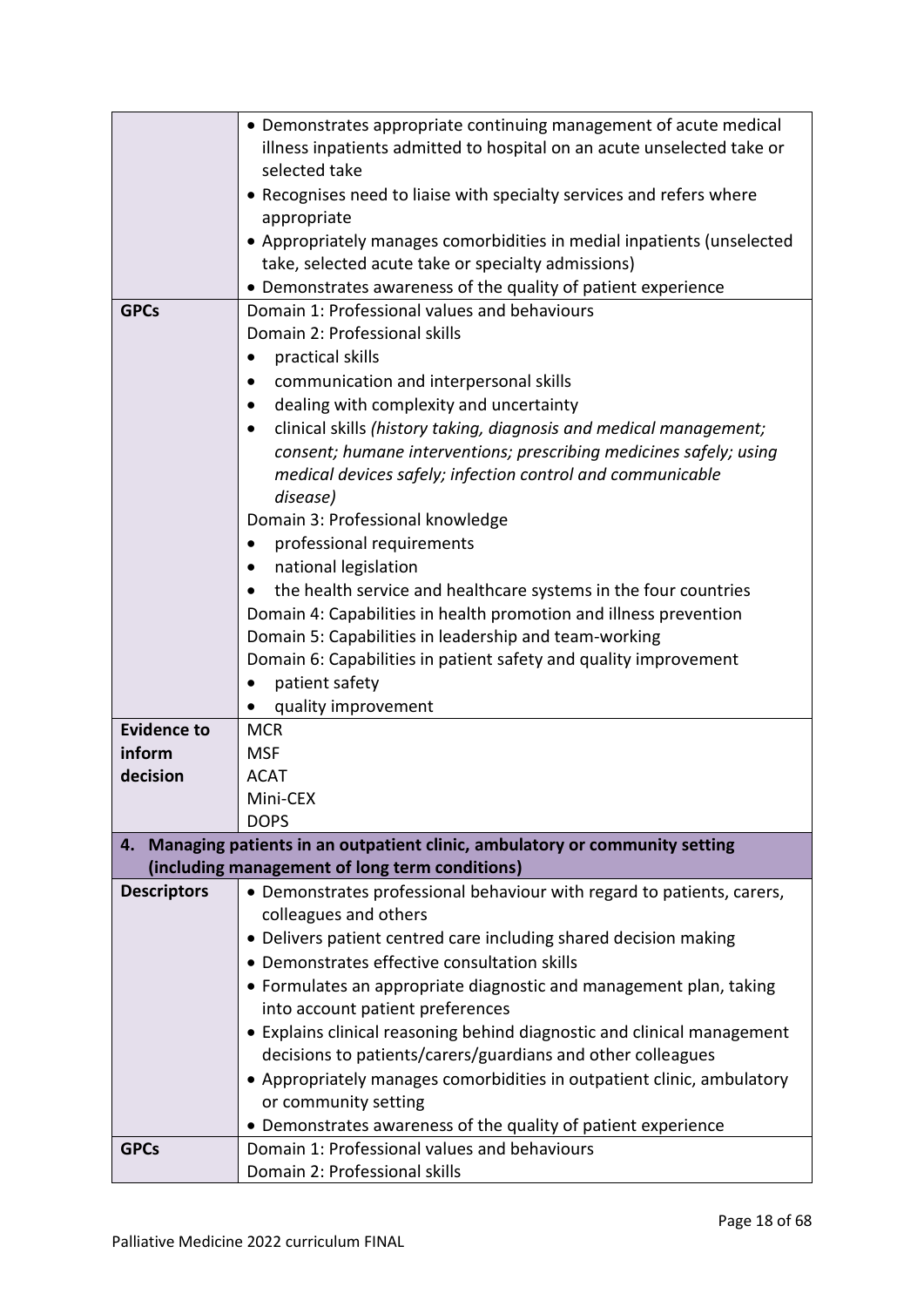| | |
|---|---|
| | • Demonstrates appropriate continuing management of acute medical illness inpatients admitted to hospital on an acute unselected take or selected take<br>• Recognises need to liaise with specialty services and refers where appropriate<br>• Appropriately manages comorbidities in medial inpatients (unselected take, selected acute take or specialty admissions)<br>• Demonstrates awareness of the quality of patient experience |
| **GPCs** | Domain 1: Professional values and behaviours<br>Domain 2: Professional skills<br>• practical skills<br>• communication and interpersonal skills<br>• dealing with complexity and uncertainty<br>• clinical skills *(history taking, diagnosis and medical management; consent; humane interventions; prescribing medicines safely; using medical devices safely; infection control and communicable disease)*<br>Domain 3: Professional knowledge<br>• professional requirements<br>• national legislation<br>• the health service and healthcare systems in the four countries<br>Domain 4: Capabilities in health promotion and illness prevention<br>Domain 5: Capabilities in leadership and team-working<br>Domain 6: Capabilities in patient safety and quality improvement<br>• patient safety<br>• quality improvement |
| **Evidence to inform decision** | MCR<br>MSF<br>ACAT<br>Mini-CEX<br>DOPS |
| **4. Managing patients in an outpatient clinic, ambulatory or community setting (including management of long term conditions)** | |
| **Descriptors** | • Demonstrates professional behaviour with regard to patients, carers, colleagues and others<br>• Delivers patient centred care including shared decision making<br>• Demonstrates effective consultation skills<br>• Formulates an appropriate diagnostic and management plan, taking into account patient preferences<br>• Explains clinical reasoning behind diagnostic and clinical management decisions to patients/carers/guardians and other colleagues<br>• Appropriately manages comorbidities in outpatient clinic, ambulatory or community setting<br>• Demonstrates awareness of the quality of patient experience |
| **GPCs** | Domain 1: Professional values and behaviours<br>Domain 2: Professional skills |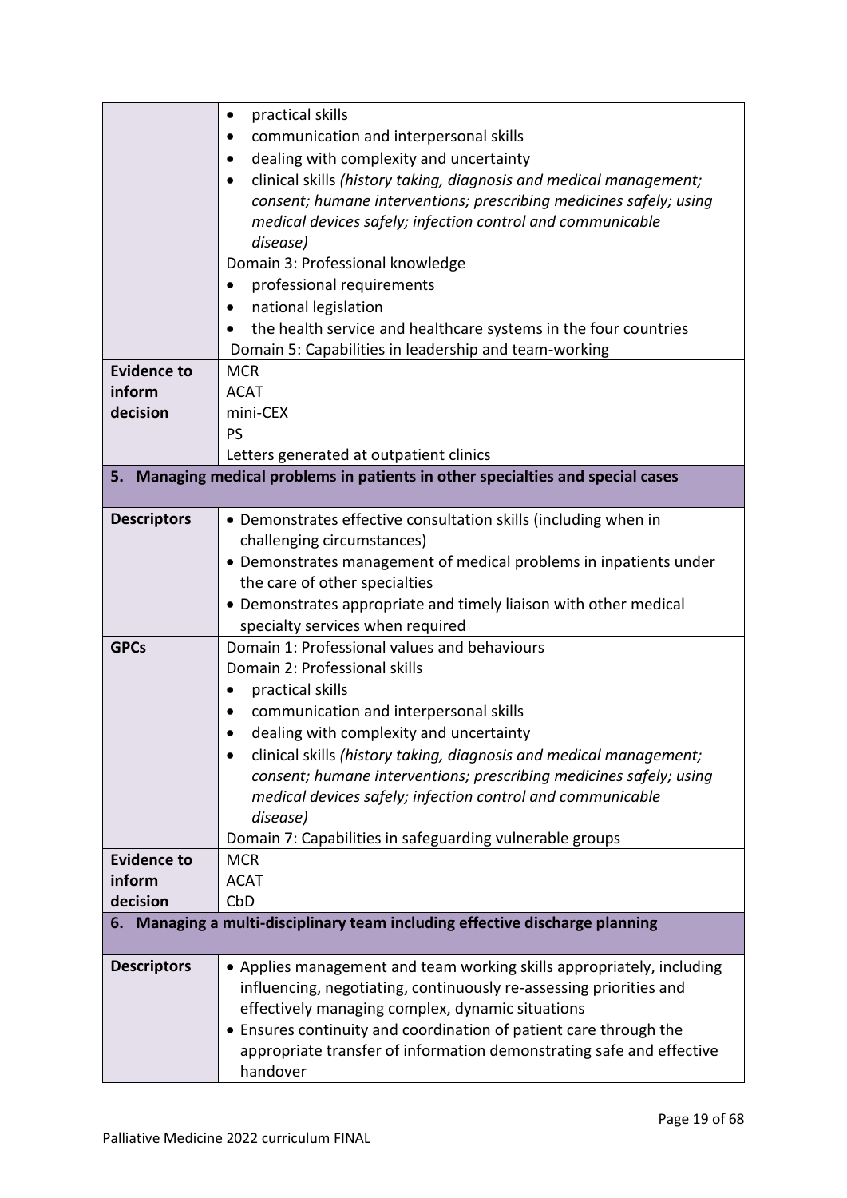| | |
|---|---|
| | • practical skills<br>• communication and interpersonal skills<br>• dealing with complexity and uncertainty<br>• clinical skills *(history taking, diagnosis and medical management; consent; humane interventions; prescribing medicines safely; using medical devices safely; infection control and communicable disease)*<br>Domain 3: Professional knowledge<br>• professional requirements<br>• national legislation<br>• the health service and healthcare systems in the four countries<br>Domain 5: Capabilities in leadership and team-working |
| **Evidence to inform decision** | MCR<br>ACAT<br>mini-CEX<br>PS<br>Letters generated at outpatient clinics |
| **5. Managing medical problems in patients in other specialties and special cases** | |
| **Descriptors** | • Demonstrates effective consultation skills (including when in challenging circumstances)<br>• Demonstrates management of medical problems in inpatients under the care of other specialties<br>• Demonstrates appropriate and timely liaison with other medical specialty services when required |
| **GPCs** | Domain 1: Professional values and behaviours<br>Domain 2: Professional skills<br>• practical skills<br>• communication and interpersonal skills<br>• dealing with complexity and uncertainty<br>• clinical skills *(history taking, diagnosis and medical management; consent; humane interventions; prescribing medicines safely; using medical devices safely; infection control and communicable disease)*<br>Domain 7: Capabilities in safeguarding vulnerable groups |
| **Evidence to inform decision** | MCR<br>ACAT<br>CbD |
| **6. Managing a multi-disciplinary team including effective discharge planning** | |
| **Descriptors** | • Applies management and team working skills appropriately, including influencing, negotiating, continuously re-assessing priorities and effectively managing complex, dynamic situations<br>• Ensures continuity and coordination of patient care through the appropriate transfer of information demonstrating safe and effective handover |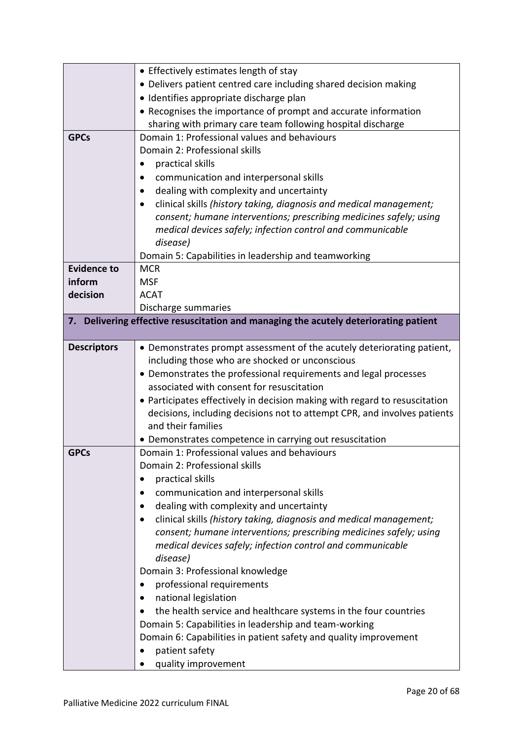| | |
|---|---|
| | • Effectively estimates length of stay<br>• Delivers patient centred care including shared decision making<br>• Identifies appropriate discharge plan<br>• Recognises the importance of prompt and accurate information sharing with primary care team following hospital discharge |
| **GPCs** | Domain 1: Professional values and behaviours<br>Domain 2: Professional skills<br>• practical skills<br>• communication and interpersonal skills<br>• dealing with complexity and uncertainty<br>• clinical skills *(history taking, diagnosis and medical management; consent; humane interventions; prescribing medicines safely; using medical devices safely; infection control and communicable disease)*<br>Domain 5: Capabilities in leadership and teamworking |
| **Evidence to inform decision** | MCR<br>MSF<br>ACAT<br>Discharge summaries |
| **7. Delivering effective resuscitation and managing the acutely deteriorating patient** | |
| **Descriptors** | • Demonstrates prompt assessment of the acutely deteriorating patient, including those who are shocked or unconscious<br>• Demonstrates the professional requirements and legal processes associated with consent for resuscitation<br>• Participates effectively in decision making with regard to resuscitation decisions, including decisions not to attempt CPR, and involves patients and their families<br>• Demonstrates competence in carrying out resuscitation |
| **GPCs** | Domain 1: Professional values and behaviours<br>Domain 2: Professional skills<br>• practical skills<br>• communication and interpersonal skills<br>• dealing with complexity and uncertainty<br>• clinical skills *(history taking, diagnosis and medical management; consent; humane interventions; prescribing medicines safely; using medical devices safely; infection control and communicable disease)*<br>Domain 3: Professional knowledge<br>• professional requirements<br>• national legislation<br>• the health service and healthcare systems in the four countries<br>Domain 5: Capabilities in leadership and team-working<br>Domain 6: Capabilities in patient safety and quality improvement<br>• patient safety<br>• quality improvement |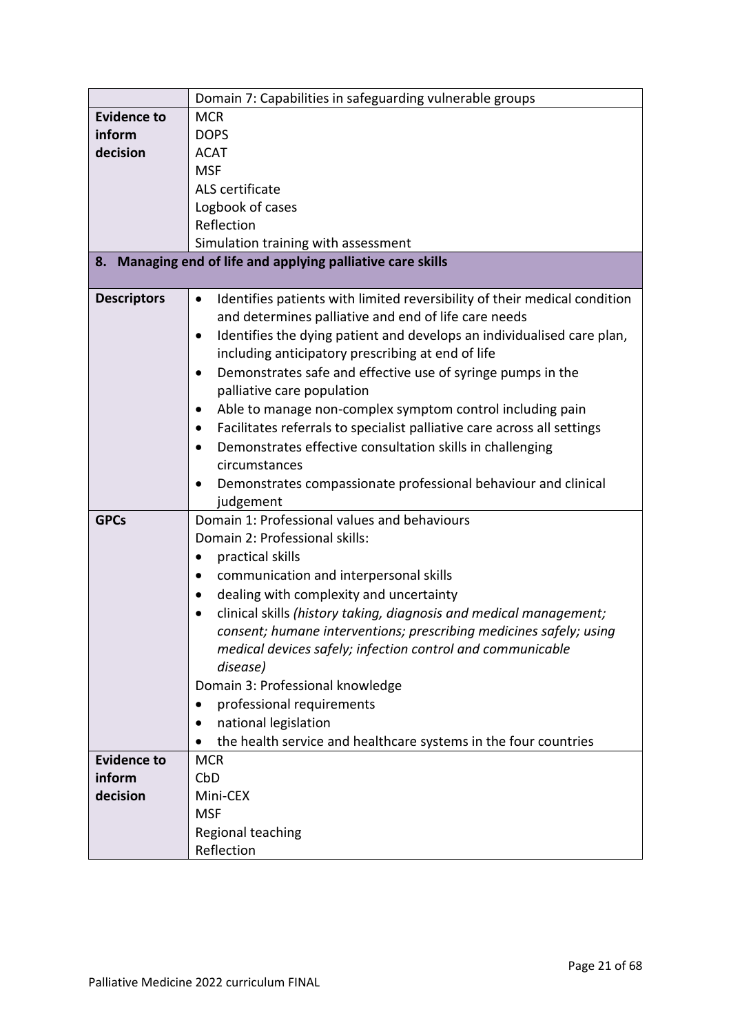| | Domain 7: Capabilities in safeguarding vulnerable groups |
|---|---|
| **Evidence to inform decision** | MCR<br>DOPS<br>ACAT<br>MSF<br>ALS certificate<br>Logbook of cases<br>Reflection<br>Simulation training with assessment |
| **8. Managing end of life and applying palliative care skills** | |
| **Descriptors** | • Identifies patients with limited reversibility of their medical condition and determines palliative and end of life care needs<br>• Identifies the dying patient and develops an individualised care plan, including anticipatory prescribing at end of life<br>• Demonstrates safe and effective use of syringe pumps in the palliative care population<br>• Able to manage non-complex symptom control including pain<br>• Facilitates referrals to specialist palliative care across all settings<br>• Demonstrates effective consultation skills in challenging circumstances<br>• Demonstrates compassionate professional behaviour and clinical judgement |
| **GPCs** | Domain 1: Professional values and behaviours<br>Domain 2: Professional skills:<br>• practical skills<br>• communication and interpersonal skills<br>• dealing with complexity and uncertainty<br>• clinical skills *(history taking, diagnosis and medical management; consent; humane interventions; prescribing medicines safely; using medical devices safely; infection control and communicable disease)*<br>Domain 3: Professional knowledge<br>• professional requirements<br>• national legislation<br>• the health service and healthcare systems in the four countries |
| **Evidence to inform decision** | MCR<br>CbD<br>Mini-CEX<br>MSF<br>Regional teaching<br>Reflection |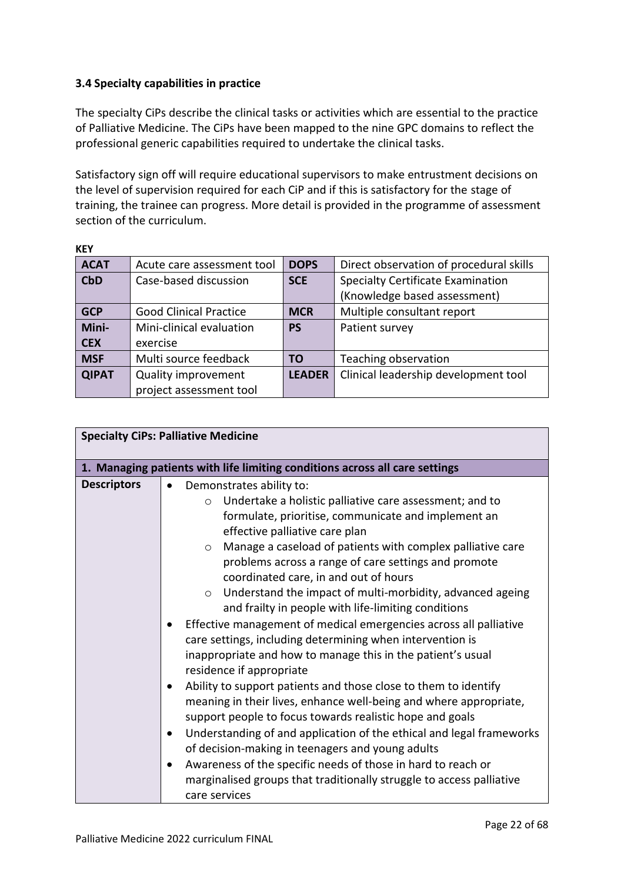### 3.4 Specialty capabilities in practice

The specialty CiPs describe the clinical tasks or activities which are essential to the practice of Palliative Medicine. The CiPs have been mapped to the nine GPC domains to reflect the professional generic capabilities required to undertake the clinical tasks.

Satisfactory sign off will require educational supervisors to make entrustment decisions on the level of supervision required for each CiP and if this is satisfactory for the stage of training, the trainee can progress. More detail is provided in the programme of assessment section of the curriculum.

**KEY**

| | | | |
|---|---|---|---|
| **ACAT** | Acute care assessment tool | **DOPS** | Direct observation of procedural skills |
| **CbD** | Case-based discussion | **SCE** | Specialty Certificate Examination (Knowledge based assessment) |
| **GCP** | Good Clinical Practice | **MCR** | Multiple consultant report |
| **Mini-CEX** | Mini-clinical evaluation exercise | **PS** | Patient survey |
| **MSF** | Multi source feedback | **TO** | Teaching observation |
| **QIPAT** | Quality improvement project assessment tool | **LEADER** | Clinical leadership development tool |

| **Specialty CiPs: Palliative Medicine** | |
|---|---|
| **1. Managing patients with life limiting conditions across all care settings** | |
| **Descriptors** | • Demonstrates ability to:<br>  ○ Undertake a holistic palliative care assessment; and to formulate, prioritise, communicate and implement an effective palliative care plan<br>  ○ Manage a caseload of patients with complex palliative care problems across a range of care settings and promote coordinated care, in and out of hours<br>  ○ Understand the impact of multi-morbidity, advanced ageing and frailty in people with life-limiting conditions<br>• Effective management of medical emergencies across all palliative care settings, including determining when intervention is inappropriate and how to manage this in the patient's usual residence if appropriate<br>• Ability to support patients and those close to them to identify meaning in their lives, enhance well-being and where appropriate, support people to focus towards realistic hope and goals<br>• Understanding of and application of the ethical and legal frameworks of decision-making in teenagers and young adults<br>• Awareness of the specific needs of those in hard to reach or marginalised groups that traditionally struggle to access palliative care services |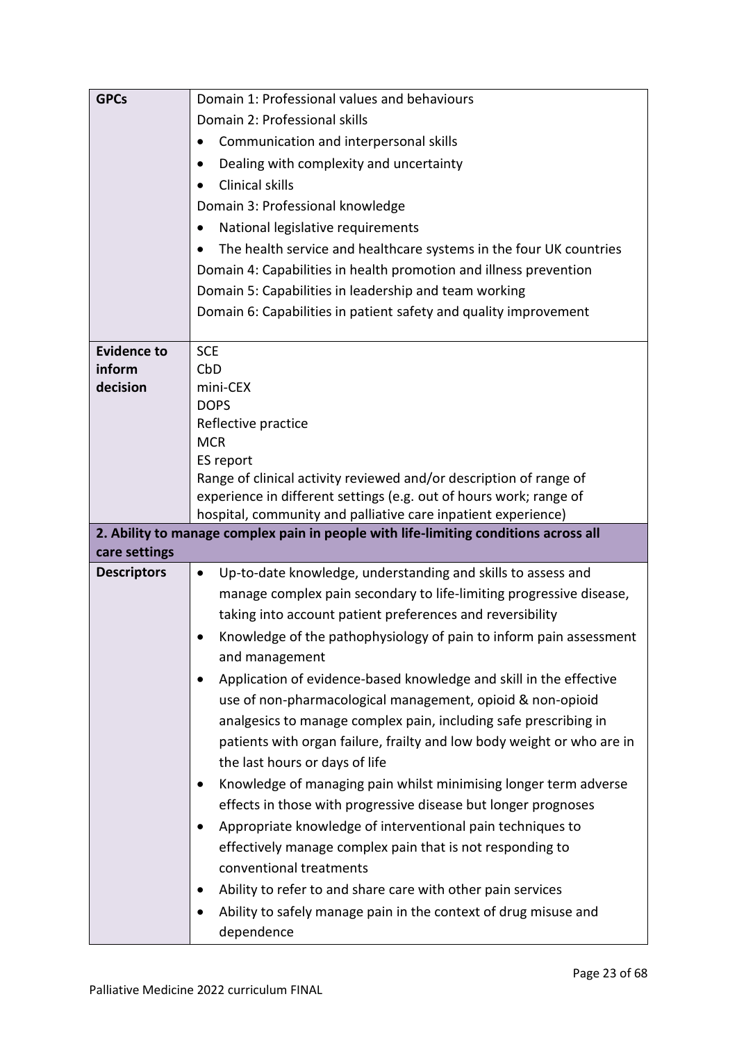| GPCs | Domain 1: Professional values and behaviours<br>Domain 2: Professional skills<br>• Communication and interpersonal skills<br>• Dealing with complexity and uncertainty<br>• Clinical skills<br>Domain 3: Professional knowledge<br>• National legislative requirements<br>• The health service and healthcare systems in the four UK countries<br>Domain 4: Capabilities in health promotion and illness prevention<br>Domain 5: Capabilities in leadership and team working<br>Domain 6: Capabilities in patient safety and quality improvement |
|---|---|
| **Evidence to inform decision** | SCE<br>CbD<br>mini-CEX<br>DOPS<br>Reflective practice<br>MCR<br>ES report<br>Range of clinical activity reviewed and/or description of range of experience in different settings (e.g. out of hours work; range of hospital, community and palliative care inpatient experience) |
| **2. Ability to manage complex pain in people with life-limiting conditions across all care settings** | |
| **Descriptors** | • Up-to-date knowledge, understanding and skills to assess and manage complex pain secondary to life-limiting progressive disease, taking into account patient preferences and reversibility<br>• Knowledge of the pathophysiology of pain to inform pain assessment and management<br>• Application of evidence-based knowledge and skill in the effective use of non-pharmacological management, opioid & non-opioid analgesics to manage complex pain, including safe prescribing in patients with organ failure, frailty and low body weight or who are in the last hours or days of life<br>• Knowledge of managing pain whilst minimising longer term adverse effects in those with progressive disease but longer prognoses<br>• Appropriate knowledge of interventional pain techniques to effectively manage complex pain that is not responding to conventional treatments<br>• Ability to refer to and share care with other pain services<br>• Ability to safely manage pain in the context of drug misuse and dependence |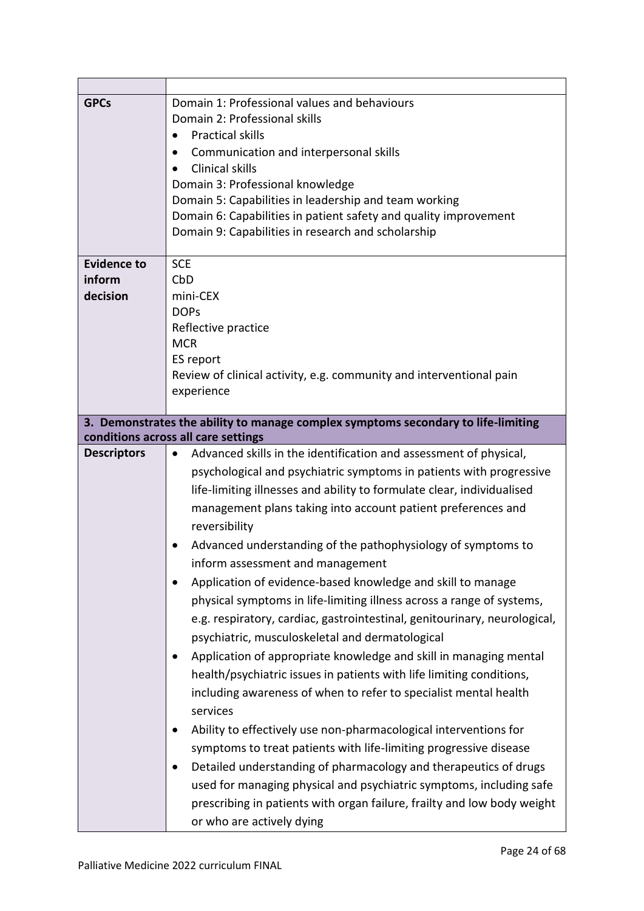| | |
|---|---|
| **GPCs** | Domain 1: Professional values and behaviours<br>Domain 2: Professional skills<br>• Practical skills<br>• Communication and interpersonal skills<br>• Clinical skills<br>Domain 3: Professional knowledge<br>Domain 5: Capabilities in leadership and team working<br>Domain 6: Capabilities in patient safety and quality improvement<br>Domain 9: Capabilities in research and scholarship |
| **Evidence to inform decision** | SCE<br>CbD<br>mini-CEX<br>DOPs<br>Reflective practice<br>MCR<br>ES report<br>Review of clinical activity, e.g. community and interventional pain experience |
| **3. Demonstrates the ability to manage complex symptoms secondary to life-limiting conditions across all care settings** | |
| **Descriptors** | • Advanced skills in the identification and assessment of physical, psychological and psychiatric symptoms in patients with progressive life-limiting illnesses and ability to formulate clear, individualised management plans taking into account patient preferences and reversibility<br>• Advanced understanding of the pathophysiology of symptoms to inform assessment and management<br>• Application of evidence-based knowledge and skill to manage physical symptoms in life-limiting illness across a range of systems, e.g. respiratory, cardiac, gastrointestinal, genitourinary, neurological, psychiatric, musculoskeletal and dermatological<br>• Application of appropriate knowledge and skill in managing mental health/psychiatric issues in patients with life limiting conditions, including awareness of when to refer to specialist mental health services<br>• Ability to effectively use non-pharmacological interventions for symptoms to treat patients with life-limiting progressive disease<br>• Detailed understanding of pharmacology and therapeutics of drugs used for managing physical and psychiatric symptoms, including safe prescribing in patients with organ failure, frailty and low body weight or who are actively dying |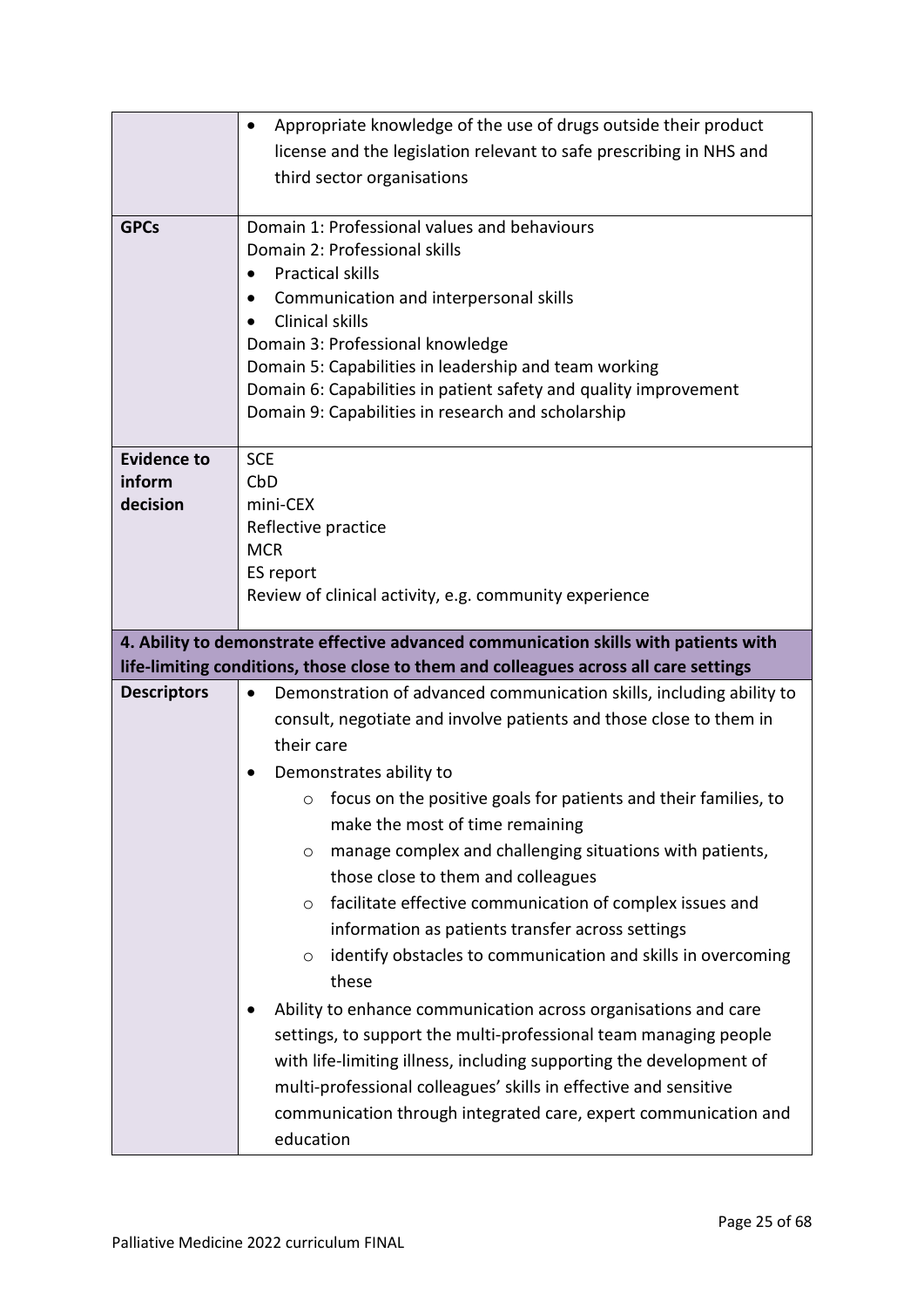| | |
|---|---|
| | • Appropriate knowledge of the use of drugs outside their product license and the legislation relevant to safe prescribing in NHS and third sector organisations |
| **GPCs** | Domain 1: Professional values and behaviours<br>Domain 2: Professional skills<br>• Practical skills<br>• Communication and interpersonal skills<br>• Clinical skills<br>Domain 3: Professional knowledge<br>Domain 5: Capabilities in leadership and team working<br>Domain 6: Capabilities in patient safety and quality improvement<br>Domain 9: Capabilities in research and scholarship |
| **Evidence to inform decision** | SCE<br>CbD<br>mini-CEX<br>Reflective practice<br>MCR<br>ES report<br>Review of clinical activity, e.g. community experience |

| **4. Ability to demonstrate effective advanced communication skills with patients with life-limiting conditions, those close to them and colleagues across all care settings** | |
|---|---|
| **Descriptors** | • Demonstration of advanced communication skills, including ability to consult, negotiate and involve patients and those close to them in their care<br>• Demonstrates ability to<br>&nbsp;&nbsp;○ focus on the positive goals for patients and their families, to make the most of time remaining<br>&nbsp;&nbsp;○ manage complex and challenging situations with patients, those close to them and colleagues<br>&nbsp;&nbsp;○ facilitate effective communication of complex issues and information as patients transfer across settings<br>&nbsp;&nbsp;○ identify obstacles to communication and skills in overcoming these<br>• Ability to enhance communication across organisations and care settings, to support the multi-professional team managing people with life-limiting illness, including supporting the development of multi-professional colleagues' skills in effective and sensitive communication through integrated care, expert communication and education |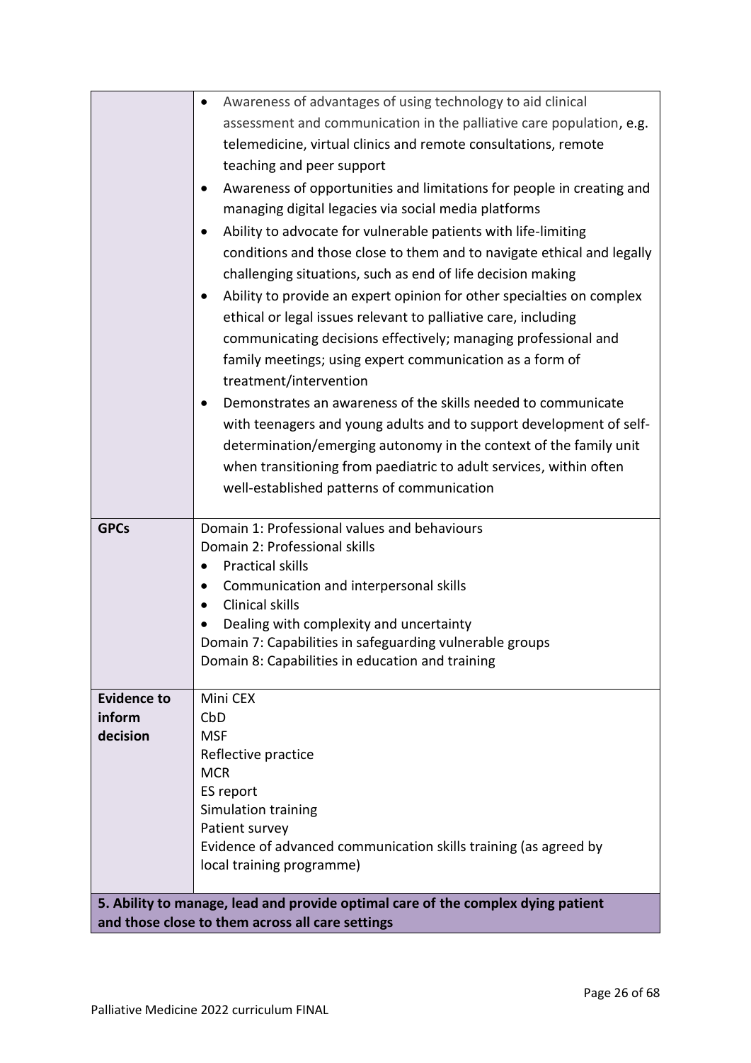| | |
|---|---|
| | • Awareness of advantages of using technology to aid clinical assessment and communication in the palliative care population, e.g. telemedicine, virtual clinics and remote consultations, remote teaching and peer support<br>• Awareness of opportunities and limitations for people in creating and managing digital legacies via social media platforms<br>• Ability to advocate for vulnerable patients with life-limiting conditions and those close to them and to navigate ethical and legally challenging situations, such as end of life decision making<br>• Ability to provide an expert opinion for other specialties on complex ethical or legal issues relevant to palliative care, including communicating decisions effectively; managing professional and family meetings; using expert communication as a form of treatment/intervention<br>• Demonstrates an awareness of the skills needed to communicate with teenagers and young adults and to support development of self-determination/emerging autonomy in the context of the family unit when transitioning from paediatric to adult services, within often well-established patterns of communication |
| **GPCs** | Domain 1: Professional values and behaviours<br>Domain 2: Professional skills<br>• Practical skills<br>• Communication and interpersonal skills<br>• Clinical skills<br>• Dealing with complexity and uncertainty<br>Domain 7: Capabilities in safeguarding vulnerable groups<br>Domain 8: Capabilities in education and training |
| **Evidence to inform decision** | Mini CEX<br>CbD<br>MSF<br>Reflective practice<br>MCR<br>ES report<br>Simulation training<br>Patient survey<br>Evidence of advanced communication skills training (as agreed by local training programme) |

**5. Ability to manage, lead and provide optimal care of the complex dying patient and those close to them across all care settings**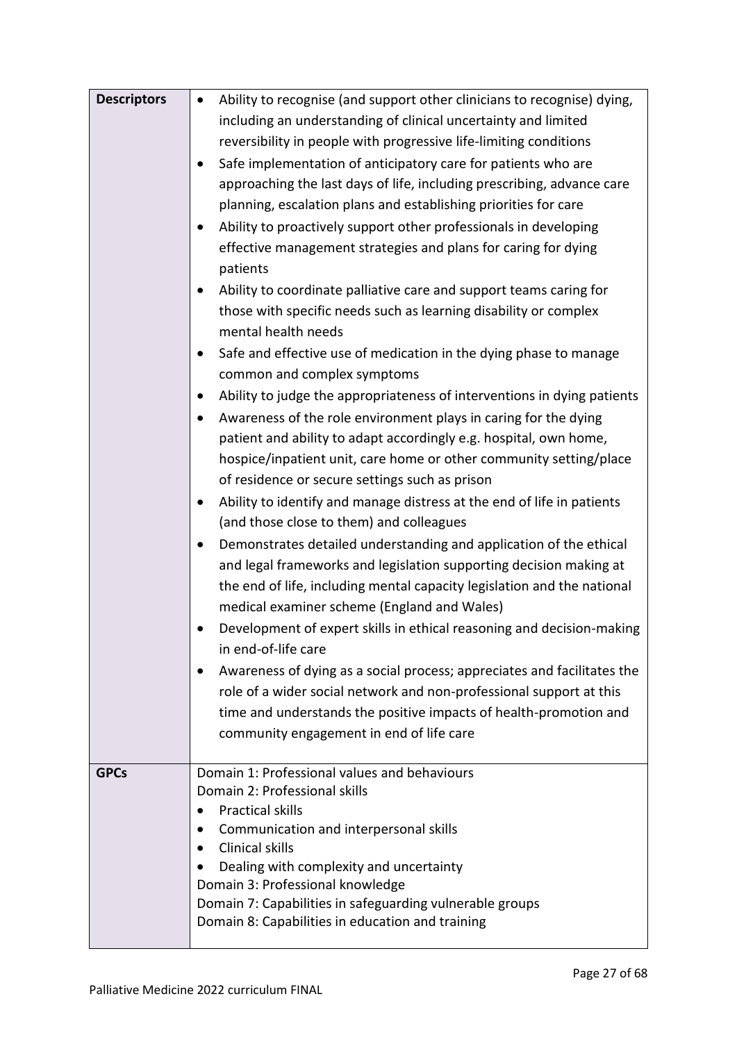| | |
|---|---|
| **Descriptors** | • Ability to recognise (and support other clinicians to recognise) dying, including an understanding of clinical uncertainty and limited reversibility in people with progressive life-limiting conditions<br>• Safe implementation of anticipatory care for patients who are approaching the last days of life, including prescribing, advance care planning, escalation plans and establishing priorities for care<br>• Ability to proactively support other professionals in developing effective management strategies and plans for caring for dying patients<br>• Ability to coordinate palliative care and support teams caring for those with specific needs such as learning disability or complex mental health needs<br>• Safe and effective use of medication in the dying phase to manage common and complex symptoms<br>• Ability to judge the appropriateness of interventions in dying patients<br>• Awareness of the role environment plays in caring for the dying patient and ability to adapt accordingly e.g. hospital, own home, hospice/inpatient unit, care home or other community setting/place of residence or secure settings such as prison<br>• Ability to identify and manage distress at the end of life in patients (and those close to them) and colleagues<br>• Demonstrates detailed understanding and application of the ethical and legal frameworks and legislation supporting decision making at the end of life, including mental capacity legislation and the national medical examiner scheme (England and Wales)<br>• Development of expert skills in ethical reasoning and decision-making in end-of-life care<br>• Awareness of dying as a social process; appreciates and facilitates the role of a wider social network and non-professional support at this time and understands the positive impacts of health-promotion and community engagement in end of life care |
| **GPCs** | Domain 1: Professional values and behaviours<br>Domain 2: Professional skills<br>• Practical skills<br>• Communication and interpersonal skills<br>• Clinical skills<br>• Dealing with complexity and uncertainty<br>Domain 3: Professional knowledge<br>Domain 7: Capabilities in safeguarding vulnerable groups<br>Domain 8: Capabilities in education and training |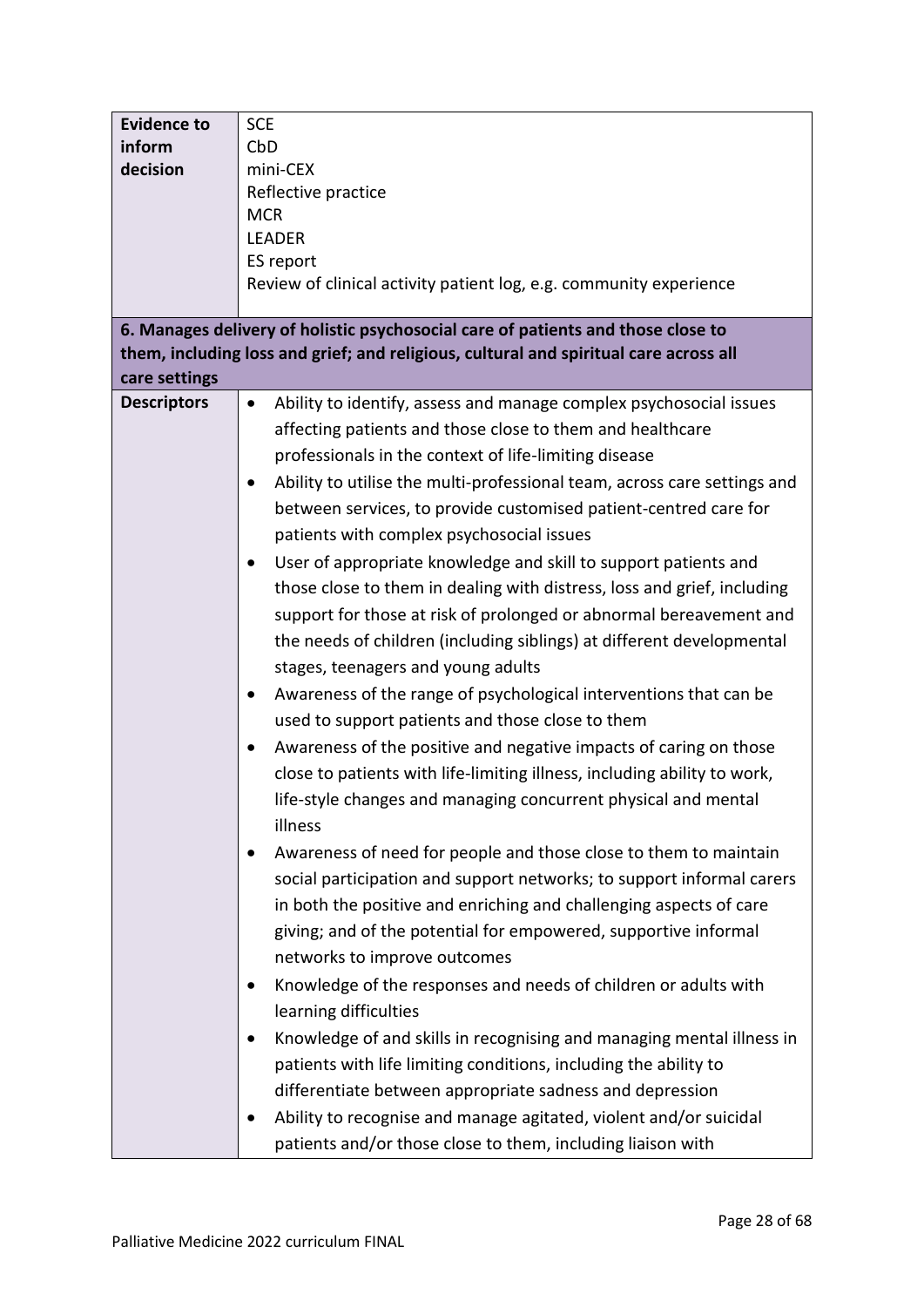| | |
|---|---|
| **Evidence to inform decision** | SCE<br>CbD<br>mini-CEX<br>Reflective practice<br>MCR<br>LEADER<br>ES report<br>Review of clinical activity patient log, e.g. community experience |
| **6. Manages delivery of holistic psychosocial care of patients and those close to them, including loss and grief; and religious, cultural and spiritual care across all care settings** | |
| **Descriptors** | • Ability to identify, assess and manage complex psychosocial issues affecting patients and those close to them and healthcare professionals in the context of life-limiting disease<br>• Ability to utilise the multi-professional team, across care settings and between services, to provide customised patient-centred care for patients with complex psychosocial issues<br>• User of appropriate knowledge and skill to support patients and those close to them in dealing with distress, loss and grief, including support for those at risk of prolonged or abnormal bereavement and the needs of children (including siblings) at different developmental stages, teenagers and young adults<br>• Awareness of the range of psychological interventions that can be used to support patients and those close to them<br>• Awareness of the positive and negative impacts of caring on those close to patients with life-limiting illness, including ability to work, life-style changes and managing concurrent physical and mental illness<br>• Awareness of need for people and those close to them to maintain social participation and support networks; to support informal carers in both the positive and enriching and challenging aspects of care giving; and of the potential for empowered, supportive informal networks to improve outcomes<br>• Knowledge of the responses and needs of children or adults with learning difficulties<br>• Knowledge of and skills in recognising and managing mental illness in patients with life limiting conditions, including the ability to differentiate between appropriate sadness and depression<br>• Ability to recognise and manage agitated, violent and/or suicidal patients and/or those close to them, including liaison with |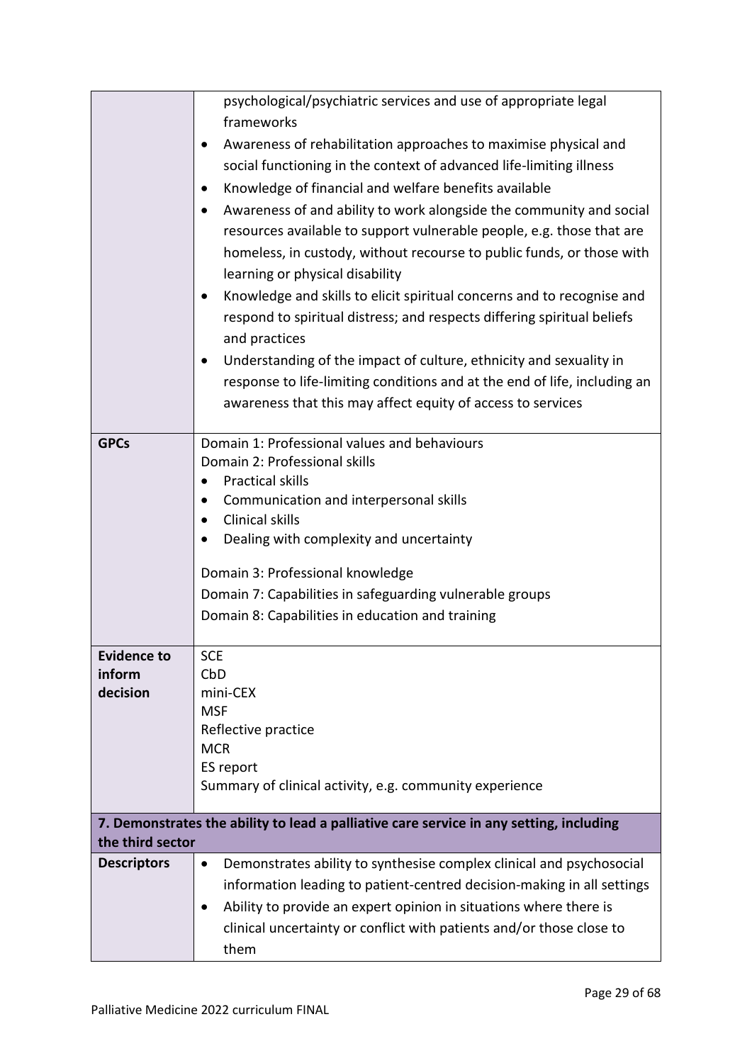| | |
|---|---|
| | psychological/psychiatric services and use of appropriate legal frameworks<br>• Awareness of rehabilitation approaches to maximise physical and social functioning in the context of advanced life-limiting illness<br>• Knowledge of financial and welfare benefits available<br>• Awareness of and ability to work alongside the community and social resources available to support vulnerable people, e.g. those that are homeless, in custody, without recourse to public funds, or those with learning or physical disability<br>• Knowledge and skills to elicit spiritual concerns and to recognise and respond to spiritual distress; and respects differing spiritual beliefs and practices<br>• Understanding of the impact of culture, ethnicity and sexuality in response to life-limiting conditions and at the end of life, including an awareness that this may affect equity of access to services |
| **GPCs** | Domain 1: Professional values and behaviours<br>Domain 2: Professional skills<br>• Practical skills<br>• Communication and interpersonal skills<br>• Clinical skills<br>• Dealing with complexity and uncertainty<br><br>Domain 3: Professional knowledge<br>Domain 7: Capabilities in safeguarding vulnerable groups<br>Domain 8: Capabilities in education and training |
| **Evidence to inform decision** | SCE<br>CbD<br>mini-CEX<br>MSF<br>Reflective practice<br>MCR<br>ES report<br>Summary of clinical activity, e.g. community experience |
| **7. Demonstrates the ability to lead a palliative care service in any setting, including the third sector** | |
| **Descriptors** | • Demonstrates ability to synthesise complex clinical and psychosocial information leading to patient-centred decision-making in all settings<br>• Ability to provide an expert opinion in situations where there is clinical uncertainty or conflict with patients and/or those close to them |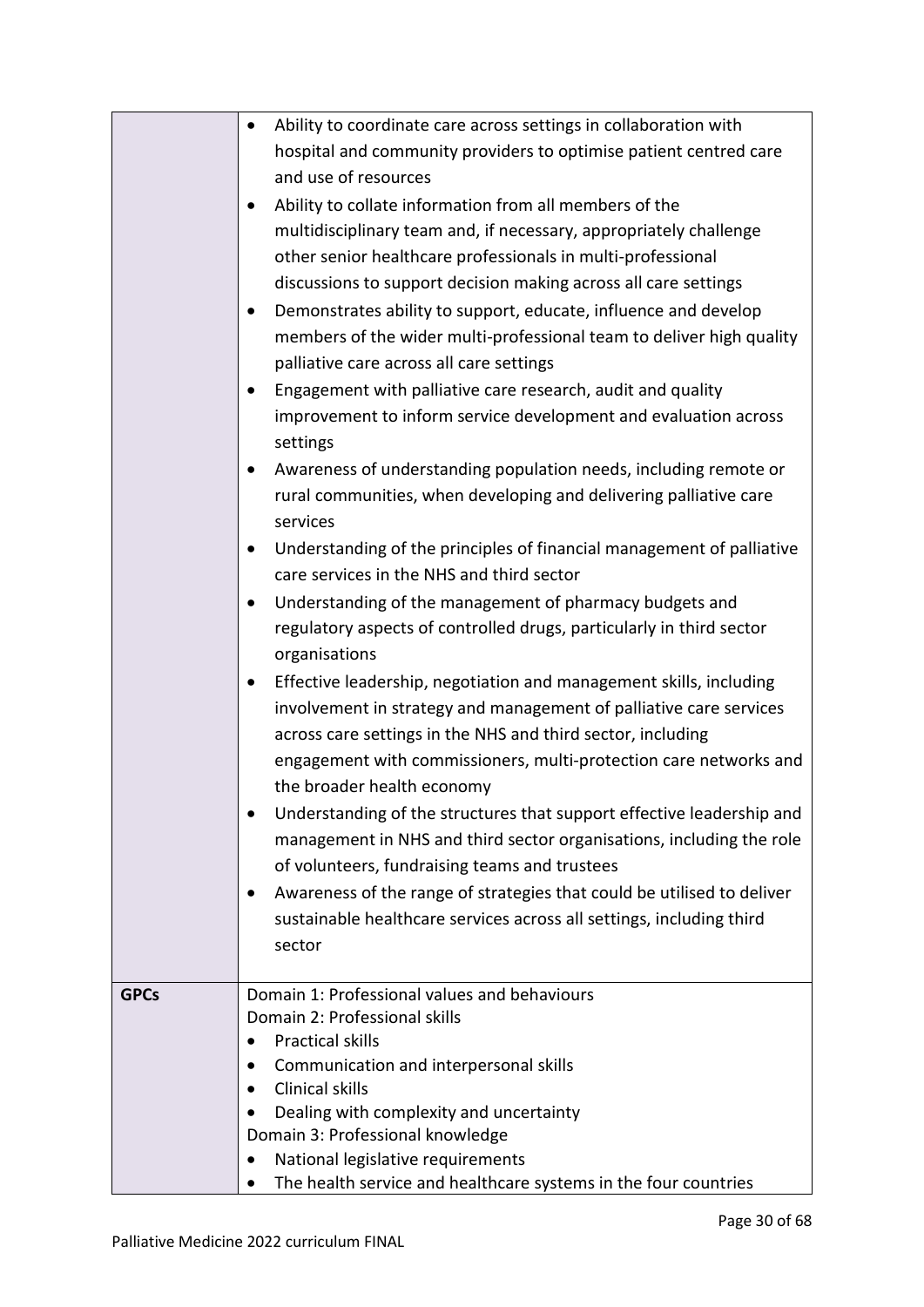| | |
|---|---|
| | • Ability to coordinate care across settings in collaboration with hospital and community providers to optimise patient centred care and use of resources<br>• Ability to collate information from all members of the multidisciplinary team and, if necessary, appropriately challenge other senior healthcare professionals in multi-professional discussions to support decision making across all care settings<br>• Demonstrates ability to support, educate, influence and develop members of the wider multi-professional team to deliver high quality palliative care across all care settings<br>• Engagement with palliative care research, audit and quality improvement to inform service development and evaluation across settings<br>• Awareness of understanding population needs, including remote or rural communities, when developing and delivering palliative care services<br>• Understanding of the principles of financial management of palliative care services in the NHS and third sector<br>• Understanding of the management of pharmacy budgets and regulatory aspects of controlled drugs, particularly in third sector organisations<br>• Effective leadership, negotiation and management skills, including involvement in strategy and management of palliative care services across care settings in the NHS and third sector, including engagement with commissioners, multi-protection care networks and the broader health economy<br>• Understanding of the structures that support effective leadership and management in NHS and third sector organisations, including the role of volunteers, fundraising teams and trustees<br>• Awareness of the range of strategies that could be utilised to deliver sustainable healthcare services across all settings, including third sector |
| **GPCs** | Domain 1: Professional values and behaviours<br>Domain 2: Professional skills<br>• Practical skills<br>• Communication and interpersonal skills<br>• Clinical skills<br>• Dealing with complexity and uncertainty<br>Domain 3: Professional knowledge<br>• National legislative requirements<br>• The health service and healthcare systems in the four countries |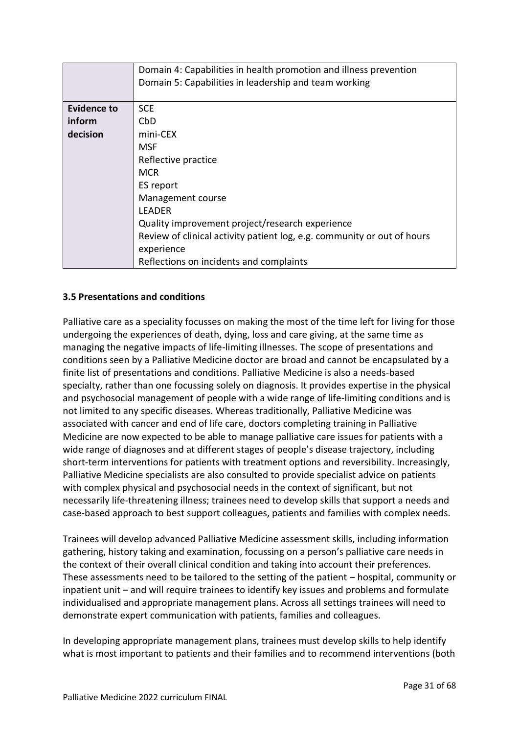| | |
|---|---|
| | Domain 4: Capabilities in health promotion and illness prevention<br>Domain 5: Capabilities in leadership and team working |
| **Evidence to inform decision** | SCE<br>CbD<br>mini-CEX<br>MSF<br>Reflective practice<br>MCR<br>ES report<br>Management course<br>LEADER<br>Quality improvement project/research experience<br>Review of clinical activity patient log, e.g. community or out of hours experience<br>Reflections on incidents and complaints |

### 3.5 Presentations and conditions

Palliative care as a speciality focusses on making the most of the time left for living for those undergoing the experiences of death, dying, loss and care giving, at the same time as managing the negative impacts of life-limiting illnesses. The scope of presentations and conditions seen by a Palliative Medicine doctor are broad and cannot be encapsulated by a finite list of presentations and conditions. Palliative Medicine is also a needs-based specialty, rather than one focussing solely on diagnosis. It provides expertise in the physical and psychosocial management of people with a wide range of life-limiting conditions and is not limited to any specific diseases. Whereas traditionally, Palliative Medicine was associated with cancer and end of life care, doctors completing training in Palliative Medicine are now expected to be able to manage palliative care issues for patients with a wide range of diagnoses and at different stages of people's disease trajectory, including short-term interventions for patients with treatment options and reversibility. Increasingly, Palliative Medicine specialists are also consulted to provide specialist advice on patients with complex physical and psychosocial needs in the context of significant, but not necessarily life-threatening illness; trainees need to develop skills that support a needs and case-based approach to best support colleagues, patients and families with complex needs.

Trainees will develop advanced Palliative Medicine assessment skills, including information gathering, history taking and examination, focussing on a person's palliative care needs in the context of their overall clinical condition and taking into account their preferences. These assessments need to be tailored to the setting of the patient – hospital, community or inpatient unit – and will require trainees to identify key issues and problems and formulate individualised and appropriate management plans. Across all settings trainees will need to demonstrate expert communication with patients, families and colleagues.

In developing appropriate management plans, trainees must develop skills to help identify what is most important to patients and their families and to recommend interventions (both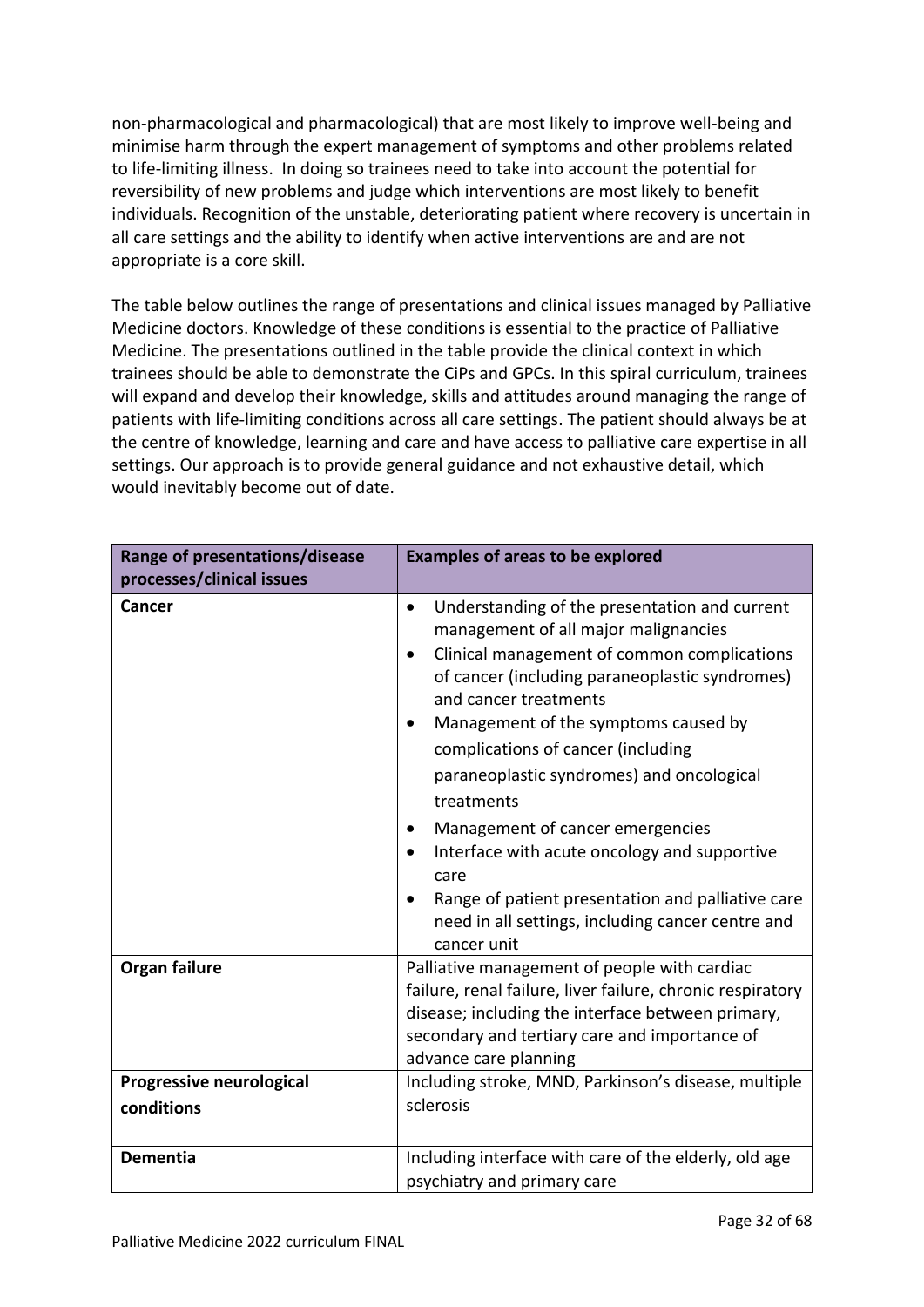non-pharmacological and pharmacological) that are most likely to improve well-being and minimise harm through the expert management of symptoms and other problems related to life-limiting illness. In doing so trainees need to take into account the potential for reversibility of new problems and judge which interventions are most likely to benefit individuals. Recognition of the unstable, deteriorating patient where recovery is uncertain in all care settings and the ability to identify when active interventions are and are not appropriate is a core skill.

The table below outlines the range of presentations and clinical issues managed by Palliative Medicine doctors. Knowledge of these conditions is essential to the practice of Palliative Medicine. The presentations outlined in the table provide the clinical context in which trainees should be able to demonstrate the CiPs and GPCs. In this spiral curriculum, trainees will expand and develop their knowledge, skills and attitudes around managing the range of patients with life-limiting conditions across all care settings. The patient should always be at the centre of knowledge, learning and care and have access to palliative care expertise in all settings. Our approach is to provide general guidance and not exhaustive detail, which would inevitably become out of date.

| Range of presentations/disease processes/clinical issues | Examples of areas to be explored |
| --- | --- |
| **Cancer** | • Understanding of the presentation and current management of all major malignancies<br>• Clinical management of common complications of cancer (including paraneoplastic syndromes) and cancer treatments<br>• Management of the symptoms caused by complications of cancer (including paraneoplastic syndromes) and oncological treatments<br>• Management of cancer emergencies<br>• Interface with acute oncology and supportive care<br>• Range of patient presentation and palliative care need in all settings, including cancer centre and cancer unit |
| **Organ failure** | Palliative management of people with cardiac failure, renal failure, liver failure, chronic respiratory disease; including the interface between primary, secondary and tertiary care and importance of advance care planning |
| **Progressive neurological conditions** | Including stroke, MND, Parkinson's disease, multiple sclerosis |
| **Dementia** | Including interface with care of the elderly, old age psychiatry and primary care |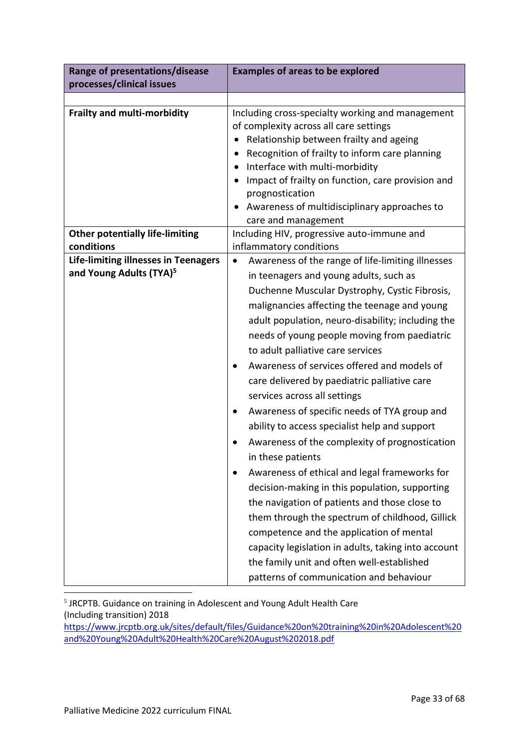| Range of presentations/disease processes/clinical issues | Examples of areas to be explored |
|---|---|
| | |
| **Frailty and multi-morbidity** | Including cross-specialty working and management of complexity across all care settings<br>• Relationship between frailty and ageing<br>• Recognition of frailty to inform care planning<br>• Interface with multi-morbidity<br>• Impact of frailty on function, care provision and prognostication<br>• Awareness of multidisciplinary approaches to care and management |
| **Other potentially life-limiting conditions** | Including HIV, progressive auto-immune and inflammatory conditions |
| **Life-limiting illnesses in Teenagers and Young Adults (TYA)**[5] | • Awareness of the range of life-limiting illnesses in teenagers and young adults, such as Duchenne Muscular Dystrophy, Cystic Fibrosis, malignancies affecting the teenage and young adult population, neuro-disability; including the needs of young people moving from paediatric to adult palliative care services<br>• Awareness of services offered and models of care delivered by paediatric palliative care services across all settings<br>• Awareness of specific needs of TYA group and ability to access specialist help and support<br>• Awareness of the complexity of prognostication in these patients<br>• Awareness of ethical and legal frameworks for decision-making in this population, supporting the navigation of patients and those close to them through the spectrum of childhood, Gillick competence and the application of mental capacity legislation in adults, taking into account the family unit and often well-established patterns of communication and behaviour |

[5] JRCPTB. Guidance on training in Adolescent and Young Adult Health Care (Including transition) 2018 https://www.jrcptb.org.uk/sites/default/files/Guidance%20on%20training%20in%20Adolescent%20and%20Young%20Adult%20Health%20Care%20August%202018.pdf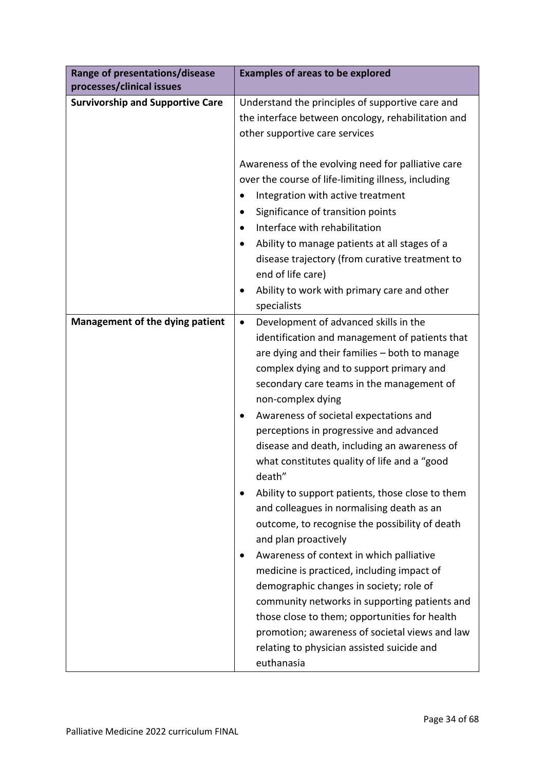| Range of presentations/disease processes/clinical issues | Examples of areas to be explored |
| --- | --- |
| **Survivorship and Supportive Care** | Understand the principles of supportive care and the interface between oncology, rehabilitation and other supportive care services<br><br>Awareness of the evolving need for palliative care over the course of life-limiting illness, including<br>• Integration with active treatment<br>• Significance of transition points<br>• Interface with rehabilitation<br>• Ability to manage patients at all stages of a disease trajectory (from curative treatment to end of life care)<br>• Ability to work with primary care and other specialists |
| **Management of the dying patient** | • Development of advanced skills in the identification and management of patients that are dying and their families – both to manage complex dying and to support primary and secondary care teams in the management of non-complex dying<br>• Awareness of societal expectations and perceptions in progressive and advanced disease and death, including an awareness of what constitutes quality of life and a "good death"<br>• Ability to support patients, those close to them and colleagues in normalising death as an outcome, to recognise the possibility of death and plan proactively<br>• Awareness of context in which palliative medicine is practiced, including impact of demographic changes in society; role of community networks in supporting patients and those close to them; opportunities for health promotion; awareness of societal views and law relating to physician assisted suicide and euthanasia |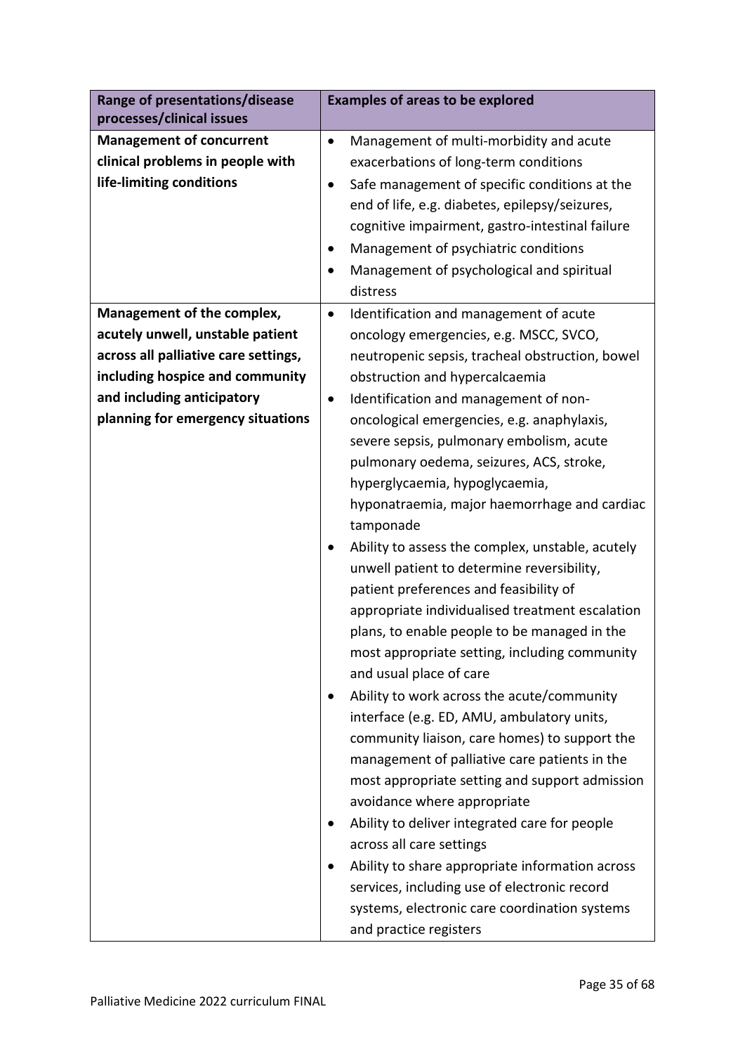| Range of presentations/disease processes/clinical issues | Examples of areas to be explored |
|---|---|
| **Management of concurrent clinical problems in people with life-limiting conditions** | • Management of multi-morbidity and acute exacerbations of long-term conditions<br>• Safe management of specific conditions at the end of life, e.g. diabetes, epilepsy/seizures, cognitive impairment, gastro-intestinal failure<br>• Management of psychiatric conditions<br>• Management of psychological and spiritual distress |
| **Management of the complex, acutely unwell, unstable patient across all palliative care settings, including hospice and community and including anticipatory planning for emergency situations** | • Identification and management of acute oncology emergencies, e.g. MSCC, SVCO, neutropenic sepsis, tracheal obstruction, bowel obstruction and hypercalcaemia<br>• Identification and management of non-oncological emergencies, e.g. anaphylaxis, severe sepsis, pulmonary embolism, acute pulmonary oedema, seizures, ACS, stroke, hyperglycaemia, hypoglycaemia, hyponatraemia, major haemorrhage and cardiac tamponade<br>• Ability to assess the complex, unstable, acutely unwell patient to determine reversibility, patient preferences and feasibility of appropriate individualised treatment escalation plans, to enable people to be managed in the most appropriate setting, including community and usual place of care<br>• Ability to work across the acute/community interface (e.g. ED, AMU, ambulatory units, community liaison, care homes) to support the management of palliative care patients in the most appropriate setting and support admission avoidance where appropriate<br>• Ability to deliver integrated care for people across all care settings<br>• Ability to share appropriate information across services, including use of electronic record systems, electronic care coordination systems and practice registers |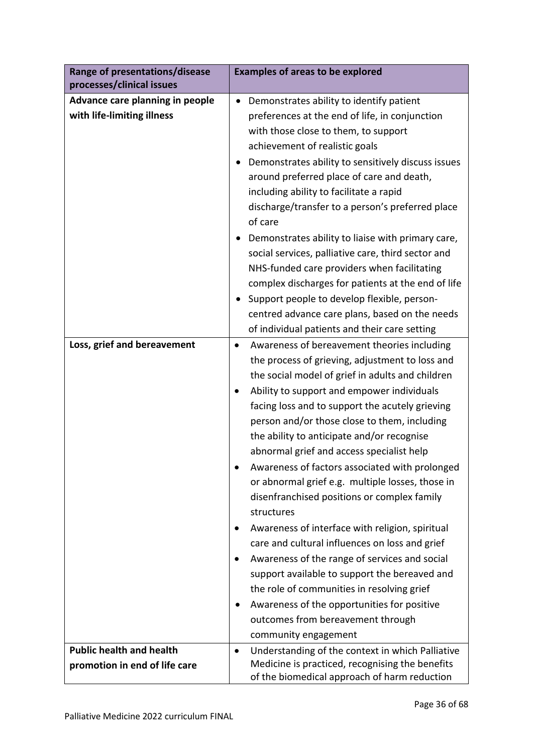| Range of presentations/disease processes/clinical issues | Examples of areas to be explored |
|---|---|
| **Advance care planning in people with life-limiting illness** | • Demonstrates ability to identify patient preferences at the end of life, in conjunction with those close to them, to support achievement of realistic goals<br>• Demonstrates ability to sensitively discuss issues around preferred place of care and death, including ability to facilitate a rapid discharge/transfer to a person's preferred place of care<br>• Demonstrates ability to liaise with primary care, social services, palliative care, third sector and NHS-funded care providers when facilitating complex discharges for patients at the end of life<br>• Support people to develop flexible, person-centred advance care plans, based on the needs of individual patients and their care setting |
| **Loss, grief and bereavement** | • Awareness of bereavement theories including the process of grieving, adjustment to loss and the social model of grief in adults and children<br>• Ability to support and empower individuals facing loss and to support the acutely grieving person and/or those close to them, including the ability to anticipate and/or recognise abnormal grief and access specialist help<br>• Awareness of factors associated with prolonged or abnormal grief e.g. multiple losses, those in disenfranchised positions or complex family structures<br>• Awareness of interface with religion, spiritual care and cultural influences on loss and grief<br>• Awareness of the range of services and social support available to support the bereaved and the role of communities in resolving grief<br>• Awareness of the opportunities for positive outcomes from bereavement through community engagement |
| **Public health and health promotion in end of life care** | • Understanding of the context in which Palliative Medicine is practiced, recognising the benefits of the biomedical approach of harm reduction |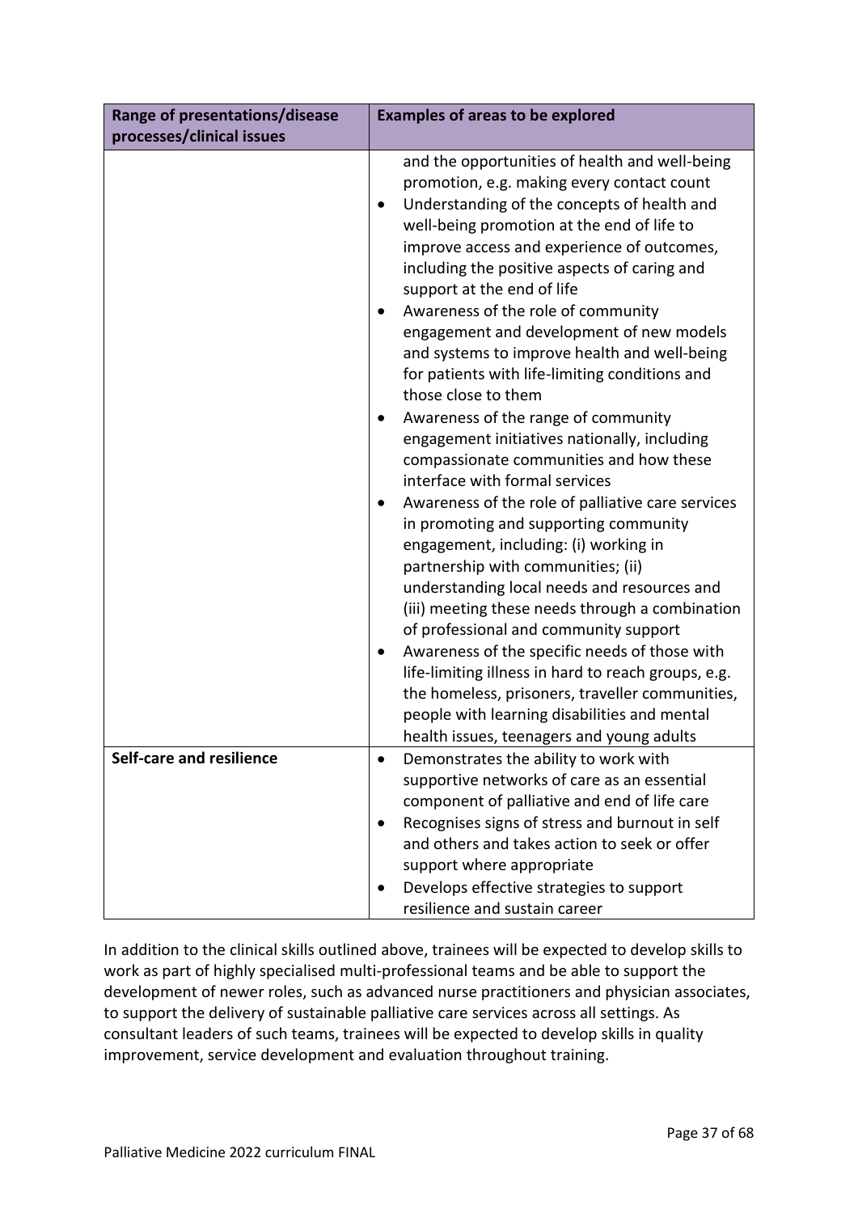| Range of presentations/disease processes/clinical issues | Examples of areas to be explored |
| --- | --- |
| | and the opportunities of health and well-being promotion, e.g. making every contact count<br>• Understanding of the concepts of health and well-being promotion at the end of life to improve access and experience of outcomes, including the positive aspects of caring and support at the end of life<br>• Awareness of the role of community engagement and development of new models and systems to improve health and well-being for patients with life-limiting conditions and those close to them<br>• Awareness of the range of community engagement initiatives nationally, including compassionate communities and how these interface with formal services<br>• Awareness of the role of palliative care services in promoting and supporting community engagement, including: (i) working in partnership with communities; (ii) understanding local needs and resources and (iii) meeting these needs through a combination of professional and community support<br>• Awareness of the specific needs of those with life-limiting illness in hard to reach groups, e.g. the homeless, prisoners, traveller communities, people with learning disabilities and mental health issues, teenagers and young adults |
| **Self-care and resilience** | • Demonstrates the ability to work with supportive networks of care as an essential component of palliative and end of life care<br>• Recognises signs of stress and burnout in self and others and takes action to seek or offer support where appropriate<br>• Develops effective strategies to support resilience and sustain career |

In addition to the clinical skills outlined above, trainees will be expected to develop skills to work as part of highly specialised multi-professional teams and be able to support the development of newer roles, such as advanced nurse practitioners and physician associates, to support the delivery of sustainable palliative care services across all settings. As consultant leaders of such teams, trainees will be expected to develop skills in quality improvement, service development and evaluation throughout training.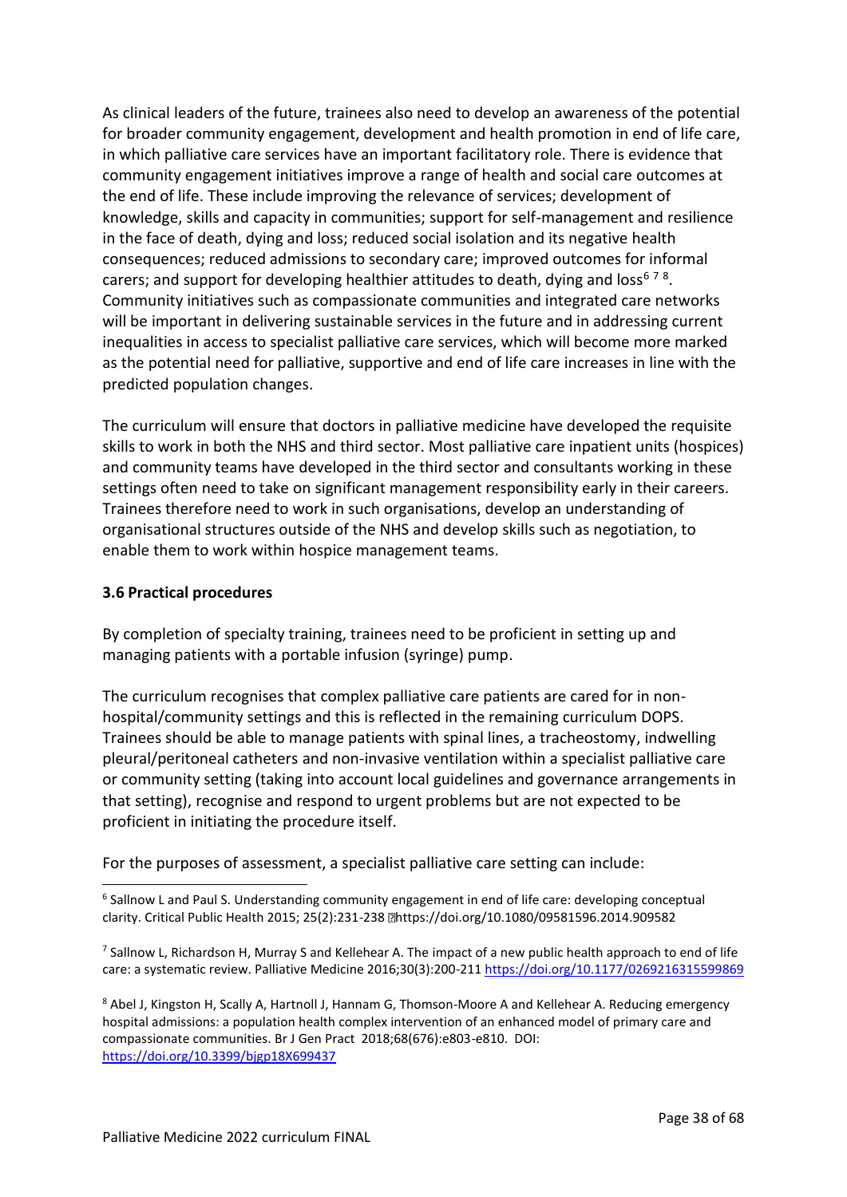As clinical leaders of the future, trainees also need to develop an awareness of the potential for broader community engagement, development and health promotion in end of life care, in which palliative care services have an important facilitatory role. There is evidence that community engagement initiatives improve a range of health and social care outcomes at the end of life. These include improving the relevance of services; development of knowledge, skills and capacity in communities; support for self-management and resilience in the face of death, dying and loss; reduced social isolation and its negative health consequences; reduced admissions to secondary care; improved outcomes for informal carers; and support for developing healthier attitudes to death, dying and loss[6 7 8]. Community initiatives such as compassionate communities and integrated care networks will be important in delivering sustainable services in the future and in addressing current inequalities in access to specialist palliative care services, which will become more marked as the potential need for palliative, supportive and end of life care increases in line with the predicted population changes.

The curriculum will ensure that doctors in palliative medicine have developed the requisite skills to work in both the NHS and third sector. Most palliative care inpatient units (hospices) and community teams have developed in the third sector and consultants working in these settings often need to take on significant management responsibility early in their careers. Trainees therefore need to work in such organisations, develop an understanding of organisational structures outside of the NHS and develop skills such as negotiation, to enable them to work within hospice management teams.

### 3.6 Practical procedures

By completion of specialty training, trainees need to be proficient in setting up and managing patients with a portable infusion (syringe) pump.

The curriculum recognises that complex palliative care patients are cared for in non-hospital/community settings and this is reflected in the remaining curriculum DOPS. Trainees should be able to manage patients with spinal lines, a tracheostomy, indwelling pleural/peritoneal catheters and non-invasive ventilation within a specialist palliative care or community setting (taking into account local guidelines and governance arrangements in that setting), recognise and respond to urgent problems but are not expected to be proficient in initiating the procedure itself.

For the purposes of assessment, a specialist palliative care setting can include:

---

[6] Sallnow L and Paul S. Understanding community engagement in end of life care: developing conceptual clarity. Critical Public Health 2015; 25(2):231-238 https://doi.org/10.1080/09581596.2014.909582

[7] Sallnow L, Richardson H, Murray S and Kellehear A. The impact of a new public health approach to end of life care: a systematic review. Palliative Medicine 2016;30(3):200-211 https://doi.org/10.1177/0269216315599869

[8] Abel J, Kingston H, Scally A, Hartnoll J, Hannam G, Thomson-Moore A and Kellehear A. Reducing emergency hospital admissions: a population health complex intervention of an enhanced model of primary care and compassionate communities. Br J Gen Pract 2018;68(676):e803-e810. DOI: https://doi.org/10.3399/bjgp18X699437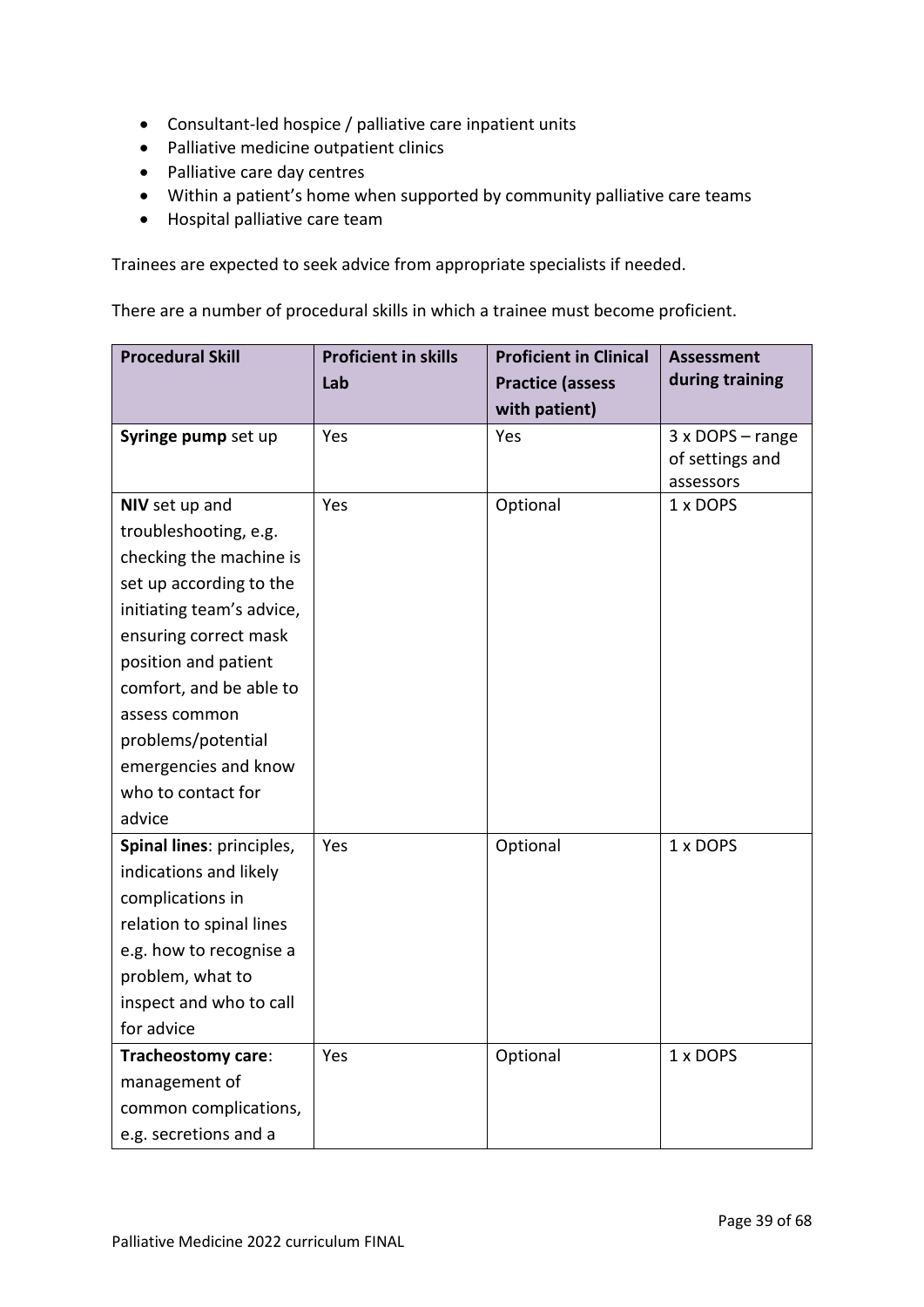- Consultant-led hospice / palliative care inpatient units
- Palliative medicine outpatient clinics
- Palliative care day centres
- Within a patient's home when supported by community palliative care teams
- Hospital palliative care team

Trainees are expected to seek advice from appropriate specialists if needed.

There are a number of procedural skills in which a trainee must become proficient.

| Procedural Skill | Proficient in skills Lab | Proficient in Clinical Practice (assess with patient) | Assessment during training |
|---|---|---|---|
| **Syringe pump** set up | Yes | Yes | 3 x DOPS – range of settings and assessors |
| **NIV** set up and troubleshooting, e.g. checking the machine is set up according to the initiating team's advice, ensuring correct mask position and patient comfort, and be able to assess common problems/potential emergencies and know who to contact for advice | Yes | Optional | 1 x DOPS |
| **Spinal lines**: principles, indications and likely complications in relation to spinal lines e.g. how to recognise a problem, what to inspect and who to call for advice | Yes | Optional | 1 x DOPS |
| **Tracheostomy care**: management of common complications, e.g. secretions and a | Yes | Optional | 1 x DOPS |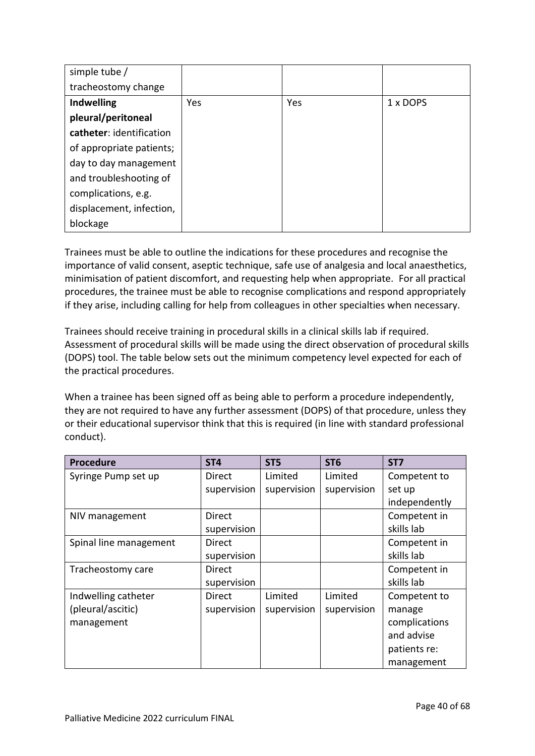| | | | |
|---|---|---|---|
| simple tube / tracheostomy change | | | |
| **Indwelling pleural/peritoneal catheter**: identification of appropriate patients; day to day management and troubleshooting of complications, e.g. displacement, infection, blockage | Yes | Yes | 1 x DOPS |

Trainees must be able to outline the indications for these procedures and recognise the importance of valid consent, aseptic technique, safe use of analgesia and local anaesthetics, minimisation of patient discomfort, and requesting help when appropriate. For all practical procedures, the trainee must be able to recognise complications and respond appropriately if they arise, including calling for help from colleagues in other specialties when necessary.

Trainees should receive training in procedural skills in a clinical skills lab if required. Assessment of procedural skills will be made using the direct observation of procedural skills (DOPS) tool. The table below sets out the minimum competency level expected for each of the practical procedures.

When a trainee has been signed off as being able to perform a procedure independently, they are not required to have any further assessment (DOPS) of that procedure, unless they or their educational supervisor think that this is required (in line with standard professional conduct).

| Procedure | ST4 | ST5 | ST6 | ST7 |
|---|---|---|---|---|
| Syringe Pump set up | Direct supervision | Limited supervision | Limited supervision | Competent to set up independently |
| NIV management | Direct supervision | | | Competent in skills lab |
| Spinal line management | Direct supervision | | | Competent in skills lab |
| Tracheostomy care | Direct supervision | | | Competent in skills lab |
| Indwelling catheter (pleural/ascitic) management | Direct supervision | Limited supervision | Limited supervision | Competent to manage complications and advise patients re: management |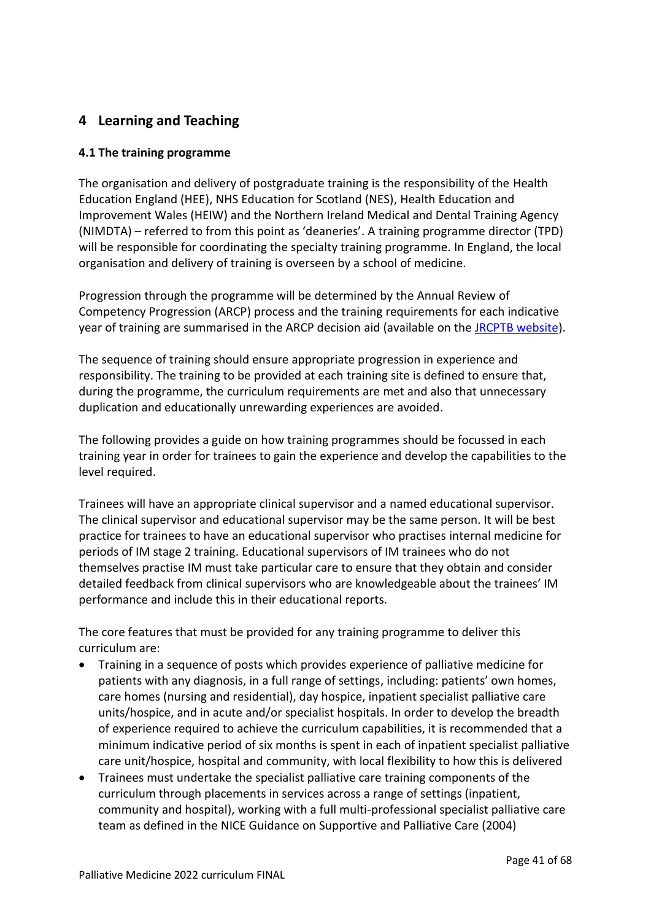# 4 Learning and Teaching

### 4.1 The training programme

The organisation and delivery of postgraduate training is the responsibility of the Health Education England (HEE), NHS Education for Scotland (NES), Health Education and Improvement Wales (HEIW) and the Northern Ireland Medical and Dental Training Agency (NIMDTA) – referred to from this point as 'deaneries'. A training programme director (TPD) will be responsible for coordinating the specialty training programme. In England, the local organisation and delivery of training is overseen by a school of medicine.

Progression through the programme will be determined by the Annual Review of Competency Progression (ARCP) process and the training requirements for each indicative year of training are summarised in the ARCP decision aid (available on the [JRCPTB website](JRCPTB website)).

The sequence of training should ensure appropriate progression in experience and responsibility. The training to be provided at each training site is defined to ensure that, during the programme, the curriculum requirements are met and also that unnecessary duplication and educationally unrewarding experiences are avoided.

The following provides a guide on how training programmes should be focussed in each training year in order for trainees to gain the experience and develop the capabilities to the level required.

Trainees will have an appropriate clinical supervisor and a named educational supervisor. The clinical supervisor and educational supervisor may be the same person. It will be best practice for trainees to have an educational supervisor who practises internal medicine for periods of IM stage 2 training. Educational supervisors of IM trainees who do not themselves practise IM must take particular care to ensure that they obtain and consider detailed feedback from clinical supervisors who are knowledgeable about the trainees' IM performance and include this in their educational reports.

The core features that must be provided for any training programme to deliver this curriculum are:

- Training in a sequence of posts which provides experience of palliative medicine for patients with any diagnosis, in a full range of settings, including: patients' own homes, care homes (nursing and residential), day hospice, inpatient specialist palliative care units/hospice, and in acute and/or specialist hospitals. In order to develop the breadth of experience required to achieve the curriculum capabilities, it is recommended that a minimum indicative period of six months is spent in each of inpatient specialist palliative care unit/hospice, hospital and community, with local flexibility to how this is delivered
- Trainees must undertake the specialist palliative care training components of the curriculum through placements in services across a range of settings (inpatient, community and hospital), working with a full multi-professional specialist palliative care team as defined in the NICE Guidance on Supportive and Palliative Care (2004)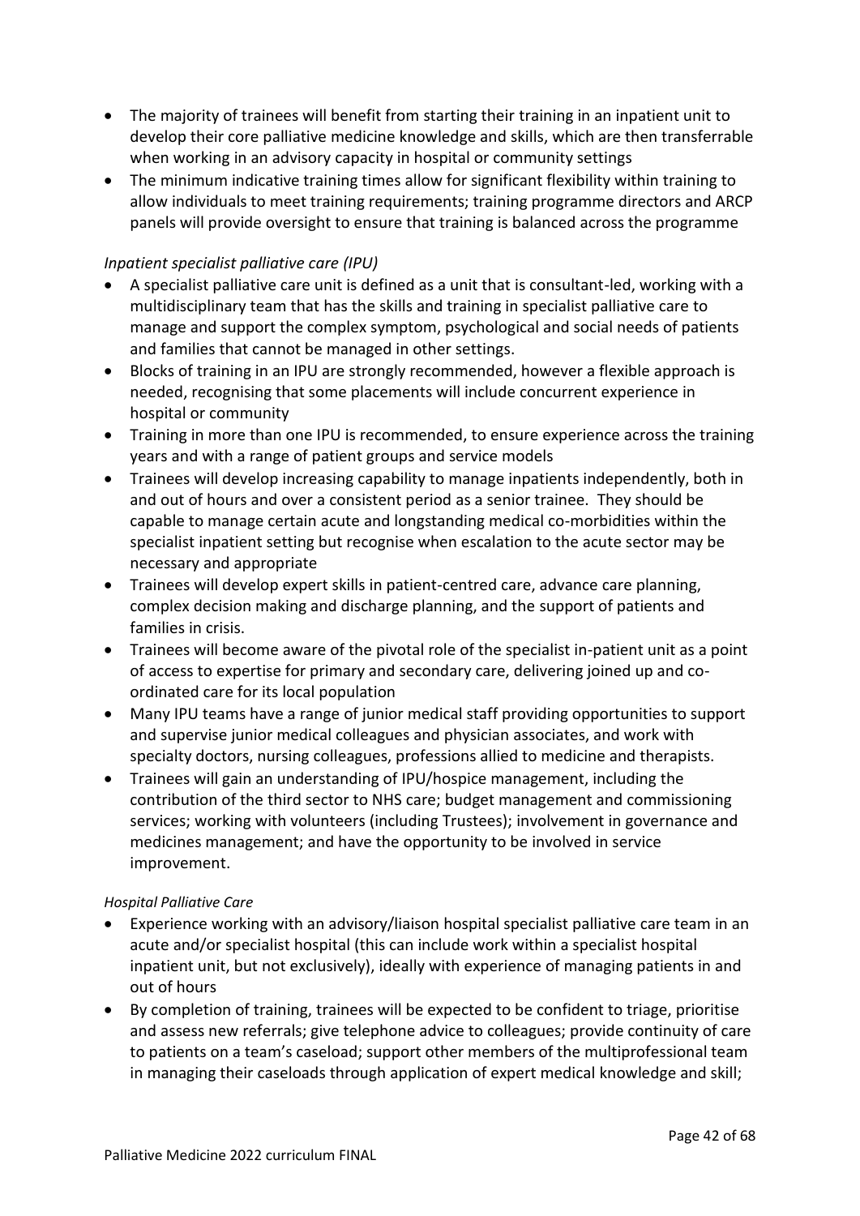- The majority of trainees will benefit from starting their training in an inpatient unit to develop their core palliative medicine knowledge and skills, which are then transferrable when working in an advisory capacity in hospital or community settings
- The minimum indicative training times allow for significant flexibility within training to allow individuals to meet training requirements; training programme directors and ARCP panels will provide oversight to ensure that training is balanced across the programme

*Inpatient specialist palliative care (IPU)*

- A specialist palliative care unit is defined as a unit that is consultant-led, working with a multidisciplinary team that has the skills and training in specialist palliative care to manage and support the complex symptom, psychological and social needs of patients and families that cannot be managed in other settings.
- Blocks of training in an IPU are strongly recommended, however a flexible approach is needed, recognising that some placements will include concurrent experience in hospital or community
- Training in more than one IPU is recommended, to ensure experience across the training years and with a range of patient groups and service models
- Trainees will develop increasing capability to manage inpatients independently, both in and out of hours and over a consistent period as a senior trainee. They should be capable to manage certain acute and longstanding medical co-morbidities within the specialist inpatient setting but recognise when escalation to the acute sector may be necessary and appropriate
- Trainees will develop expert skills in patient-centred care, advance care planning, complex decision making and discharge planning, and the support of patients and families in crisis.
- Trainees will become aware of the pivotal role of the specialist in-patient unit as a point of access to expertise for primary and secondary care, delivering joined up and co-ordinated care for its local population
- Many IPU teams have a range of junior medical staff providing opportunities to support and supervise junior medical colleagues and physician associates, and work with specialty doctors, nursing colleagues, professions allied to medicine and therapists.
- Trainees will gain an understanding of IPU/hospice management, including the contribution of the third sector to NHS care; budget management and commissioning services; working with volunteers (including Trustees); involvement in governance and medicines management; and have the opportunity to be involved in service improvement.

*Hospital Palliative Care*

- Experience working with an advisory/liaison hospital specialist palliative care team in an acute and/or specialist hospital (this can include work within a specialist hospital inpatient unit, but not exclusively), ideally with experience of managing patients in and out of hours
- By completion of training, trainees will be expected to be confident to triage, prioritise and assess new referrals; give telephone advice to colleagues; provide continuity of care to patients on a team's caseload; support other members of the multiprofessional team in managing their caseloads through application of expert medical knowledge and skill;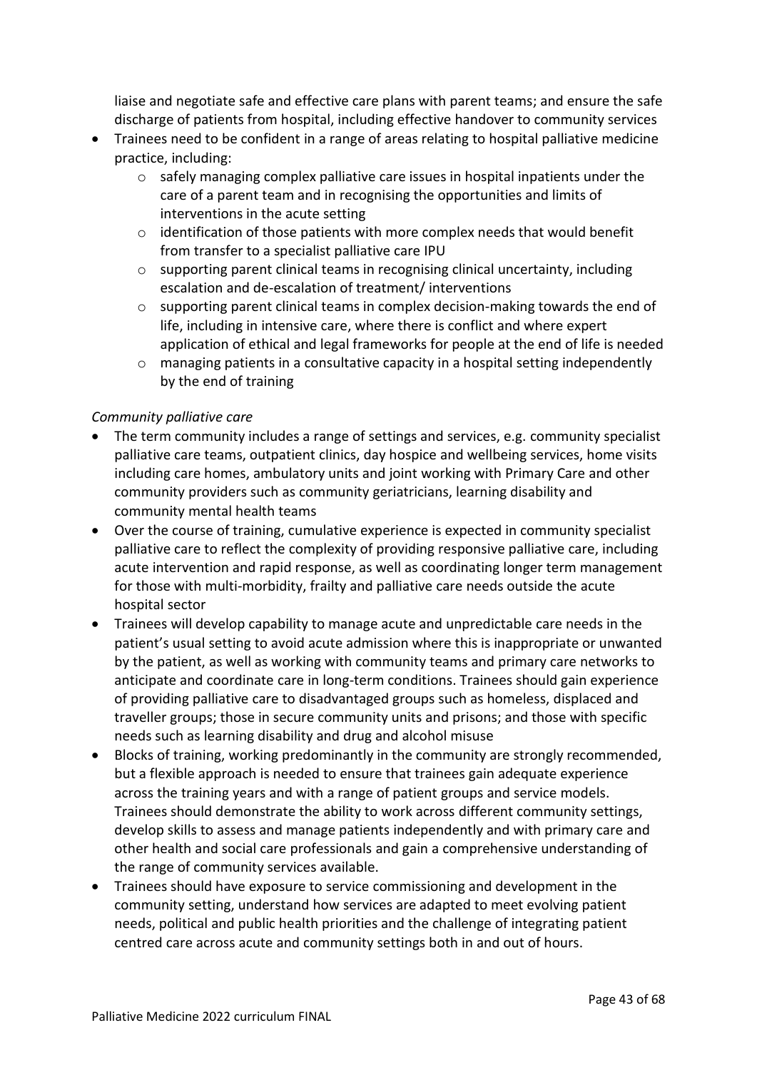liaise and negotiate safe and effective care plans with parent teams; and ensure the safe discharge of patients from hospital, including effective handover to community services

- Trainees need to be confident in a range of areas relating to hospital palliative medicine practice, including:
  - safely managing complex palliative care issues in hospital inpatients under the care of a parent team and in recognising the opportunities and limits of interventions in the acute setting
  - identification of those patients with more complex needs that would benefit from transfer to a specialist palliative care IPU
  - supporting parent clinical teams in recognising clinical uncertainty, including escalation and de-escalation of treatment/ interventions
  - supporting parent clinical teams in complex decision-making towards the end of life, including in intensive care, where there is conflict and where expert application of ethical and legal frameworks for people at the end of life is needed
  - managing patients in a consultative capacity in a hospital setting independently by the end of training

*Community palliative care*

- The term community includes a range of settings and services, e.g. community specialist palliative care teams, outpatient clinics, day hospice and wellbeing services, home visits including care homes, ambulatory units and joint working with Primary Care and other community providers such as community geriatricians, learning disability and community mental health teams
- Over the course of training, cumulative experience is expected in community specialist palliative care to reflect the complexity of providing responsive palliative care, including acute intervention and rapid response, as well as coordinating longer term management for those with multi-morbidity, frailty and palliative care needs outside the acute hospital sector
- Trainees will develop capability to manage acute and unpredictable care needs in the patient's usual setting to avoid acute admission where this is inappropriate or unwanted by the patient, as well as working with community teams and primary care networks to anticipate and coordinate care in long-term conditions. Trainees should gain experience of providing palliative care to disadvantaged groups such as homeless, displaced and traveller groups; those in secure community units and prisons; and those with specific needs such as learning disability and drug and alcohol misuse
- Blocks of training, working predominantly in the community are strongly recommended, but a flexible approach is needed to ensure that trainees gain adequate experience across the training years and with a range of patient groups and service models. Trainees should demonstrate the ability to work across different community settings, develop skills to assess and manage patients independently and with primary care and other health and social care professionals and gain a comprehensive understanding of the range of community services available.
- Trainees should have exposure to service commissioning and development in the community setting, understand how services are adapted to meet evolving patient needs, political and public health priorities and the challenge of integrating patient centred care across acute and community settings both in and out of hours.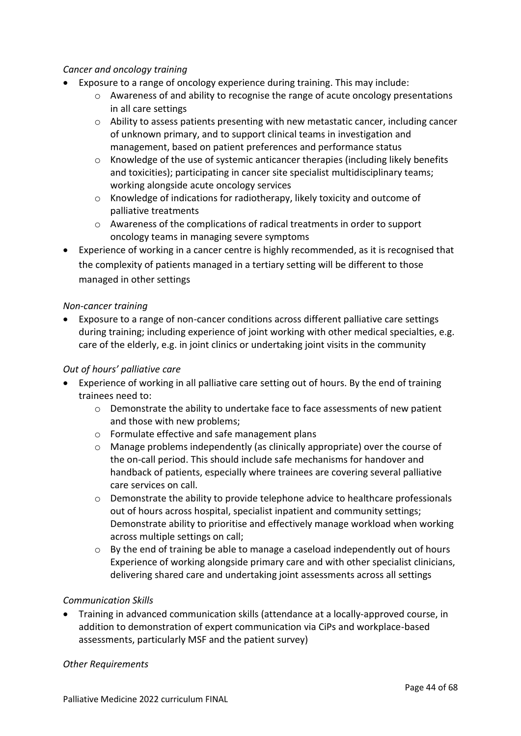*Cancer and oncology training*

- Exposure to a range of oncology experience during training. This may include:
    - Awareness of and ability to recognise the range of acute oncology presentations in all care settings
    - Ability to assess patients presenting with new metastatic cancer, including cancer of unknown primary, and to support clinical teams in investigation and management, based on patient preferences and performance status
    - Knowledge of the use of systemic anticancer therapies (including likely benefits and toxicities); participating in cancer site specialist multidisciplinary teams; working alongside acute oncology services
    - Knowledge of indications for radiotherapy, likely toxicity and outcome of palliative treatments
    - Awareness of the complications of radical treatments in order to support oncology teams in managing severe symptoms
- Experience of working in a cancer centre is highly recommended, as it is recognised that the complexity of patients managed in a tertiary setting will be different to those managed in other settings

*Non-cancer training*

- Exposure to a range of non-cancer conditions across different palliative care settings during training; including experience of joint working with other medical specialties, e.g. care of the elderly, e.g. in joint clinics or undertaking joint visits in the community

*Out of hours' palliative care*

- Experience of working in all palliative care setting out of hours. By the end of training trainees need to:
    - Demonstrate the ability to undertake face to face assessments of new patient and those with new problems;
    - Formulate effective and safe management plans
    - Manage problems independently (as clinically appropriate) over the course of the on-call period. This should include safe mechanisms for handover and handback of patients, especially where trainees are covering several palliative care services on call.
    - Demonstrate the ability to provide telephone advice to healthcare professionals out of hours across hospital, specialist inpatient and community settings; Demonstrate ability to prioritise and effectively manage workload when working across multiple settings on call;
    - By the end of training be able to manage a caseload independently out of hours Experience of working alongside primary care and with other specialist clinicians, delivering shared care and undertaking joint assessments across all settings

*Communication Skills*

- Training in advanced communication skills (attendance at a locally-approved course, in addition to demonstration of expert communication via CiPs and workplace-based assessments, particularly MSF and the patient survey)

*Other Requirements*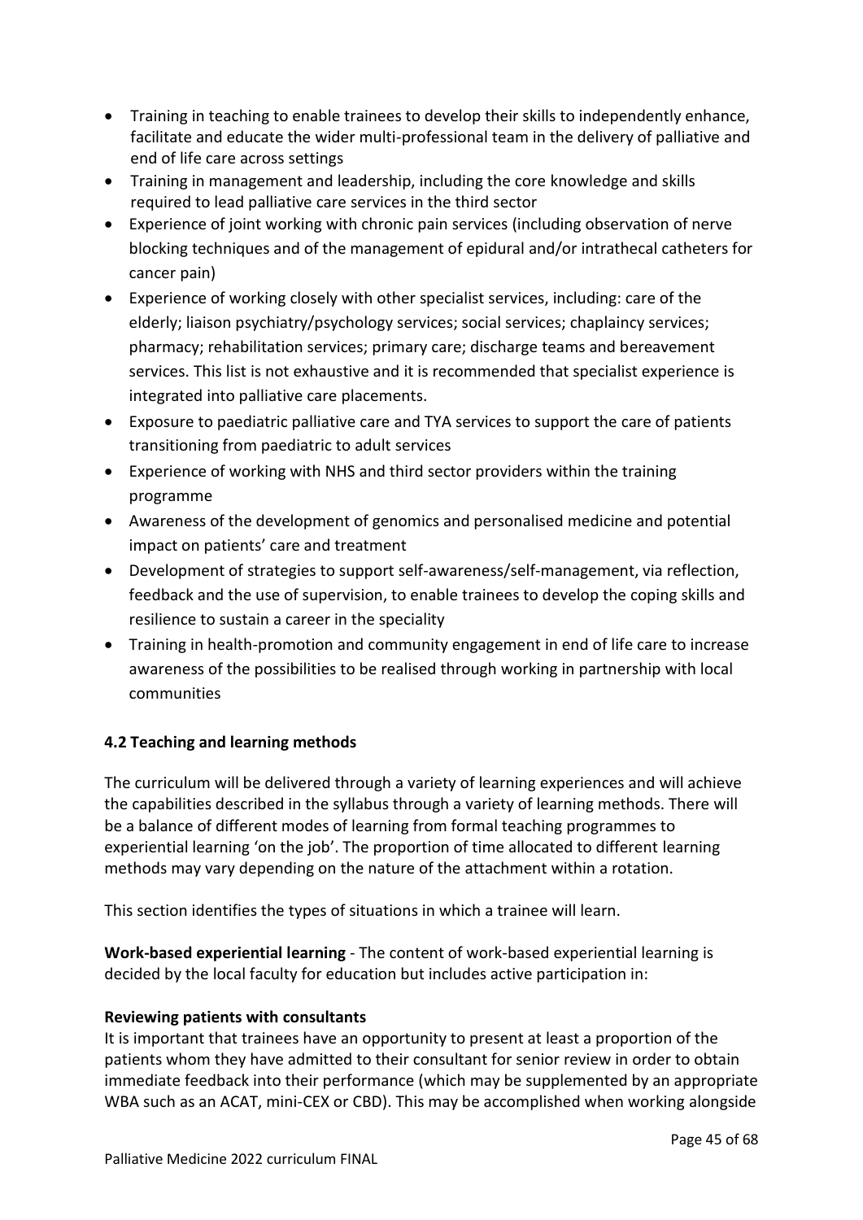- Training in teaching to enable trainees to develop their skills to independently enhance, facilitate and educate the wider multi-professional team in the delivery of palliative and end of life care across settings
- Training in management and leadership, including the core knowledge and skills required to lead palliative care services in the third sector
- Experience of joint working with chronic pain services (including observation of nerve blocking techniques and of the management of epidural and/or intrathecal catheters for cancer pain)
- Experience of working closely with other specialist services, including: care of the elderly; liaison psychiatry/psychology services; social services; chaplaincy services; pharmacy; rehabilitation services; primary care; discharge teams and bereavement services. This list is not exhaustive and it is recommended that specialist experience is integrated into palliative care placements.
- Exposure to paediatric palliative care and TYA services to support the care of patients transitioning from paediatric to adult services
- Experience of working with NHS and third sector providers within the training programme
- Awareness of the development of genomics and personalised medicine and potential impact on patients' care and treatment
- Development of strategies to support self-awareness/self-management, via reflection, feedback and the use of supervision, to enable trainees to develop the coping skills and resilience to sustain a career in the speciality
- Training in health-promotion and community engagement in end of life care to increase awareness of the possibilities to be realised through working in partnership with local communities

### 4.2 Teaching and learning methods

The curriculum will be delivered through a variety of learning experiences and will achieve the capabilities described in the syllabus through a variety of learning methods. There will be a balance of different modes of learning from formal teaching programmes to experiential learning 'on the job'. The proportion of time allocated to different learning methods may vary depending on the nature of the attachment within a rotation.

This section identifies the types of situations in which a trainee will learn.

**Work-based experiential learning** - The content of work-based experiential learning is decided by the local faculty for education but includes active participation in:

**Reviewing patients with consultants**

It is important that trainees have an opportunity to present at least a proportion of the patients whom they have admitted to their consultant for senior review in order to obtain immediate feedback into their performance (which may be supplemented by an appropriate WBA such as an ACAT, mini-CEX or CBD). This may be accomplished when working alongside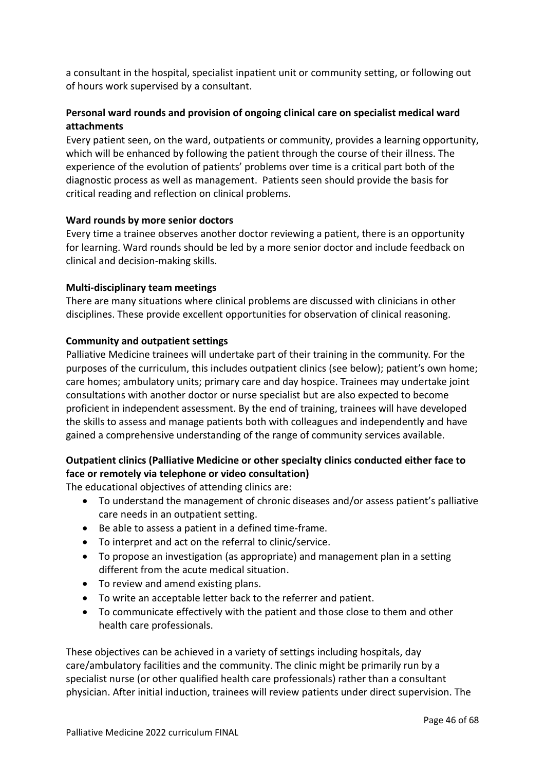a consultant in the hospital, specialist inpatient unit or community setting, or following out of hours work supervised by a consultant.

**Personal ward rounds and provision of ongoing clinical care on specialist medical ward attachments**

Every patient seen, on the ward, outpatients or community, provides a learning opportunity, which will be enhanced by following the patient through the course of their illness. The experience of the evolution of patients' problems over time is a critical part both of the diagnostic process as well as management. Patients seen should provide the basis for critical reading and reflection on clinical problems.

**Ward rounds by more senior doctors**

Every time a trainee observes another doctor reviewing a patient, there is an opportunity for learning. Ward rounds should be led by a more senior doctor and include feedback on clinical and decision-making skills.

**Multi-disciplinary team meetings**

There are many situations where clinical problems are discussed with clinicians in other disciplines. These provide excellent opportunities for observation of clinical reasoning.

**Community and outpatient settings**

Palliative Medicine trainees will undertake part of their training in the community. For the purposes of the curriculum, this includes outpatient clinics (see below); patient's own home; care homes; ambulatory units; primary care and day hospice. Trainees may undertake joint consultations with another doctor or nurse specialist but are also expected to become proficient in independent assessment. By the end of training, trainees will have developed the skills to assess and manage patients both with colleagues and independently and have gained a comprehensive understanding of the range of community services available.

**Outpatient clinics (Palliative Medicine or other specialty clinics conducted either face to face or remotely via telephone or video consultation)**

The educational objectives of attending clinics are:

- To understand the management of chronic diseases and/or assess patient's palliative care needs in an outpatient setting.
- Be able to assess a patient in a defined time-frame.
- To interpret and act on the referral to clinic/service.
- To propose an investigation (as appropriate) and management plan in a setting different from the acute medical situation.
- To review and amend existing plans.
- To write an acceptable letter back to the referrer and patient.
- To communicate effectively with the patient and those close to them and other health care professionals.

These objectives can be achieved in a variety of settings including hospitals, day care/ambulatory facilities and the community. The clinic might be primarily run by a specialist nurse (or other qualified health care professionals) rather than a consultant physician. After initial induction, trainees will review patients under direct supervision. The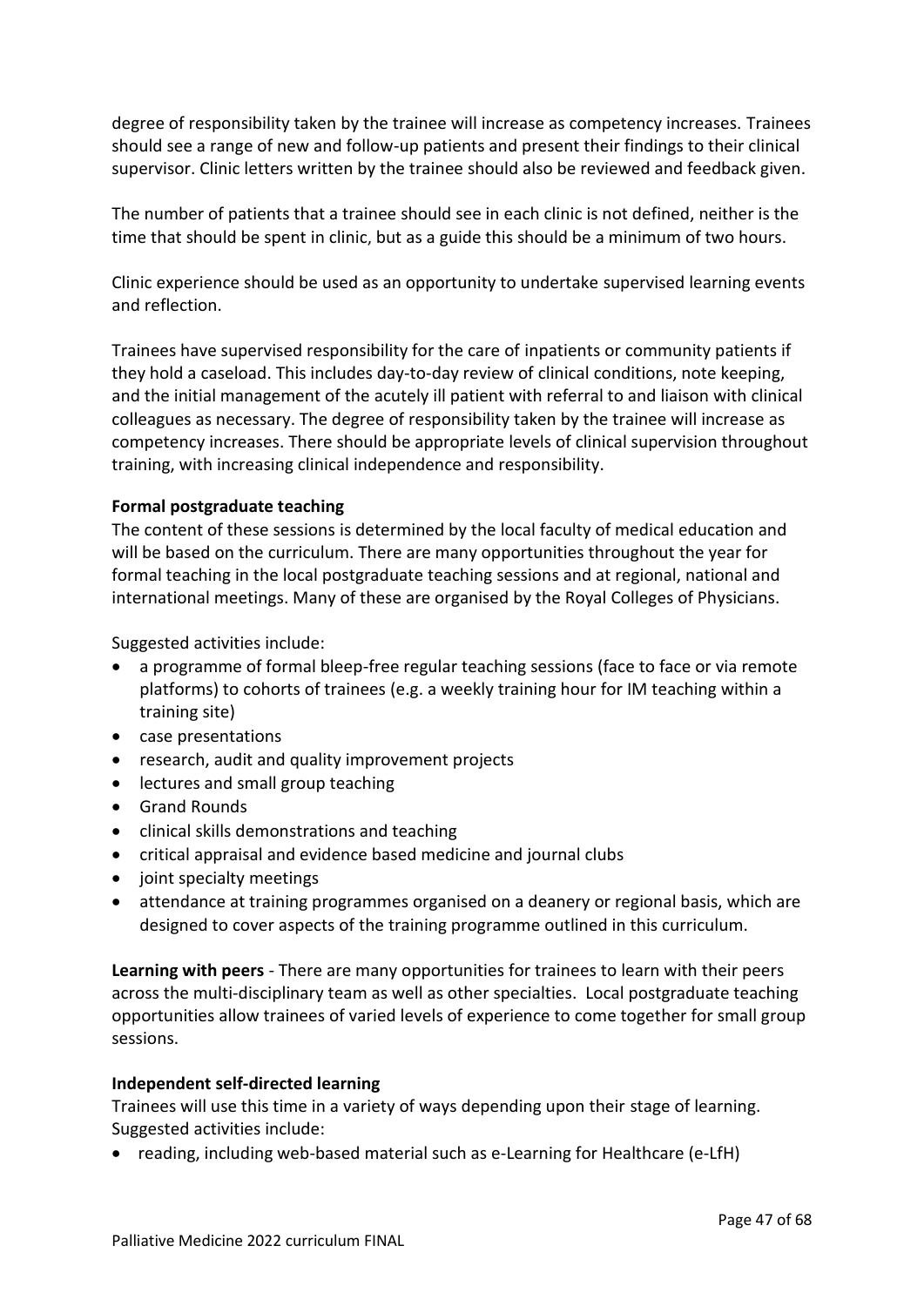degree of responsibility taken by the trainee will increase as competency increases. Trainees should see a range of new and follow-up patients and present their findings to their clinical supervisor. Clinic letters written by the trainee should also be reviewed and feedback given.

The number of patients that a trainee should see in each clinic is not defined, neither is the time that should be spent in clinic, but as a guide this should be a minimum of two hours.

Clinic experience should be used as an opportunity to undertake supervised learning events and reflection.

Trainees have supervised responsibility for the care of inpatients or community patients if they hold a caseload. This includes day-to-day review of clinical conditions, note keeping, and the initial management of the acutely ill patient with referral to and liaison with clinical colleagues as necessary. The degree of responsibility taken by the trainee will increase as competency increases. There should be appropriate levels of clinical supervision throughout training, with increasing clinical independence and responsibility.

**Formal postgraduate teaching**

The content of these sessions is determined by the local faculty of medical education and will be based on the curriculum. There are many opportunities throughout the year for formal teaching in the local postgraduate teaching sessions and at regional, national and international meetings. Many of these are organised by the Royal Colleges of Physicians.

Suggested activities include:

- a programme of formal bleep-free regular teaching sessions (face to face or via remote platforms) to cohorts of trainees (e.g. a weekly training hour for IM teaching within a training site)
- case presentations
- research, audit and quality improvement projects
- lectures and small group teaching
- Grand Rounds
- clinical skills demonstrations and teaching
- critical appraisal and evidence based medicine and journal clubs
- joint specialty meetings
- attendance at training programmes organised on a deanery or regional basis, which are designed to cover aspects of the training programme outlined in this curriculum.

**Learning with peers** - There are many opportunities for trainees to learn with their peers across the multi-disciplinary team as well as other specialties. Local postgraduate teaching opportunities allow trainees of varied levels of experience to come together for small group sessions.

**Independent self-directed learning**

Trainees will use this time in a variety of ways depending upon their stage of learning. Suggested activities include:

- reading, including web-based material such as e-Learning for Healthcare (e-LfH)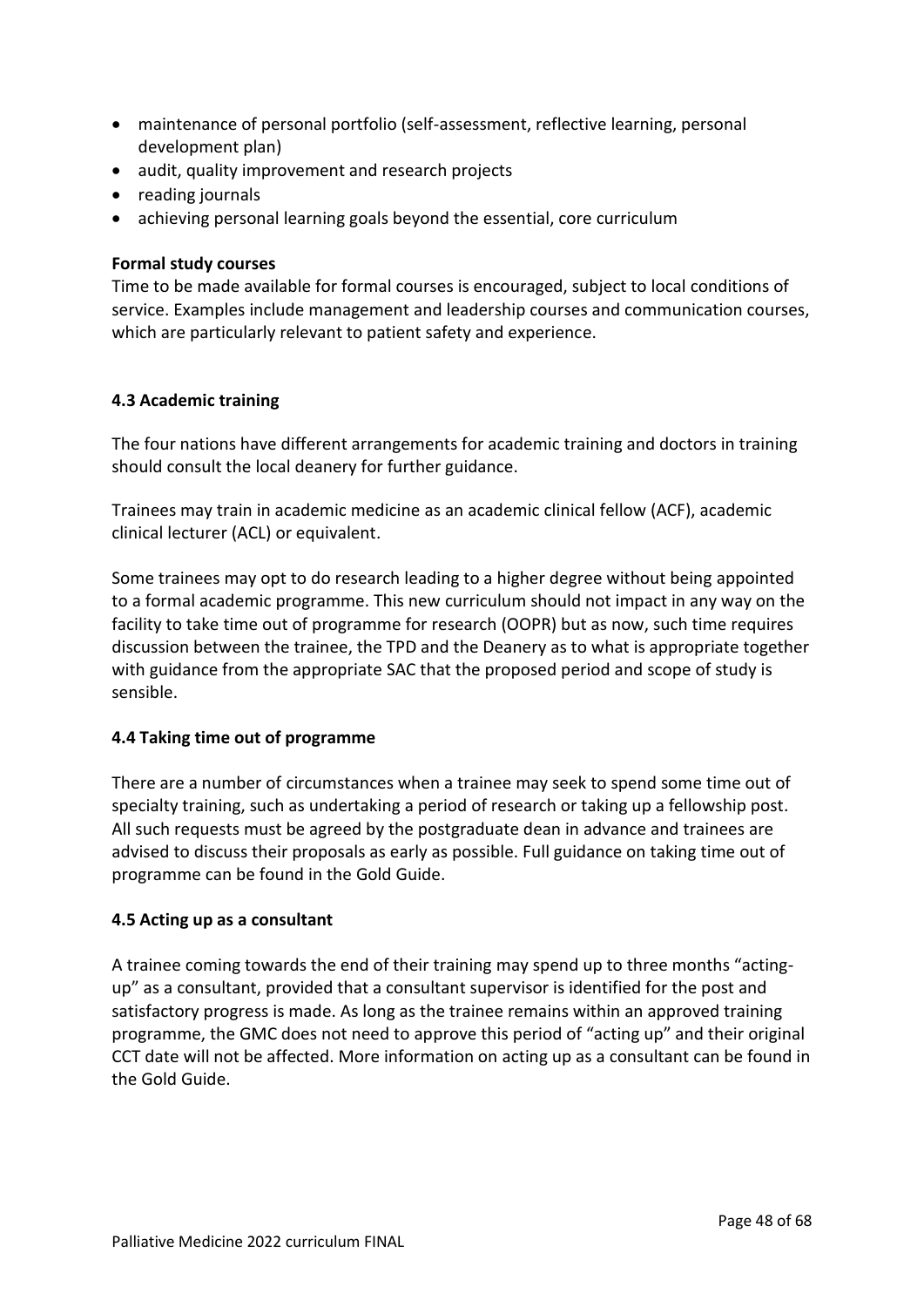- maintenance of personal portfolio (self-assessment, reflective learning, personal development plan)
- audit, quality improvement and research projects
- reading journals
- achieving personal learning goals beyond the essential, core curriculum

**Formal study courses**

Time to be made available for formal courses is encouraged, subject to local conditions of service. Examples include management and leadership courses and communication courses, which are particularly relevant to patient safety and experience.

### 4.3 Academic training

The four nations have different arrangements for academic training and doctors in training should consult the local deanery for further guidance.

Trainees may train in academic medicine as an academic clinical fellow (ACF), academic clinical lecturer (ACL) or equivalent.

Some trainees may opt to do research leading to a higher degree without being appointed to a formal academic programme. This new curriculum should not impact in any way on the facility to take time out of programme for research (OOPR) but as now, such time requires discussion between the trainee, the TPD and the Deanery as to what is appropriate together with guidance from the appropriate SAC that the proposed period and scope of study is sensible.

### 4.4 Taking time out of programme

There are a number of circumstances when a trainee may seek to spend some time out of specialty training, such as undertaking a period of research or taking up a fellowship post. All such requests must be agreed by the postgraduate dean in advance and trainees are advised to discuss their proposals as early as possible. Full guidance on taking time out of programme can be found in the Gold Guide.

### 4.5 Acting up as a consultant

A trainee coming towards the end of their training may spend up to three months "acting-up" as a consultant, provided that a consultant supervisor is identified for the post and satisfactory progress is made. As long as the trainee remains within an approved training programme, the GMC does not need to approve this period of "acting up" and their original CCT date will not be affected. More information on acting up as a consultant can be found in the Gold Guide.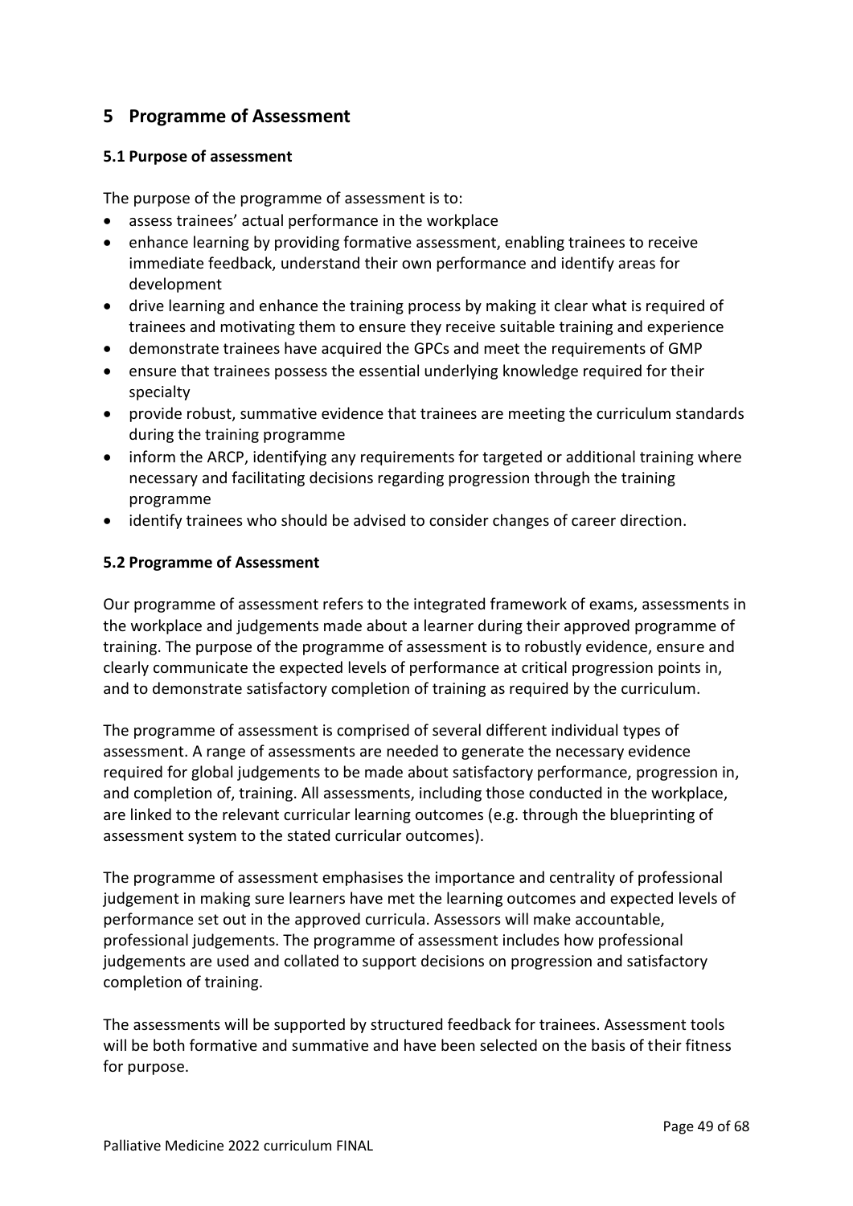## 5 Programme of Assessment

### 5.1 Purpose of assessment

The purpose of the programme of assessment is to:

- assess trainees' actual performance in the workplace
- enhance learning by providing formative assessment, enabling trainees to receive immediate feedback, understand their own performance and identify areas for development
- drive learning and enhance the training process by making it clear what is required of trainees and motivating them to ensure they receive suitable training and experience
- demonstrate trainees have acquired the GPCs and meet the requirements of GMP
- ensure that trainees possess the essential underlying knowledge required for their specialty
- provide robust, summative evidence that trainees are meeting the curriculum standards during the training programme
- inform the ARCP, identifying any requirements for targeted or additional training where necessary and facilitating decisions regarding progression through the training programme
- identify trainees who should be advised to consider changes of career direction.

### 5.2 Programme of Assessment

Our programme of assessment refers to the integrated framework of exams, assessments in the workplace and judgements made about a learner during their approved programme of training. The purpose of the programme of assessment is to robustly evidence, ensure and clearly communicate the expected levels of performance at critical progression points in, and to demonstrate satisfactory completion of training as required by the curriculum.

The programme of assessment is comprised of several different individual types of assessment. A range of assessments are needed to generate the necessary evidence required for global judgements to be made about satisfactory performance, progression in, and completion of, training. All assessments, including those conducted in the workplace, are linked to the relevant curricular learning outcomes (e.g. through the blueprinting of assessment system to the stated curricular outcomes).

The programme of assessment emphasises the importance and centrality of professional judgement in making sure learners have met the learning outcomes and expected levels of performance set out in the approved curricula. Assessors will make accountable, professional judgements. The programme of assessment includes how professional judgements are used and collated to support decisions on progression and satisfactory completion of training.

The assessments will be supported by structured feedback for trainees. Assessment tools will be both formative and summative and have been selected on the basis of their fitness for purpose.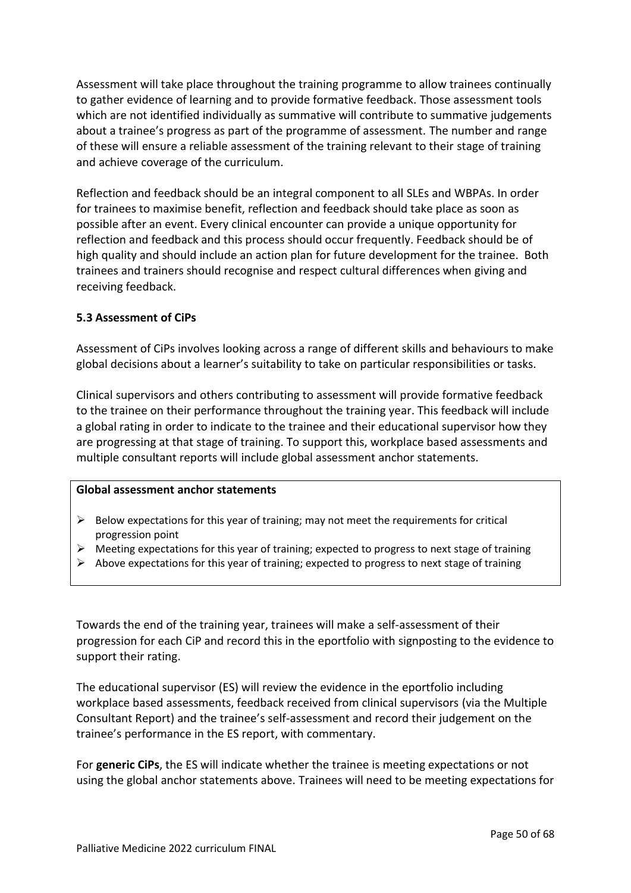Assessment will take place throughout the training programme to allow trainees continually to gather evidence of learning and to provide formative feedback. Those assessment tools which are not identified individually as summative will contribute to summative judgements about a trainee's progress as part of the programme of assessment. The number and range of these will ensure a reliable assessment of the training relevant to their stage of training and achieve coverage of the curriculum.

Reflection and feedback should be an integral component to all SLEs and WBPAs. In order for trainees to maximise benefit, reflection and feedback should take place as soon as possible after an event. Every clinical encounter can provide a unique opportunity for reflection and feedback and this process should occur frequently. Feedback should be of high quality and should include an action plan for future development for the trainee. Both trainees and trainers should recognise and respect cultural differences when giving and receiving feedback.

### 5.3 Assessment of CiPs

Assessment of CiPs involves looking across a range of different skills and behaviours to make global decisions about a learner's suitability to take on particular responsibilities or tasks.

Clinical supervisors and others contributing to assessment will provide formative feedback to the trainee on their performance throughout the training year. This feedback will include a global rating in order to indicate to the trainee and their educational supervisor how they are progressing at that stage of training. To support this, workplace based assessments and multiple consultant reports will include global assessment anchor statements.

**Global assessment anchor statements**

- Below expectations for this year of training; may not meet the requirements for critical progression point
- Meeting expectations for this year of training; expected to progress to next stage of training
- Above expectations for this year of training; expected to progress to next stage of training

Towards the end of the training year, trainees will make a self-assessment of their progression for each CiP and record this in the eportfolio with signposting to the evidence to support their rating.

The educational supervisor (ES) will review the evidence in the eportfolio including workplace based assessments, feedback received from clinical supervisors (via the Multiple Consultant Report) and the trainee's self-assessment and record their judgement on the trainee's performance in the ES report, with commentary.

For **generic CiPs**, the ES will indicate whether the trainee is meeting expectations or not using the global anchor statements above. Trainees will need to be meeting expectations for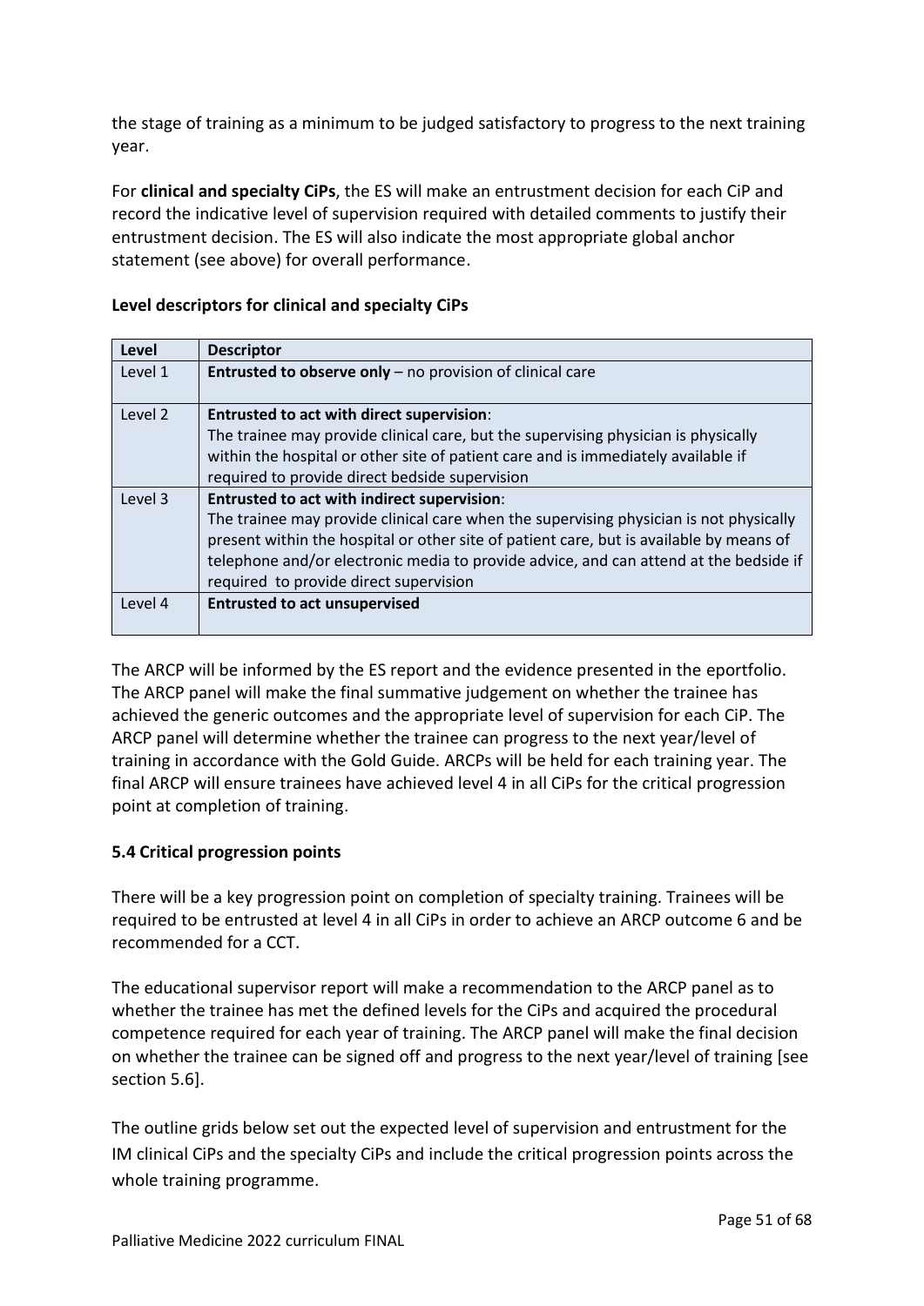the stage of training as a minimum to be judged satisfactory to progress to the next training year.

For **clinical and specialty CiPs**, the ES will make an entrustment decision for each CiP and record the indicative level of supervision required with detailed comments to justify their entrustment decision. The ES will also indicate the most appropriate global anchor statement (see above) for overall performance.

**Level descriptors for clinical and specialty CiPs**

| Level | Descriptor |
|---|---|
| Level 1 | **Entrusted to observe only** – no provision of clinical care |
| Level 2 | **Entrusted to act with direct supervision**:<br>The trainee may provide clinical care, but the supervising physician is physically within the hospital or other site of patient care and is immediately available if required to provide direct bedside supervision |
| Level 3 | **Entrusted to act with indirect supervision**:<br>The trainee may provide clinical care when the supervising physician is not physically present within the hospital or other site of patient care, but is available by means of telephone and/or electronic media to provide advice, and can attend at the bedside if required to provide direct supervision |
| Level 4 | **Entrusted to act unsupervised** |

The ARCP will be informed by the ES report and the evidence presented in the eportfolio. The ARCP panel will make the final summative judgement on whether the trainee has achieved the generic outcomes and the appropriate level of supervision for each CiP. The ARCP panel will determine whether the trainee can progress to the next year/level of training in accordance with the Gold Guide. ARCPs will be held for each training year. The final ARCP will ensure trainees have achieved level 4 in all CiPs for the critical progression point at completion of training.

### 5.4 Critical progression points

There will be a key progression point on completion of specialty training. Trainees will be required to be entrusted at level 4 in all CiPs in order to achieve an ARCP outcome 6 and be recommended for a CCT.

The educational supervisor report will make a recommendation to the ARCP panel as to whether the trainee has met the defined levels for the CiPs and acquired the procedural competence required for each year of training. The ARCP panel will make the final decision on whether the trainee can be signed off and progress to the next year/level of training [see section 5.6].

The outline grids below set out the expected level of supervision and entrustment for the IM clinical CiPs and the specialty CiPs and include the critical progression points across the whole training programme.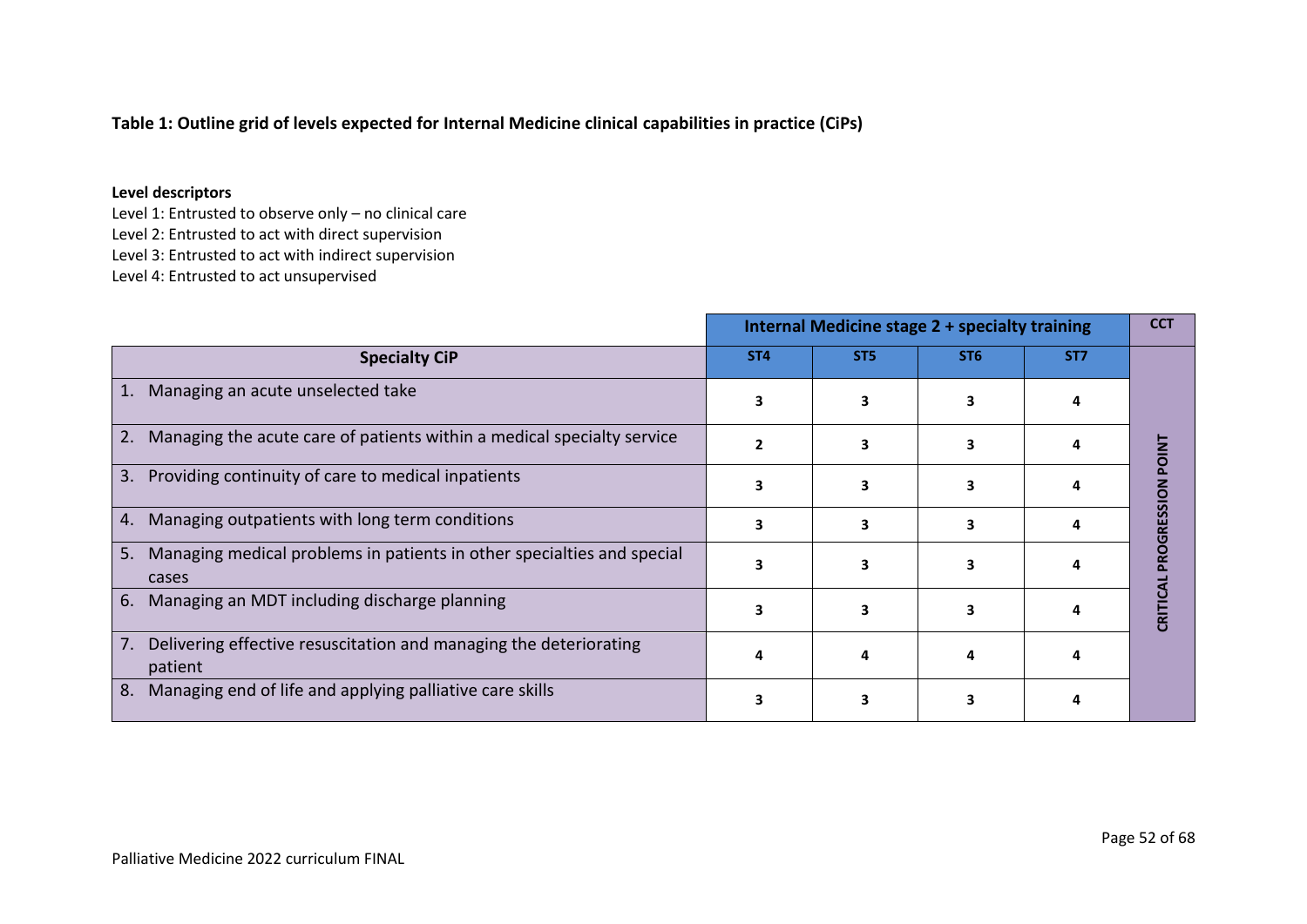**Table 1: Outline grid of levels expected for Internal Medicine clinical capabilities in practice (CiPs)**

**Level descriptors**

Level 1: Entrusted to observe only – no clinical care
Level 2: Entrusted to act with direct supervision
Level 3: Entrusted to act with indirect supervision
Level 4: Entrusted to act unsupervised

| | **Internal Medicine stage 2 + specialty training** | | | | **CCT** |
|---|---|---|---|---|---|
| **Specialty CiP** | **ST4** | **ST5** | **ST6** | **ST7** | **CRITICAL PROGRESSION POINT** |
| 1. Managing an acute unselected take | 3 | 3 | 3 | 4 | |
| 2. Managing the acute care of patients within a medical specialty service | 2 | 3 | 3 | 4 | |
| 3. Providing continuity of care to medical inpatients | 3 | 3 | 3 | 4 | |
| 4. Managing outpatients with long term conditions | 3 | 3 | 3 | 4 | |
| 5. Managing medical problems in patients in other specialties and special cases | 3 | 3 | 3 | 4 | |
| 6. Managing an MDT including discharge planning | 3 | 3 | 3 | 4 | |
| 7. Delivering effective resuscitation and managing the deteriorating patient | 4 | 4 | 4 | 4 | |
| 8. Managing end of life and applying palliative care skills | 3 | 3 | 3 | 4 | |

Palliative Medicine 2022 curriculum FINAL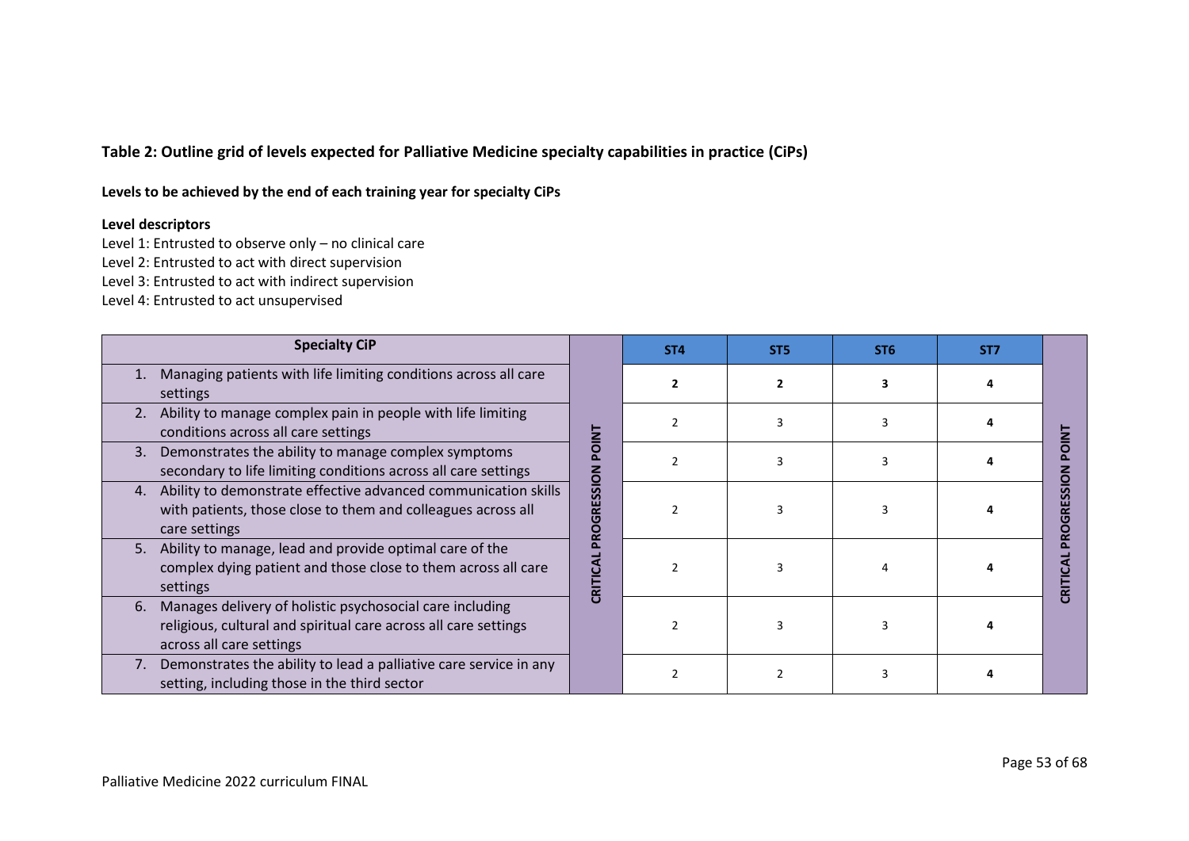**Table 2: Outline grid of levels expected for Palliative Medicine specialty capabilities in practice (CiPs)**

**Levels to be achieved by the end of each training year for specialty CiPs**

**Level descriptors**

Level 1: Entrusted to observe only – no clinical care
Level 2: Entrusted to act with direct supervision
Level 3: Entrusted to act with indirect supervision
Level 4: Entrusted to act unsupervised

| Specialty CiP | CRITICAL PROGRESSION POINT | ST4 | ST5 | ST6 | ST7 | CRITICAL PROGRESSION POINT |
|---|---|---|---|---|---|---|
| 1. Managing patients with life limiting conditions across all care settings | | **2** | **2** | **3** | **4** | |
| 2. Ability to manage complex pain in people with life limiting conditions across all care settings | | 2 | 3 | 3 | **4** | |
| 3. Demonstrates the ability to manage complex symptoms secondary to life limiting conditions across all care settings | | 2 | 3 | 3 | **4** | |
| 4. Ability to demonstrate effective advanced communication skills with patients, those close to them and colleagues across all care settings | | 2 | 3 | 3 | **4** | |
| 5. Ability to manage, lead and provide optimal care of the complex dying patient and those close to them across all care settings | | 2 | 3 | 4 | **4** | |
| 6. Manages delivery of holistic psychosocial care including religious, cultural and spiritual care across all care settings | | 2 | 3 | 3 | **4** | |
| 7. Demonstrates the ability to lead a palliative care service in any setting, including those in the third sector | | 2 | 2 | 3 | **4** | |

Palliative Medicine 2022 curriculum FINAL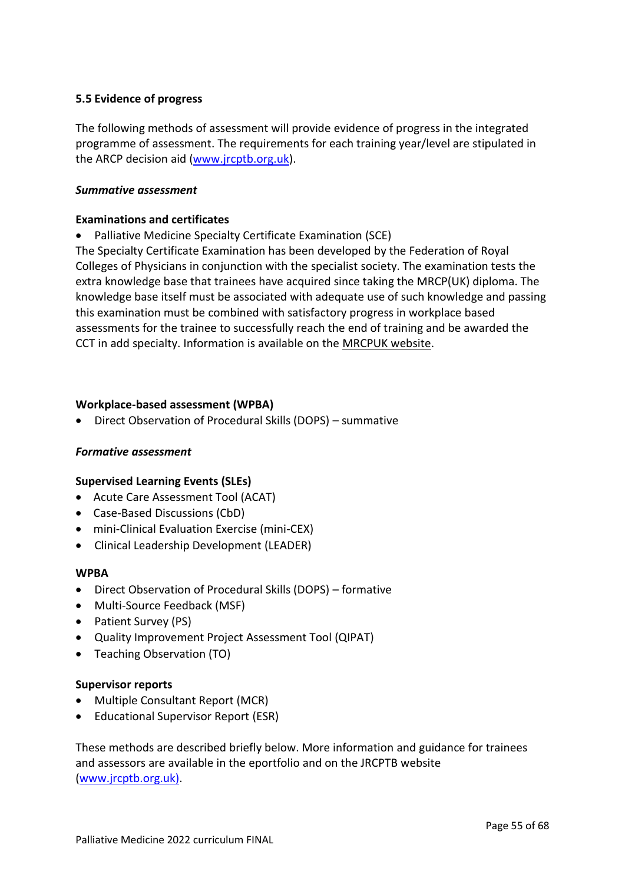### 5.5 Evidence of progress

The following methods of assessment will provide evidence of progress in the integrated programme of assessment. The requirements for each training year/level are stipulated in the ARCP decision aid ([www.jrcptb.org.uk](www.jrcptb.org.uk)).

***Summative assessment***

**Examinations and certificates**

- Palliative Medicine Specialty Certificate Examination (SCE)

The Specialty Certificate Examination has been developed by the Federation of Royal Colleges of Physicians in conjunction with the specialist society. The examination tests the extra knowledge base that trainees have acquired since taking the MRCP(UK) diploma. The knowledge base itself must be associated with adequate use of such knowledge and passing this examination must be combined with satisfactory progress in workplace based assessments for the trainee to successfully reach the end of training and be awarded the CCT in add specialty. Information is available on the MRCPUK website.

**Workplace-based assessment (WPBA)**

- Direct Observation of Procedural Skills (DOPS) – summative

***Formative assessment***

**Supervised Learning Events (SLEs)**

- Acute Care Assessment Tool (ACAT)
- Case-Based Discussions (CbD)
- mini-Clinical Evaluation Exercise (mini-CEX)
- Clinical Leadership Development (LEADER)

**WPBA**

- Direct Observation of Procedural Skills (DOPS) – formative
- Multi-Source Feedback (MSF)
- Patient Survey (PS)
- Quality Improvement Project Assessment Tool (QIPAT)
- Teaching Observation (TO)

**Supervisor reports**

- Multiple Consultant Report (MCR)
- Educational Supervisor Report (ESR)

These methods are described briefly below. More information and guidance for trainees and assessors are available in the eportfolio and on the JRCPTB website ([www.jrcptb.org.uk](www.jrcptb.org.uk)).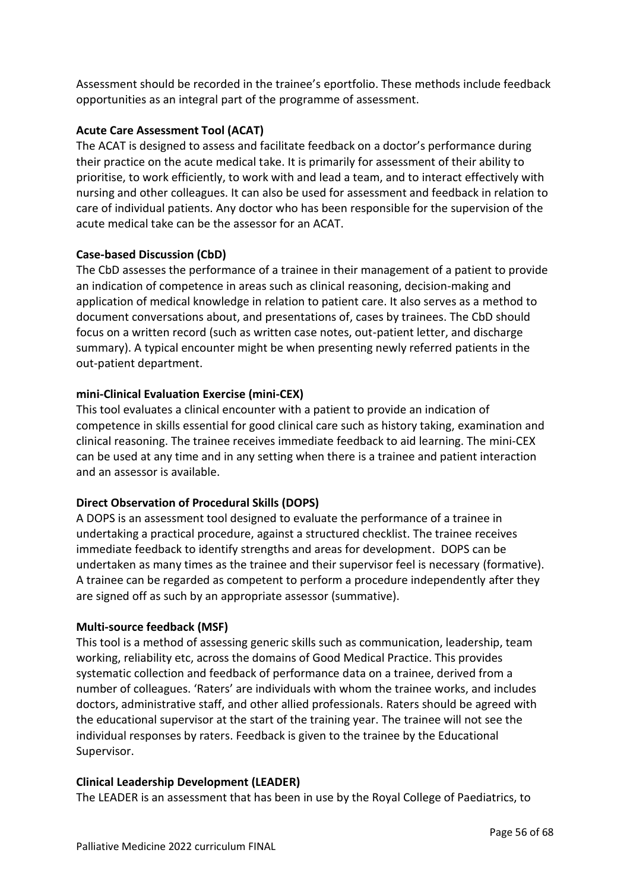Assessment should be recorded in the trainee's eportfolio. These methods include feedback opportunities as an integral part of the programme of assessment.

**Acute Care Assessment Tool (ACAT)**

The ACAT is designed to assess and facilitate feedback on a doctor's performance during their practice on the acute medical take. It is primarily for assessment of their ability to prioritise, to work efficiently, to work with and lead a team, and to interact effectively with nursing and other colleagues. It can also be used for assessment and feedback in relation to care of individual patients. Any doctor who has been responsible for the supervision of the acute medical take can be the assessor for an ACAT.

**Case-based Discussion (CbD)**

The CbD assesses the performance of a trainee in their management of a patient to provide an indication of competence in areas such as clinical reasoning, decision-making and application of medical knowledge in relation to patient care. It also serves as a method to document conversations about, and presentations of, cases by trainees. The CbD should focus on a written record (such as written case notes, out-patient letter, and discharge summary). A typical encounter might be when presenting newly referred patients in the out-patient department.

**mini-Clinical Evaluation Exercise (mini-CEX)**

This tool evaluates a clinical encounter with a patient to provide an indication of competence in skills essential for good clinical care such as history taking, examination and clinical reasoning. The trainee receives immediate feedback to aid learning. The mini-CEX can be used at any time and in any setting when there is a trainee and patient interaction and an assessor is available.

**Direct Observation of Procedural Skills (DOPS)**

A DOPS is an assessment tool designed to evaluate the performance of a trainee in undertaking a practical procedure, against a structured checklist. The trainee receives immediate feedback to identify strengths and areas for development. DOPS can be undertaken as many times as the trainee and their supervisor feel is necessary (formative). A trainee can be regarded as competent to perform a procedure independently after they are signed off as such by an appropriate assessor (summative).

**Multi-source feedback (MSF)**

This tool is a method of assessing generic skills such as communication, leadership, team working, reliability etc, across the domains of Good Medical Practice. This provides systematic collection and feedback of performance data on a trainee, derived from a number of colleagues. 'Raters' are individuals with whom the trainee works, and includes doctors, administrative staff, and other allied professionals. Raters should be agreed with the educational supervisor at the start of the training year. The trainee will not see the individual responses by raters. Feedback is given to the trainee by the Educational Supervisor.

**Clinical Leadership Development (LEADER)**

The LEADER is an assessment that has been in use by the Royal College of Paediatrics, to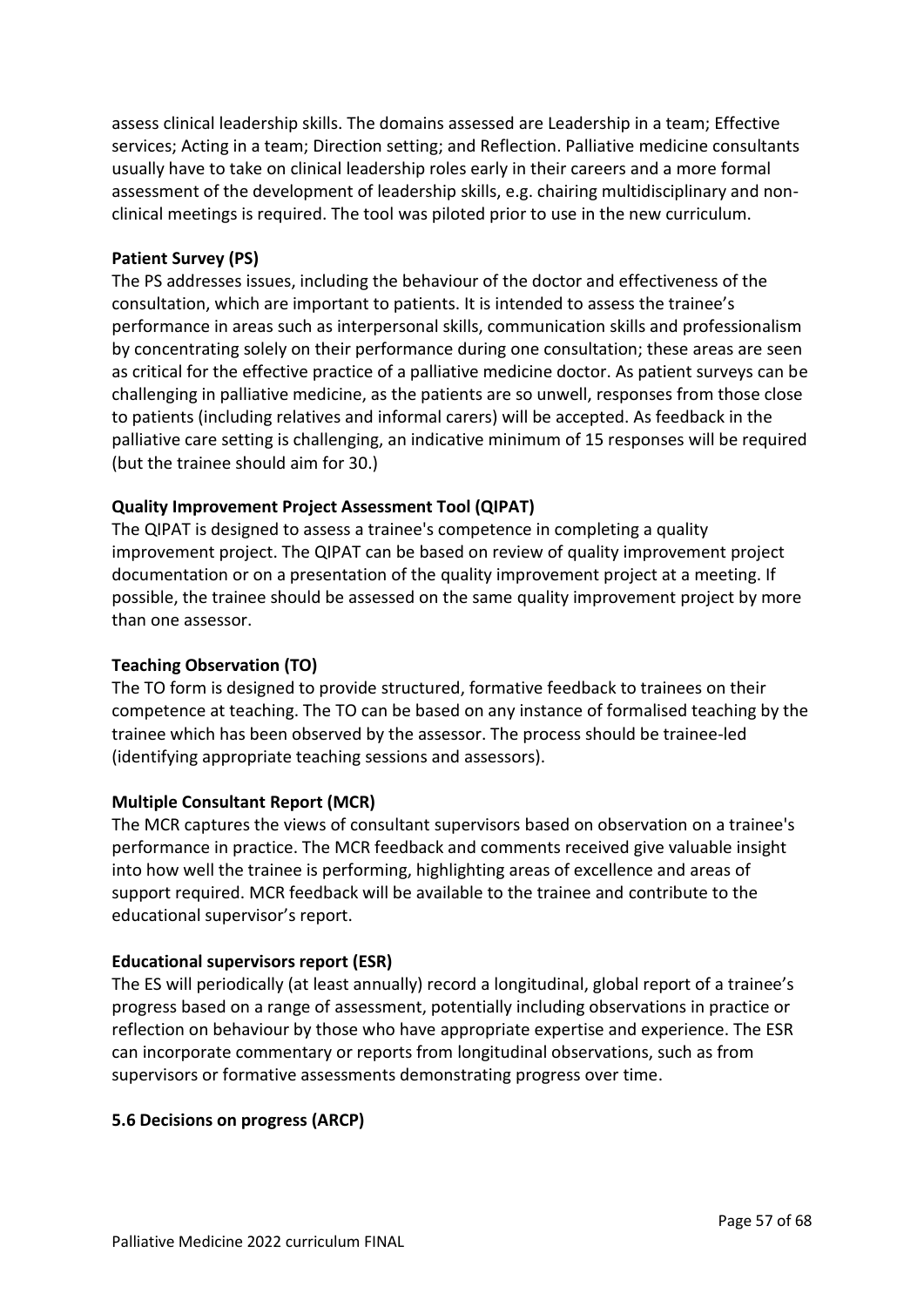assess clinical leadership skills. The domains assessed are Leadership in a team; Effective services; Acting in a team; Direction setting; and Reflection. Palliative medicine consultants usually have to take on clinical leadership roles early in their careers and a more formal assessment of the development of leadership skills, e.g. chairing multidisciplinary and non-clinical meetings is required. The tool was piloted prior to use in the new curriculum.

**Patient Survey (PS)**

The PS addresses issues, including the behaviour of the doctor and effectiveness of the consultation, which are important to patients. It is intended to assess the trainee's performance in areas such as interpersonal skills, communication skills and professionalism by concentrating solely on their performance during one consultation; these areas are seen as critical for the effective practice of a palliative medicine doctor. As patient surveys can be challenging in palliative medicine, as the patients are so unwell, responses from those close to patients (including relatives and informal carers) will be accepted. As feedback in the palliative care setting is challenging, an indicative minimum of 15 responses will be required (but the trainee should aim for 30.)

**Quality Improvement Project Assessment Tool (QIPAT)**

The QIPAT is designed to assess a trainee's competence in completing a quality improvement project. The QIPAT can be based on review of quality improvement project documentation or on a presentation of the quality improvement project at a meeting. If possible, the trainee should be assessed on the same quality improvement project by more than one assessor.

**Teaching Observation (TO)**

The TO form is designed to provide structured, formative feedback to trainees on their competence at teaching. The TO can be based on any instance of formalised teaching by the trainee which has been observed by the assessor. The process should be trainee-led (identifying appropriate teaching sessions and assessors).

**Multiple Consultant Report (MCR)**

The MCR captures the views of consultant supervisors based on observation on a trainee's performance in practice. The MCR feedback and comments received give valuable insight into how well the trainee is performing, highlighting areas of excellence and areas of support required. MCR feedback will be available to the trainee and contribute to the educational supervisor's report.

**Educational supervisors report (ESR)**

The ES will periodically (at least annually) record a longitudinal, global report of a trainee's progress based on a range of assessment, potentially including observations in practice or reflection on behaviour by those who have appropriate expertise and experience. The ESR can incorporate commentary or reports from longitudinal observations, such as from supervisors or formative assessments demonstrating progress over time.

### 5.6 Decisions on progress (ARCP)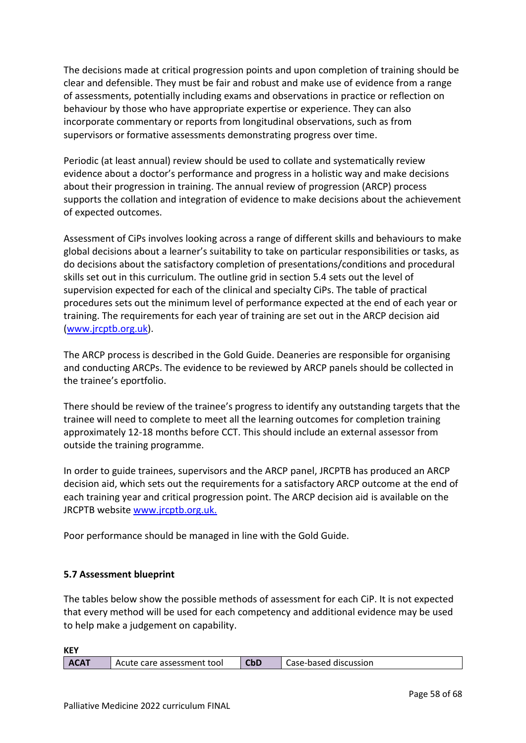The decisions made at critical progression points and upon completion of training should be clear and defensible. They must be fair and robust and make use of evidence from a range of assessments, potentially including exams and observations in practice or reflection on behaviour by those who have appropriate expertise or experience. They can also incorporate commentary or reports from longitudinal observations, such as from supervisors or formative assessments demonstrating progress over time.

Periodic (at least annual) review should be used to collate and systematically review evidence about a doctor's performance and progress in a holistic way and make decisions about their progression in training. The annual review of progression (ARCP) process supports the collation and integration of evidence to make decisions about the achievement of expected outcomes.

Assessment of CiPs involves looking across a range of different skills and behaviours to make global decisions about a learner's suitability to take on particular responsibilities or tasks, as do decisions about the satisfactory completion of presentations/conditions and procedural skills set out in this curriculum. The outline grid in section 5.4 sets out the level of supervision expected for each of the clinical and specialty CiPs. The table of practical procedures sets out the minimum level of performance expected at the end of each year or training. The requirements for each year of training are set out in the ARCP decision aid (www.jrcptb.org.uk).

The ARCP process is described in the Gold Guide. Deaneries are responsible for organising and conducting ARCPs. The evidence to be reviewed by ARCP panels should be collected in the trainee's eportfolio.

There should be review of the trainee's progress to identify any outstanding targets that the trainee will need to complete to meet all the learning outcomes for completion training approximately 12-18 months before CCT. This should include an external assessor from outside the training programme.

In order to guide trainees, supervisors and the ARCP panel, JRCPTB has produced an ARCP decision aid, which sets out the requirements for a satisfactory ARCP outcome at the end of each training year and critical progression point. The ARCP decision aid is available on the JRCPTB website www.jrcptb.org.uk.

Poor performance should be managed in line with the Gold Guide.

### 5.7 Assessment blueprint

The tables below show the possible methods of assessment for each CiP. It is not expected that every method will be used for each competency and additional evidence may be used to help make a judgement on capability.

**KEY**

| **ACAT** | Acute care assessment tool | **CbD** | Case-based discussion |
|---|---|---|---|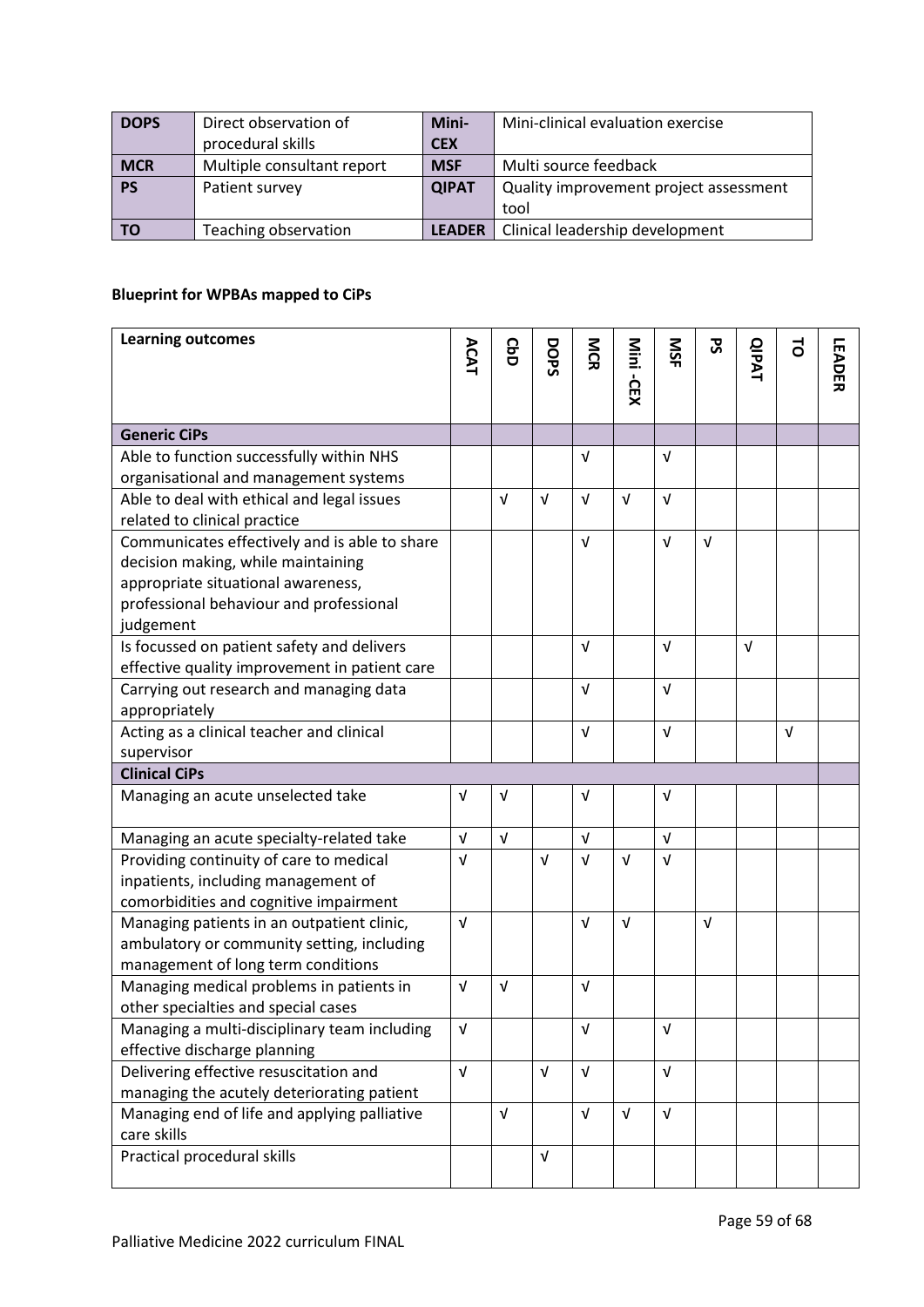| **DOPS** | Direct observation of procedural skills | **Mini-CEX** | Mini-clinical evaluation exercise |
|---|---|---|---|
| **MCR** | Multiple consultant report | **MSF** | Multi source feedback |
| **PS** | Patient survey | **QIPAT** | Quality improvement project assessment tool |
| **TO** | Teaching observation | **LEADER** | Clinical leadership development |

**Blueprint for WPBAs mapped to CiPs**

| **Learning outcomes** | **ACAT** | **CbD** | **DOPS** | **MCR** | **Mini -CEX** | **MSF** | **PS** | **QIPAT** | **TO** | **LEADER** |
|---|---|---|---|---|---|---|---|---|---|---|
| **Generic CiPs** | | | | | | | | | | |
| Able to function successfully within NHS organisational and management systems | | | | √ | | √ | | | | |
| Able to deal with ethical and legal issues related to clinical practice | | √ | √ | √ | √ | √ | | | | |
| Communicates effectively and is able to share decision making, while maintaining appropriate situational awareness, professional behaviour and professional judgement | | | | √ | | √ | √ | | | |
| Is focussed on patient safety and delivers effective quality improvement in patient care | | | | √ | | √ | | √ | | |
| Carrying out research and managing data appropriately | | | | √ | | √ | | | | |
| Acting as a clinical teacher and clinical supervisor | | | | √ | | √ | | | √ | |
| **Clinical CiPs** | | | | | | | | | | |
| Managing an acute unselected take | √ | √ | | √ | | √ | | | | |
| Managing an acute specialty-related take | √ | √ | | √ | | √ | | | | |
| Providing continuity of care to medical inpatients, including management of comorbidities and cognitive impairment | √ | | √ | √ | √ | √ | | | | |
| Managing patients in an outpatient clinic, ambulatory or community setting, including management of long term conditions | √ | | | √ | √ | | √ | | | |
| Managing medical problems in patients in other specialties and special cases | √ | √ | | √ | | | | | | |
| Managing a multi-disciplinary team including effective discharge planning | √ | | | √ | | √ | | | | |
| Delivering effective resuscitation and managing the acutely deteriorating patient | √ | | √ | √ | | √ | | | | |
| Managing end of life and applying palliative care skills | | √ | | √ | √ | √ | | | | |
| Practical procedural skills | | | √ | | | | | | | |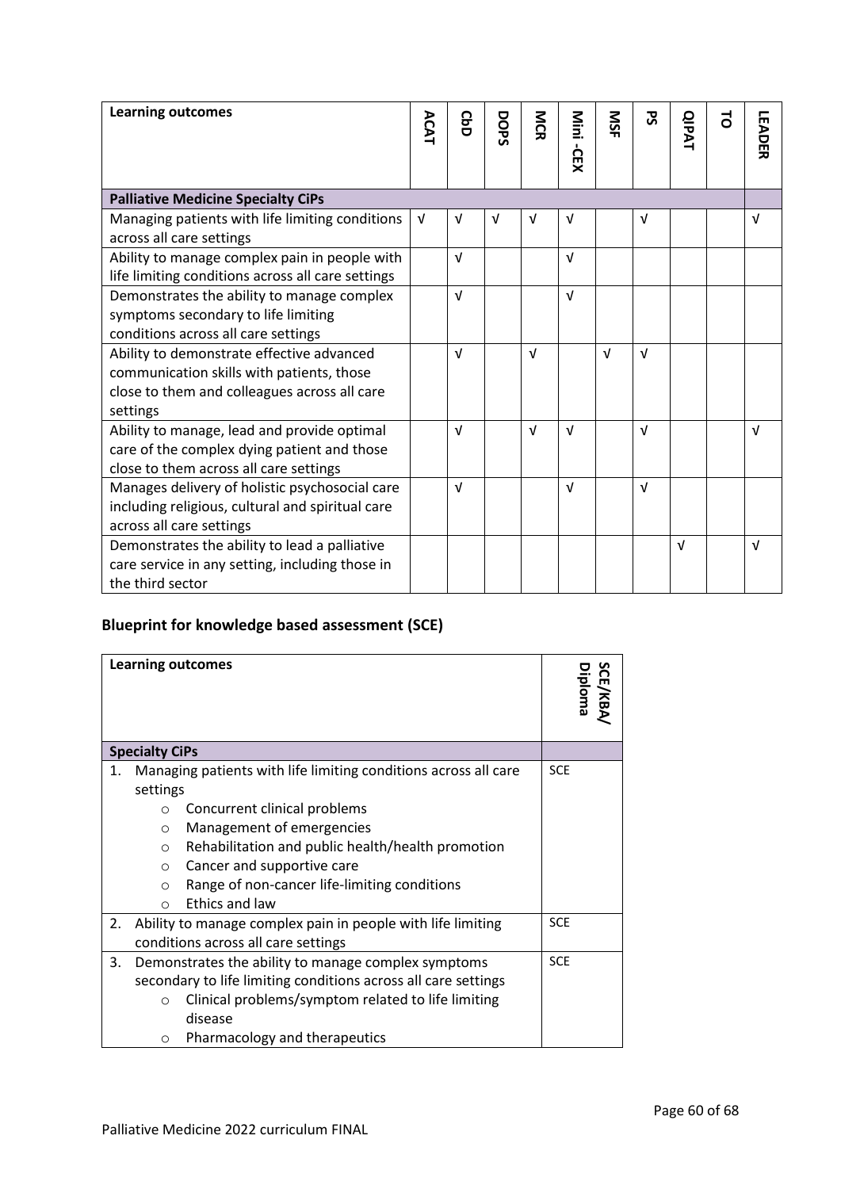| Learning outcomes | ACAT | CbD | DOPS | MCR | Mini -CEX | MSF | PS | QIPAT | TO | LEADER |
|---|---|---|---|---|---|---|---|---|---|---|
| **Palliative Medicine Specialty CiPs** | | | | | | | | | | |
| Managing patients with life limiting conditions across all care settings | √ | √ | √ | √ | √ | | √ | | | √ |
| Ability to manage complex pain in people with life limiting conditions across all care settings | | √ | | | √ | | | | | |
| Demonstrates the ability to manage complex symptoms secondary to life limiting conditions across all care settings | | √ | | | √ | | | | | |
| Ability to demonstrate effective advanced communication skills with patients, those close to them and colleagues across all care settings | | √ | | √ | | √ | √ | | | |
| Ability to manage, lead and provide optimal care of the complex dying patient and those close to them across all care settings | | √ | | √ | √ | | √ | | | √ |
| Manages delivery of holistic psychosocial care including religious, cultural and spiritual care across all care settings | | √ | | | √ | | √ | | | |
| Demonstrates the ability to lead a palliative care service in any setting, including those in the third sector | | | | | | | | √ | | √ |

## Blueprint for knowledge based assessment (SCE)

| Learning outcomes | SCE/KBA/ Diploma |
|---|---|
| **Specialty CiPs** | |
| 1. Managing patients with life limiting conditions across all care settings<br>○ Concurrent clinical problems<br>○ Management of emergencies<br>○ Rehabilitation and public health/health promotion<br>○ Cancer and supportive care<br>○ Range of non-cancer life-limiting conditions<br>○ Ethics and law | SCE |
| 2. Ability to manage complex pain in people with life limiting conditions across all care settings | SCE |
| 3. Demonstrates the ability to manage complex symptoms secondary to life limiting conditions across all care settings<br>○ Clinical problems/symptom related to life limiting disease<br>○ Pharmacology and therapeutics | SCE |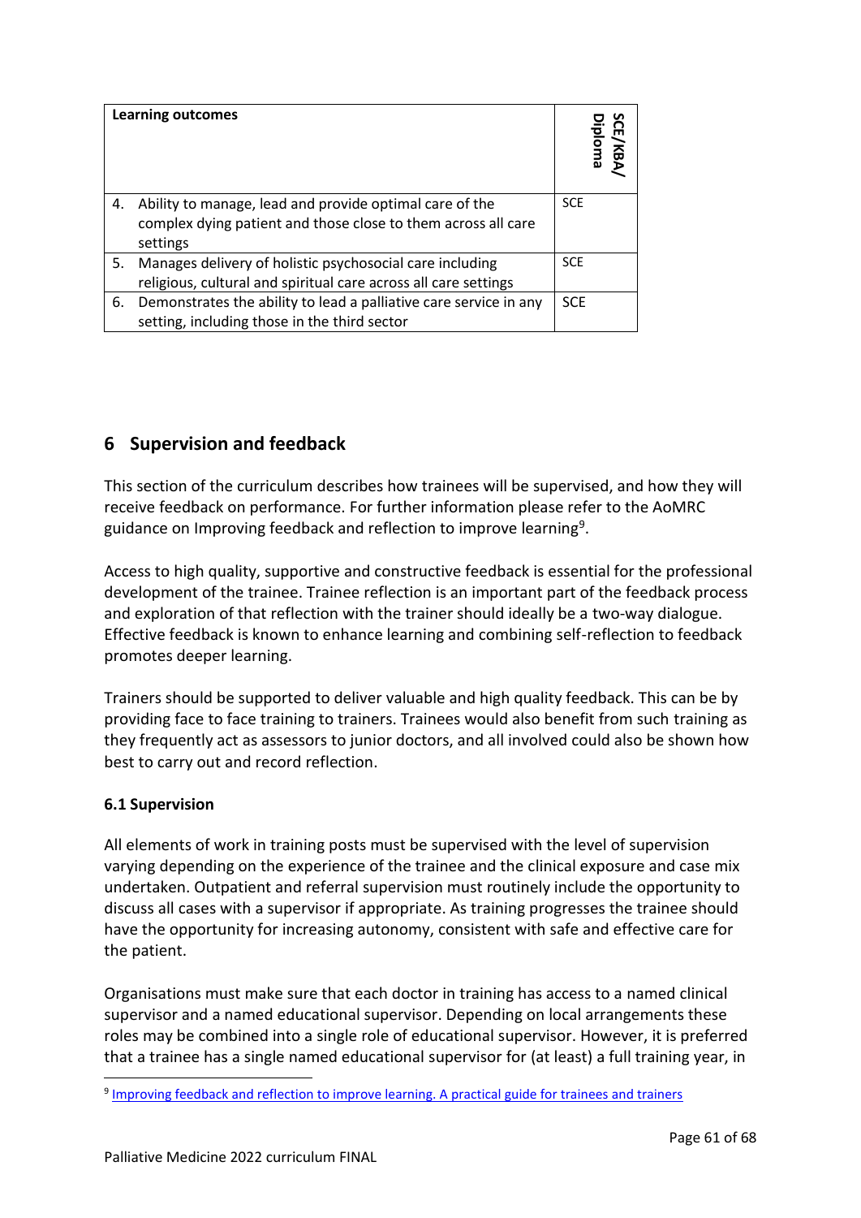| Learning outcomes | SCE/KBA/ Diploma |
|---|---|
| 4. Ability to manage, lead and provide optimal care of the complex dying patient and those close to them across all care settings | SCE |
| 5. Manages delivery of holistic psychosocial care including religious, cultural and spiritual care across all care settings | SCE |
| 6. Demonstrates the ability to lead a palliative care service in any setting, including those in the third sector | SCE |

## 6 Supervision and feedback

This section of the curriculum describes how trainees will be supervised, and how they will receive feedback on performance. For further information please refer to the AoMRC guidance on Improving feedback and reflection to improve learning[9].

Access to high quality, supportive and constructive feedback is essential for the professional development of the trainee. Trainee reflection is an important part of the feedback process and exploration of that reflection with the trainer should ideally be a two-way dialogue. Effective feedback is known to enhance learning and combining self-reflection to feedback promotes deeper learning.

Trainers should be supported to deliver valuable and high quality feedback. This can be by providing face to face training to trainers. Trainees would also benefit from such training as they frequently act as assessors to junior doctors, and all involved could also be shown how best to carry out and record reflection.

### 6.1 Supervision

All elements of work in training posts must be supervised with the level of supervision varying depending on the experience of the trainee and the clinical exposure and case mix undertaken. Outpatient and referral supervision must routinely include the opportunity to discuss all cases with a supervisor if appropriate. As training progresses the trainee should have the opportunity for increasing autonomy, consistent with safe and effective care for the patient.

Organisations must make sure that each doctor in training has access to a named clinical supervisor and a named educational supervisor. Depending on local arrangements these roles may be combined into a single role of educational supervisor. However, it is preferred that a trainee has a single named educational supervisor for (at least) a full training year, in

[9] Improving feedback and reflection to improve learning. A practical guide for trainees and trainers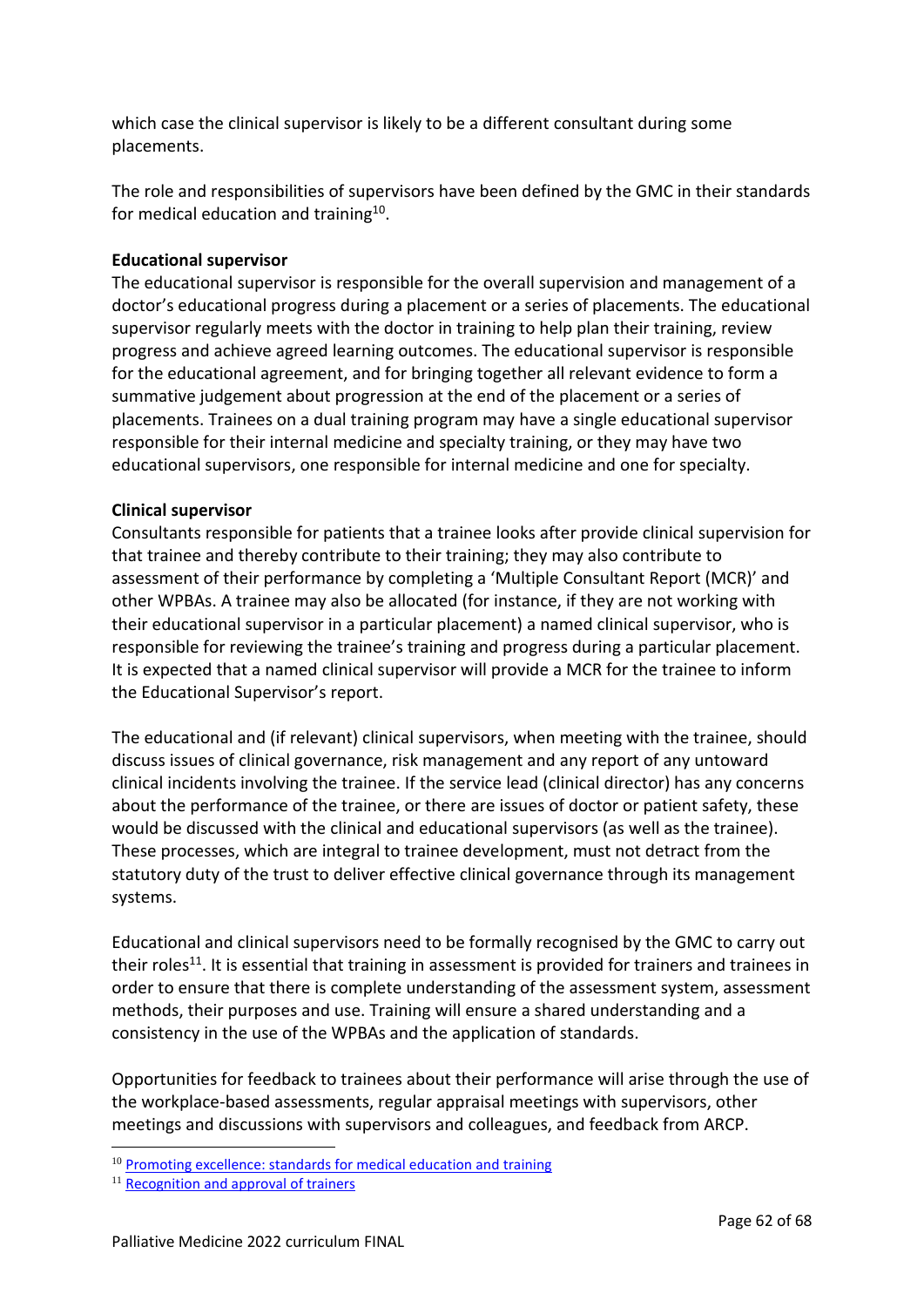which case the clinical supervisor is likely to be a different consultant during some placements.

The role and responsibilities of supervisors have been defined by the GMC in their standards for medical education and training[10].

**Educational supervisor**

The educational supervisor is responsible for the overall supervision and management of a doctor's educational progress during a placement or a series of placements. The educational supervisor regularly meets with the doctor in training to help plan their training, review progress and achieve agreed learning outcomes. The educational supervisor is responsible for the educational agreement, and for bringing together all relevant evidence to form a summative judgement about progression at the end of the placement or a series of placements. Trainees on a dual training program may have a single educational supervisor responsible for their internal medicine and specialty training, or they may have two educational supervisors, one responsible for internal medicine and one for specialty.

**Clinical supervisor**

Consultants responsible for patients that a trainee looks after provide clinical supervision for that trainee and thereby contribute to their training; they may also contribute to assessment of their performance by completing a 'Multiple Consultant Report (MCR)' and other WPBAs. A trainee may also be allocated (for instance, if they are not working with their educational supervisor in a particular placement) a named clinical supervisor, who is responsible for reviewing the trainee's training and progress during a particular placement. It is expected that a named clinical supervisor will provide a MCR for the trainee to inform the Educational Supervisor's report.

The educational and (if relevant) clinical supervisors, when meeting with the trainee, should discuss issues of clinical governance, risk management and any report of any untoward clinical incidents involving the trainee. If the service lead (clinical director) has any concerns about the performance of the trainee, or there are issues of doctor or patient safety, these would be discussed with the clinical and educational supervisors (as well as the trainee). These processes, which are integral to trainee development, must not detract from the statutory duty of the trust to deliver effective clinical governance through its management systems.

Educational and clinical supervisors need to be formally recognised by the GMC to carry out their roles[11]. It is essential that training in assessment is provided for trainers and trainees in order to ensure that there is complete understanding of the assessment system, assessment methods, their purposes and use. Training will ensure a shared understanding and a consistency in the use of the WPBAs and the application of standards.

Opportunities for feedback to trainees about their performance will arise through the use of the workplace-based assessments, regular appraisal meetings with supervisors, other meetings and discussions with supervisors and colleagues, and feedback from ARCP.

---

[10] Promoting excellence: standards for medical education and training

[11] Recognition and approval of trainers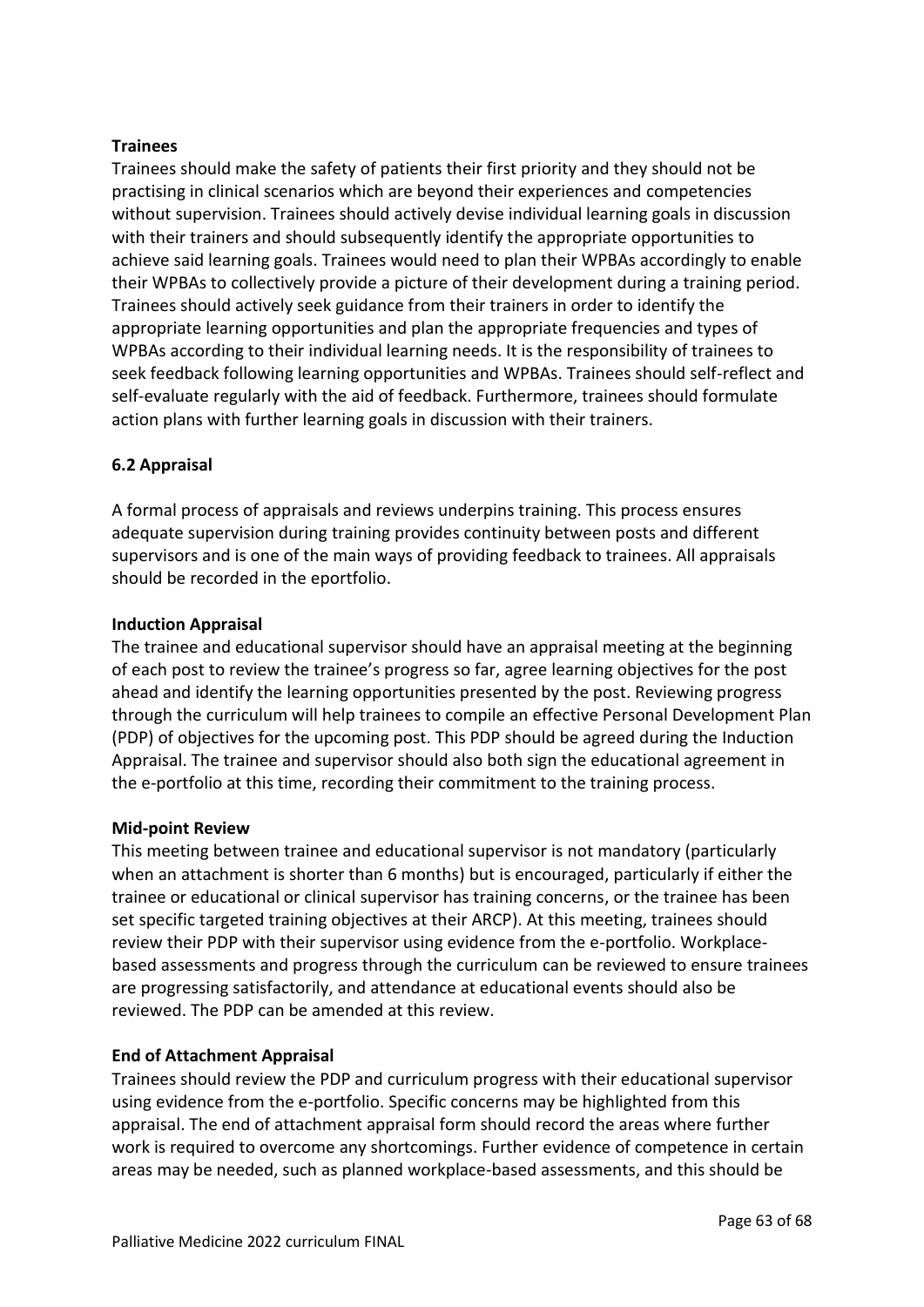**Trainees**

Trainees should make the safety of patients their first priority and they should not be practising in clinical scenarios which are beyond their experiences and competencies without supervision. Trainees should actively devise individual learning goals in discussion with their trainers and should subsequently identify the appropriate opportunities to achieve said learning goals. Trainees would need to plan their WPBAs accordingly to enable their WPBAs to collectively provide a picture of their development during a training period. Trainees should actively seek guidance from their trainers in order to identify the appropriate learning opportunities and plan the appropriate frequencies and types of WPBAs according to their individual learning needs. It is the responsibility of trainees to seek feedback following learning opportunities and WPBAs. Trainees should self-reflect and self-evaluate regularly with the aid of feedback. Furthermore, trainees should formulate action plans with further learning goals in discussion with their trainers.

### 6.2 Appraisal

A formal process of appraisals and reviews underpins training. This process ensures adequate supervision during training provides continuity between posts and different supervisors and is one of the main ways of providing feedback to trainees. All appraisals should be recorded in the eportfolio.

**Induction Appraisal**

The trainee and educational supervisor should have an appraisal meeting at the beginning of each post to review the trainee's progress so far, agree learning objectives for the post ahead and identify the learning opportunities presented by the post. Reviewing progress through the curriculum will help trainees to compile an effective Personal Development Plan (PDP) of objectives for the upcoming post. This PDP should be agreed during the Induction Appraisal. The trainee and supervisor should also both sign the educational agreement in the e-portfolio at this time, recording their commitment to the training process.

**Mid-point Review**

This meeting between trainee and educational supervisor is not mandatory (particularly when an attachment is shorter than 6 months) but is encouraged, particularly if either the trainee or educational or clinical supervisor has training concerns, or the trainee has been set specific targeted training objectives at their ARCP). At this meeting, trainees should review their PDP with their supervisor using evidence from the e-portfolio. Workplace-based assessments and progress through the curriculum can be reviewed to ensure trainees are progressing satisfactorily, and attendance at educational events should also be reviewed. The PDP can be amended at this review.

**End of Attachment Appraisal**

Trainees should review the PDP and curriculum progress with their educational supervisor using evidence from the e-portfolio. Specific concerns may be highlighted from this appraisal. The end of attachment appraisal form should record the areas where further work is required to overcome any shortcomings. Further evidence of competence in certain areas may be needed, such as planned workplace-based assessments, and this should be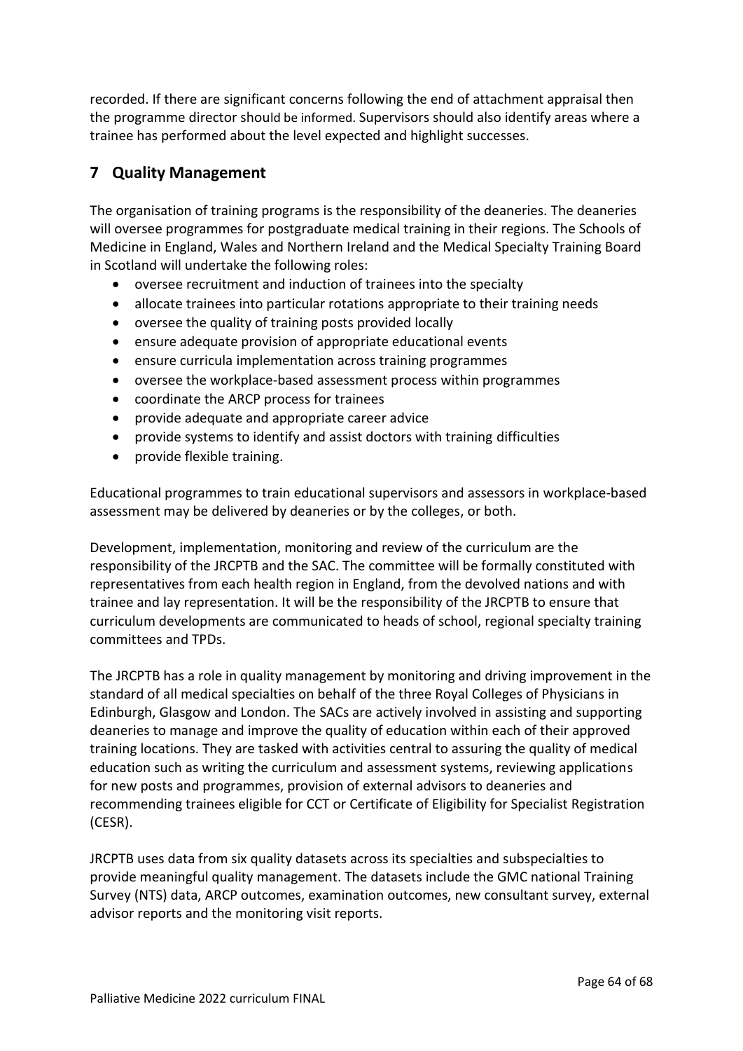recorded. If there are significant concerns following the end of attachment appraisal then the programme director should be informed. Supervisors should also identify areas where a trainee has performed about the level expected and highlight successes.

## 7 Quality Management

The organisation of training programs is the responsibility of the deaneries. The deaneries will oversee programmes for postgraduate medical training in their regions. The Schools of Medicine in England, Wales and Northern Ireland and the Medical Specialty Training Board in Scotland will undertake the following roles:

- oversee recruitment and induction of trainees into the specialty
- allocate trainees into particular rotations appropriate to their training needs
- oversee the quality of training posts provided locally
- ensure adequate provision of appropriate educational events
- ensure curricula implementation across training programmes
- oversee the workplace-based assessment process within programmes
- coordinate the ARCP process for trainees
- provide adequate and appropriate career advice
- provide systems to identify and assist doctors with training difficulties
- provide flexible training.

Educational programmes to train educational supervisors and assessors in workplace-based assessment may be delivered by deaneries or by the colleges, or both.

Development, implementation, monitoring and review of the curriculum are the responsibility of the JRCPTB and the SAC. The committee will be formally constituted with representatives from each health region in England, from the devolved nations and with trainee and lay representation. It will be the responsibility of the JRCPTB to ensure that curriculum developments are communicated to heads of school, regional specialty training committees and TPDs.

The JRCPTB has a role in quality management by monitoring and driving improvement in the standard of all medical specialties on behalf of the three Royal Colleges of Physicians in Edinburgh, Glasgow and London. The SACs are actively involved in assisting and supporting deaneries to manage and improve the quality of education within each of their approved training locations. They are tasked with activities central to assuring the quality of medical education such as writing the curriculum and assessment systems, reviewing applications for new posts and programmes, provision of external advisors to deaneries and recommending trainees eligible for CCT or Certificate of Eligibility for Specialist Registration (CESR).

JRCPTB uses data from six quality datasets across its specialties and subspecialties to provide meaningful quality management. The datasets include the GMC national Training Survey (NTS) data, ARCP outcomes, examination outcomes, new consultant survey, external advisor reports and the monitoring visit reports.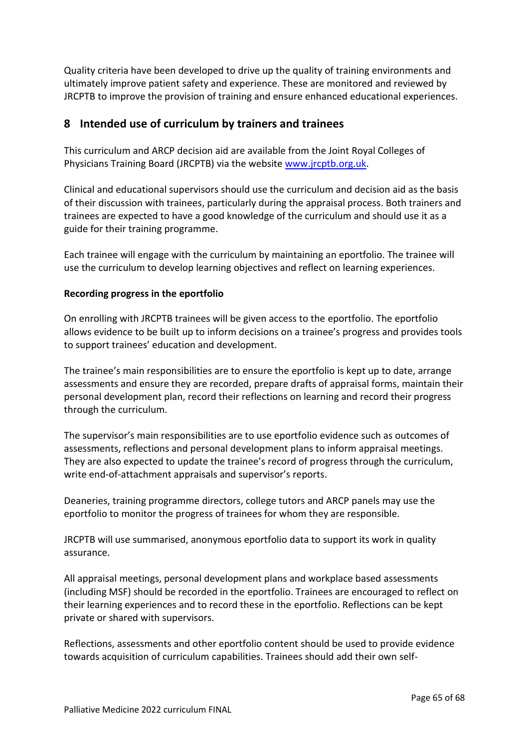Quality criteria have been developed to drive up the quality of training environments and ultimately improve patient safety and experience. These are monitored and reviewed by JRCPTB to improve the provision of training and ensure enhanced educational experiences.

## 8 Intended use of curriculum by trainers and trainees

This curriculum and ARCP decision aid are available from the Joint Royal Colleges of Physicians Training Board (JRCPTB) via the website [www.jrcptb.org.uk](http://www.jrcptb.org.uk).

Clinical and educational supervisors should use the curriculum and decision aid as the basis of their discussion with trainees, particularly during the appraisal process. Both trainers and trainees are expected to have a good knowledge of the curriculum and should use it as a guide for their training programme.

Each trainee will engage with the curriculum by maintaining an eportfolio. The trainee will use the curriculum to develop learning objectives and reflect on learning experiences.

**Recording progress in the eportfolio**

On enrolling with JRCPTB trainees will be given access to the eportfolio. The eportfolio allows evidence to be built up to inform decisions on a trainee's progress and provides tools to support trainees' education and development.

The trainee's main responsibilities are to ensure the eportfolio is kept up to date, arrange assessments and ensure they are recorded, prepare drafts of appraisal forms, maintain their personal development plan, record their reflections on learning and record their progress through the curriculum.

The supervisor's main responsibilities are to use eportfolio evidence such as outcomes of assessments, reflections and personal development plans to inform appraisal meetings. They are also expected to update the trainee's record of progress through the curriculum, write end-of-attachment appraisals and supervisor's reports.

Deaneries, training programme directors, college tutors and ARCP panels may use the eportfolio to monitor the progress of trainees for whom they are responsible.

JRCPTB will use summarised, anonymous eportfolio data to support its work in quality assurance.

All appraisal meetings, personal development plans and workplace based assessments (including MSF) should be recorded in the eportfolio. Trainees are encouraged to reflect on their learning experiences and to record these in the eportfolio. Reflections can be kept private or shared with supervisors.

Reflections, assessments and other eportfolio content should be used to provide evidence towards acquisition of curriculum capabilities. Trainees should add their own self-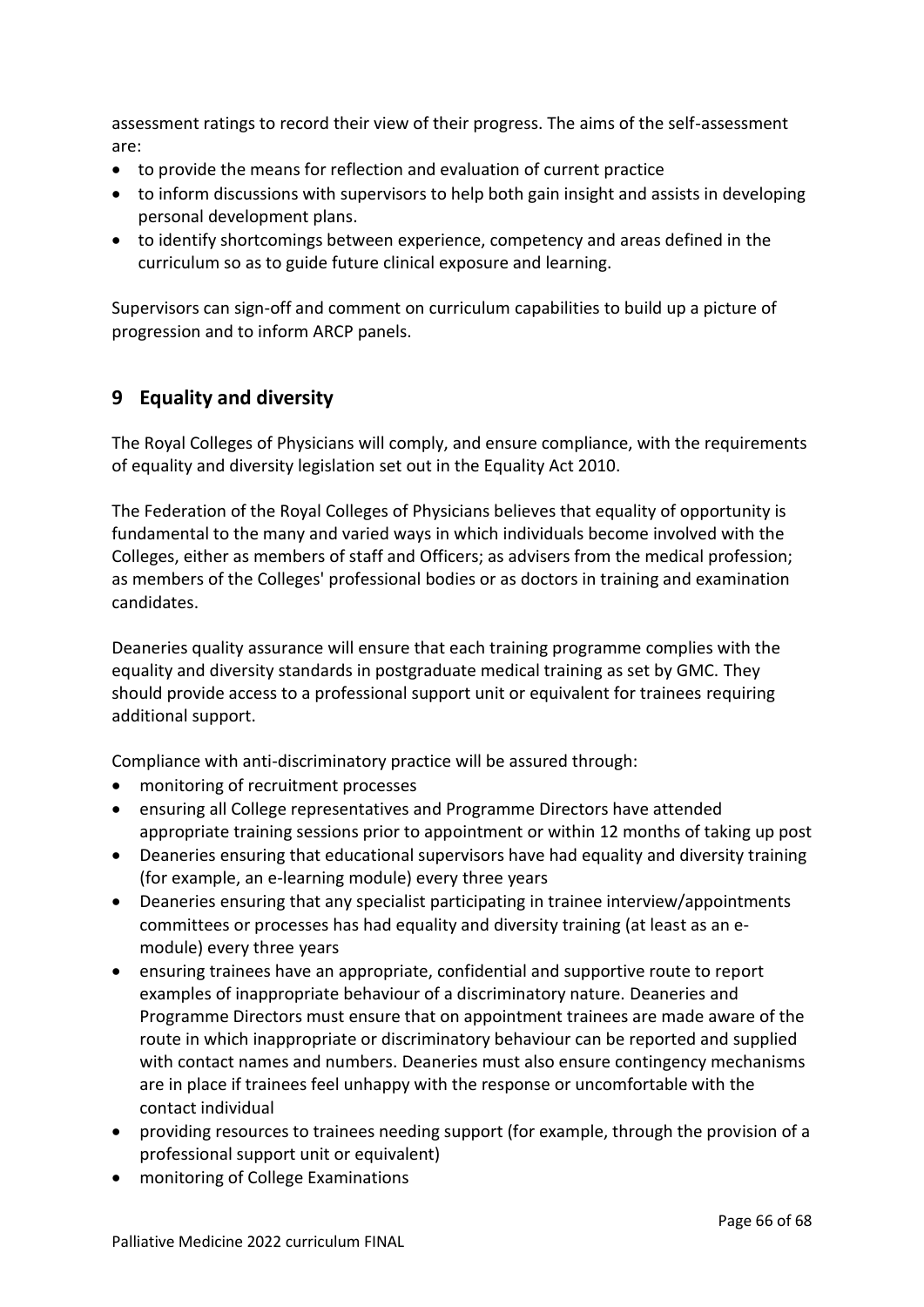assessment ratings to record their view of their progress. The aims of the self-assessment are:

- to provide the means for reflection and evaluation of current practice
- to inform discussions with supervisors to help both gain insight and assists in developing personal development plans.
- to identify shortcomings between experience, competency and areas defined in the curriculum so as to guide future clinical exposure and learning.

Supervisors can sign-off and comment on curriculum capabilities to build up a picture of progression and to inform ARCP panels.

## 9 Equality and diversity

The Royal Colleges of Physicians will comply, and ensure compliance, with the requirements of equality and diversity legislation set out in the Equality Act 2010.

The Federation of the Royal Colleges of Physicians believes that equality of opportunity is fundamental to the many and varied ways in which individuals become involved with the Colleges, either as members of staff and Officers; as advisers from the medical profession; as members of the Colleges' professional bodies or as doctors in training and examination candidates.

Deaneries quality assurance will ensure that each training programme complies with the equality and diversity standards in postgraduate medical training as set by GMC. They should provide access to a professional support unit or equivalent for trainees requiring additional support.

Compliance with anti-discriminatory practice will be assured through:

- monitoring of recruitment processes
- ensuring all College representatives and Programme Directors have attended appropriate training sessions prior to appointment or within 12 months of taking up post
- Deaneries ensuring that educational supervisors have had equality and diversity training (for example, an e-learning module) every three years
- Deaneries ensuring that any specialist participating in trainee interview/appointments committees or processes has had equality and diversity training (at least as an e-module) every three years
- ensuring trainees have an appropriate, confidential and supportive route to report examples of inappropriate behaviour of a discriminatory nature. Deaneries and Programme Directors must ensure that on appointment trainees are made aware of the route in which inappropriate or discriminatory behaviour can be reported and supplied with contact names and numbers. Deaneries must also ensure contingency mechanisms are in place if trainees feel unhappy with the response or uncomfortable with the contact individual
- providing resources to trainees needing support (for example, through the provision of a professional support unit or equivalent)
- monitoring of College Examinations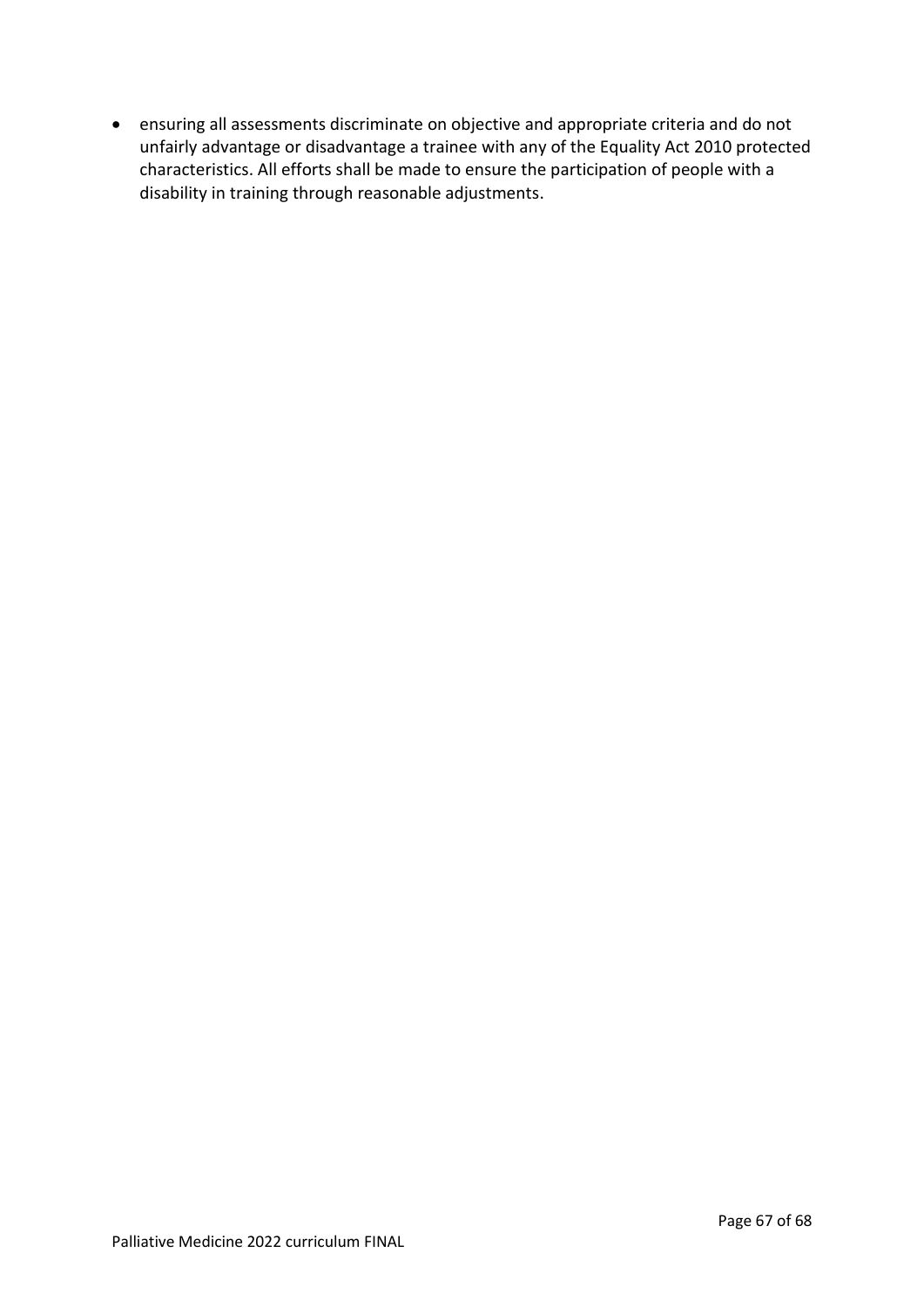- ensuring all assessments discriminate on objective and appropriate criteria and do not unfairly advantage or disadvantage a trainee with any of the Equality Act 2010 protected characteristics. All efforts shall be made to ensure the participation of people with a disability in training through reasonable adjustments.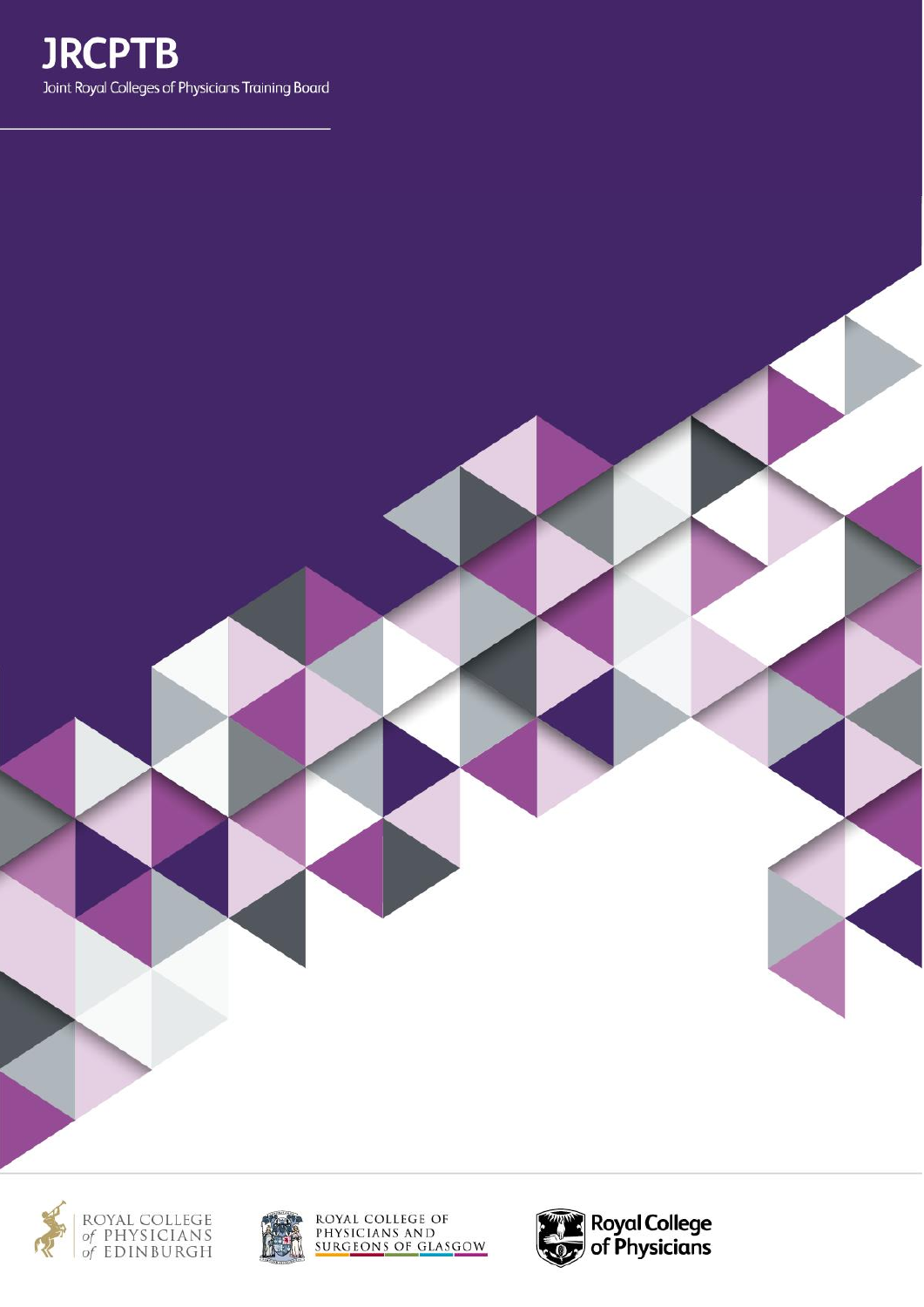# JRCPTB

Joint Royal Colleges of Physicians Training Board

ROYAL COLLEGE of PHYSICIANS of EDINBURGH

ROYAL COLLEGE OF PHYSICIANS AND SURGEONS OF GLASGOW

Royal College of Physicians